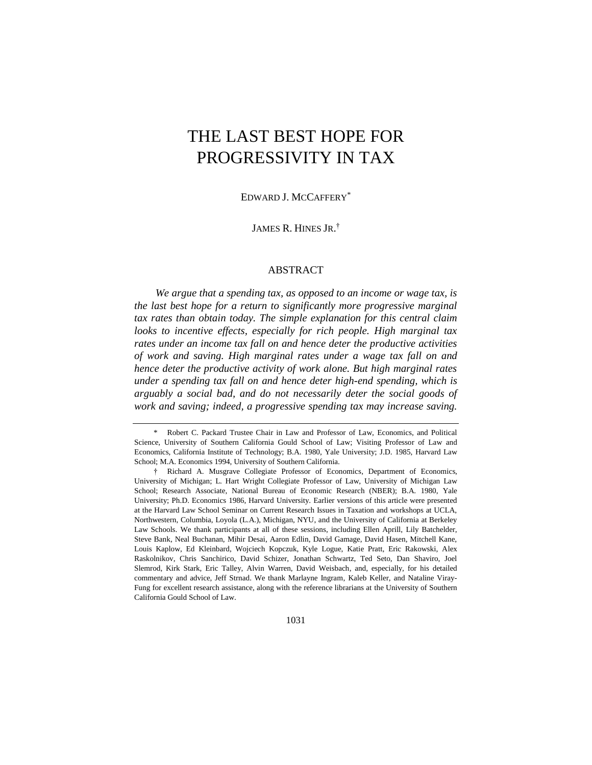# THE LAST BEST HOPE FOR PROGRESSIVITY IN TAX

EDWARD J. MCCAFFERY*

JAMES R. HINES JR.†

## ABSTRACT

*We argue that a spending tax, as opposed to an income or wage tax, is the last best hope for a return to significantly more progressive marginal tax rates than obtain today. The simple explanation for this central claim looks to incentive effects, especially for rich people. High marginal tax rates under an income tax fall on and hence deter the productive activities of work and saving. High marginal rates under a wage tax fall on and hence deter the productive activity of work alone. But high marginal rates under a spending tax fall on and hence deter high-end spending, which is arguably a social bad, and do not necessarily deter the social goods of work and saving; indeed, a progressive spending tax may increase saving.*

---

\* Robert C. Packard Trustee Chair in Law and Professor of Law, Economics, and Political Science, University of Southern California Gould School of Law; Visiting Professor of Law and Economics, California Institute of Technology; B.A. 1980, Yale University; J.D. 1985, Harvard Law School; M.A. Economics 1994, University of Southern California.

† Richard A. Musgrave Collegiate Professor of Economics, Department of Economics, University of Michigan; L. Hart Wright Collegiate Professor of Law, University of Michigan Law School; Research Associate, National Bureau of Economic Research (NBER); B.A. 1980, Yale University; Ph.D. Economics 1986, Harvard University. Earlier versions of this article were presented at the Harvard Law School Seminar on Current Research Issues in Taxation and workshops at UCLA, Northwestern, Columbia, Loyola (L.A.), Michigan, NYU, and the University of California at Berkeley Law Schools. We thank participants at all of these sessions, including Ellen Aprill, Lily Batchelder, Steve Bank, Neal Buchanan, Mihir Desai, Aaron Edlin, David Gamage, David Hasen, Mitchell Kane, Louis Kaplow, Ed Kleinbard, Wojciech Kopczuk, Kyle Logue, Katie Pratt, Eric Rakowski, Alex Raskolnikov, Chris Sanchirico, David Schizer, Jonathan Schwartz, Ted Seto, Dan Shaviro, Joel Slemrod, Kirk Stark, Eric Talley, Alvin Warren, David Weisbach, and, especially, for his detailed commentary and advice, Jeff Strnad. We thank Marlayne Ingram, Kaleb Keller, and Nataline Viray-Fung for excellent research assistance, along with the reference librarians at the University of Southern California Gould School of Law.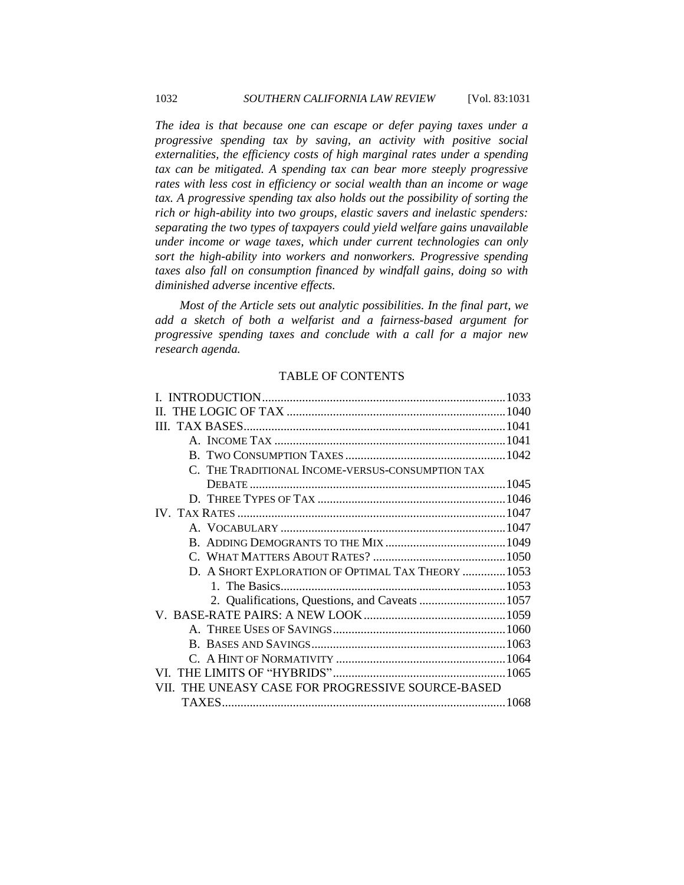*The idea is that because one can escape or defer paying taxes under a progressive spending tax by saving, an activity with positive social externalities, the efficiency costs of high marginal rates under a spending tax can be mitigated. A spending tax can bear more steeply progressive rates with less cost in efficiency or social wealth than an income or wage tax. A progressive spending tax also holds out the possibility of sorting the rich or high-ability into two groups, elastic savers and inelastic spenders: separating the two types of taxpayers could yield welfare gains unavailable under income or wage taxes, which under current technologies can only sort the high-ability into workers and nonworkers. Progressive spending taxes also fall on consumption financed by windfall gains, doing so with diminished adverse incentive effects.*

*Most of the Article sets out analytic possibilities. In the final part, we add a sketch of both a welfarist and a fairness-based argument for progressive spending taxes and conclude with a call for a major new research agenda.*

## TABLE OF CONTENTS

I. INTRODUCTION .......... 1033
II. THE LOGIC OF TAX .......... 1040
III. TAX BASES .......... 1041
  A. INCOME TAX .......... 1041
  B. TWO CONSUMPTION TAXES .......... 1042
  C. THE TRADITIONAL INCOME-VERSUS-CONSUMPTION TAX DEBATE .......... 1045
  D. THREE TYPES OF TAX .......... 1046
IV. TAX RATES .......... 1047
  A. VOCABULARY .......... 1047
  B. ADDING DEMOGRANTS TO THE MIX .......... 1049
  C. WHAT MATTERS ABOUT RATES? .......... 1050
  D. A SHORT EXPLORATION OF OPTIMAL TAX THEORY .......... 1053
    1. The Basics .......... 1053
    2. Qualifications, Questions, and Caveats .......... 1057
V. BASE-RATE PAIRS: A NEW LOOK .......... 1059
  A. THREE USES OF SAVINGS .......... 1060
  B. BASES AND SAVINGS .......... 1063
  C. A HINT OF NORMATIVITY .......... 1064
VI. THE LIMITS OF "HYBRIDS" .......... 1065
VII. THE UNEASY CASE FOR PROGRESSIVE SOURCE-BASED TAXES .......... 1068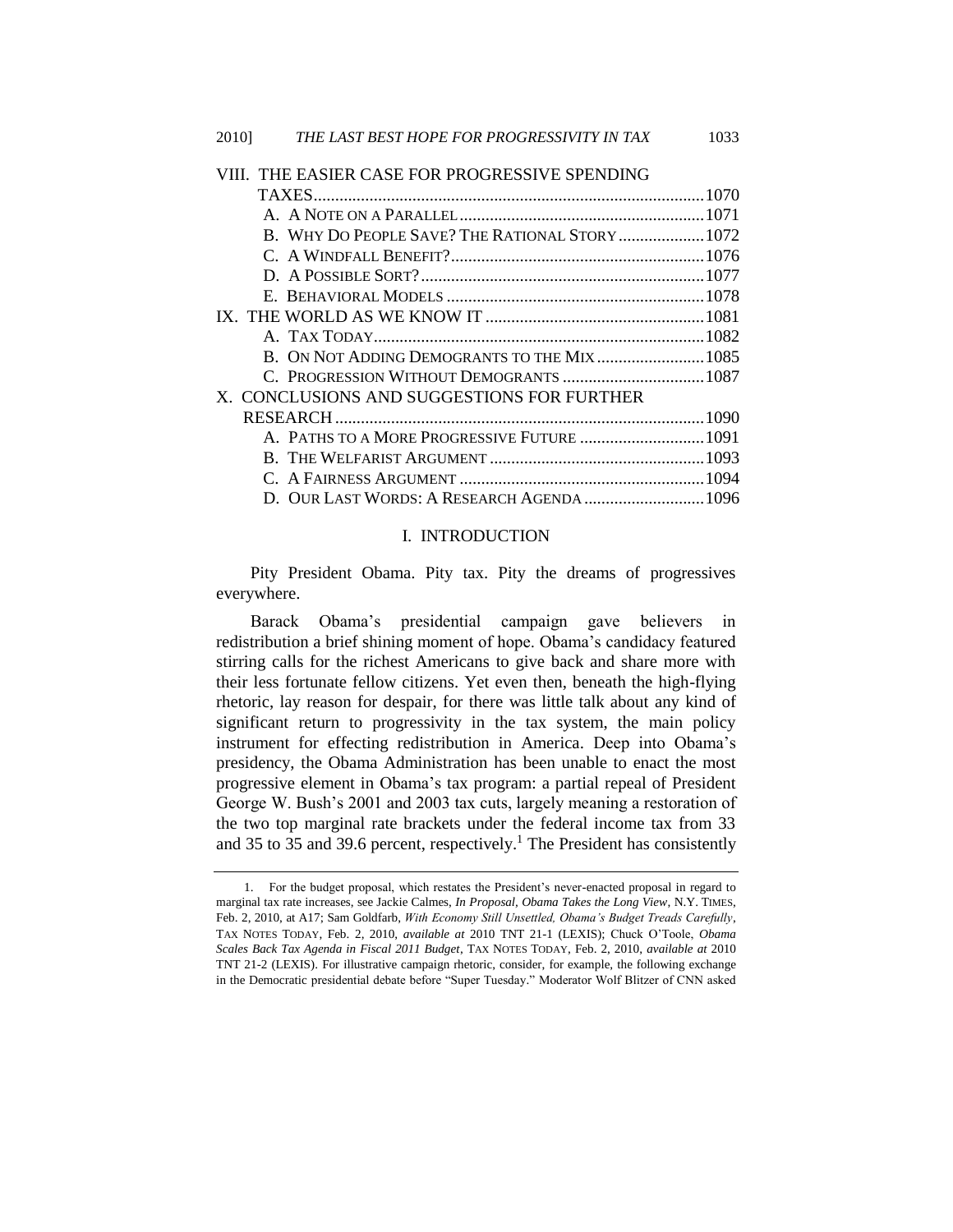VIII. THE EASIER CASE FOR PROGRESSIVE SPENDING TAXES .......................................................................................... 1070
- A. A NOTE ON A PARALLEL ......................................................... 1071
- B. WHY DO PEOPLE SAVE? THE RATIONAL STORY .................... 1072
- C. A WINDFALL BENEFIT? ........................................................... 1076
- D. A POSSIBLE SORT? .................................................................. 1077
- E. BEHAVIORAL MODELS ............................................................ 1078

IX. THE WORLD AS WE KNOW IT ................................................... 1081
- A. TAX TODAY ............................................................................. 1082
- B. ON NOT ADDING DEMOGRANTS TO THE MIX ......................... 1085
- C. PROGRESSION WITHOUT DEMOGRANTS ................................. 1087

X. CONCLUSIONS AND SUGGESTIONS FOR FURTHER RESEARCH ...................................................................................... 1090
- A. PATHS TO A MORE PROGRESSIVE FUTURE ............................. 1091
- B. THE WELFARIST ARGUMENT .................................................. 1093
- C. A FAIRNESS ARGUMENT ......................................................... 1094
- D. OUR LAST WORDS: A RESEARCH AGENDA ............................ 1096

## I. INTRODUCTION

Pity President Obama. Pity tax. Pity the dreams of progressives everywhere.

Barack Obama's presidential campaign gave believers in redistribution a brief shining moment of hope. Obama's candidacy featured stirring calls for the richest Americans to give back and share more with their less fortunate fellow citizens. Yet even then, beneath the high-flying rhetoric, lay reason for despair, for there was little talk about any kind of significant return to progressivity in the tax system, the main policy instrument for effecting redistribution in America. Deep into Obama's presidency, the Obama Administration has been unable to enact the most progressive element in Obama's tax program: a partial repeal of President George W. Bush's 2001 and 2003 tax cuts, largely meaning a restoration of the two top marginal rate brackets under the federal income tax from 33 and 35 to 35 and 39.6 percent, respectively.[1] The President has consistently

---

1. For the budget proposal, which restates the President's never-enacted proposal in regard to marginal tax rate increases, see Jackie Calmes, *In Proposal, Obama Takes the Long View*, N.Y. TIMES, Feb. 2, 2010, at A17; Sam Goldfarb, *With Economy Still Unsettled, Obama's Budget Treads Carefully*, TAX NOTES TODAY, Feb. 2, 2010, *available at* 2010 TNT 21-1 (LEXIS); Chuck O'Toole, *Obama Scales Back Tax Agenda in Fiscal 2011 Budget*, TAX NOTES TODAY, Feb. 2, 2010, *available at* 2010 TNT 21-2 (LEXIS). For illustrative campaign rhetoric, consider, for example, the following exchange in the Democratic presidential debate before "Super Tuesday." Moderator Wolf Blitzer of CNN asked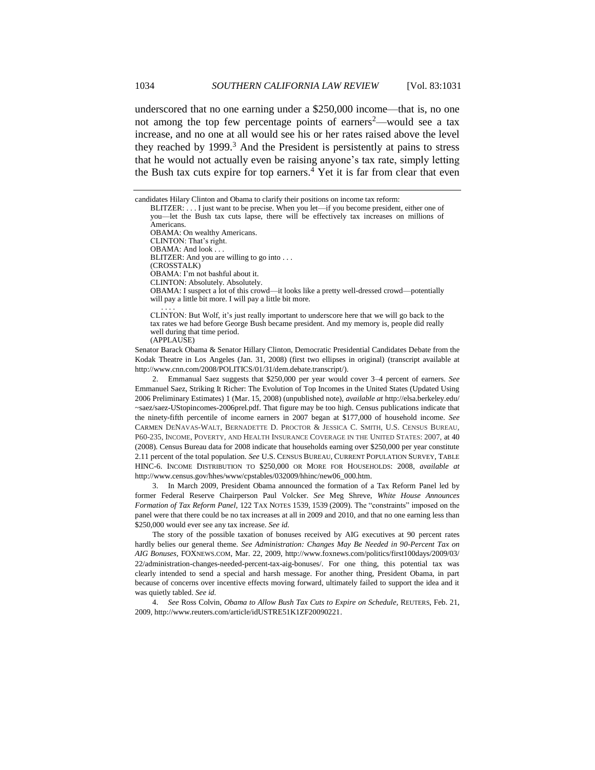underscored that no one earning under a $250,000 income—that is, no one not among the top few percentage points of earners[2]—would see a tax increase, and no one at all would see his or her rates raised above the level they reached by 1999.[3] And the President is persistently at pains to stress that he would not actually even be raising anyone's tax rate, simply letting the Bush tax cuts expire for top earners.[4] Yet it is far from clear that even

---

candidates Hilary Clinton and Obama to clarify their positions on income tax reform:

> BLITZER: . . . I just want to be precise. When you let—if you become president, either one of you—let the Bush tax cuts lapse, there will be effectively tax increases on millions of Americans.
>
> OBAMA: On wealthy Americans.
>
> CLINTON: That's right.
>
> OBAMA: And look . . .
>
> BLITZER: And you are willing to go into . . .
>
> (CROSSTALK)
>
> OBAMA: I'm not bashful about it.
>
> CLINTON: Absolutely. Absolutely.
>
> OBAMA: I suspect a lot of this crowd—it looks like a pretty well-dressed crowd—potentially will pay a little bit more. I will pay a little bit more.
>
> . . . .
>
> CLINTON: But Wolf, it's just really important to underscore here that we will go back to the tax rates we had before George Bush became president. And my memory is, people did really well during that time period.
>
> (APPLAUSE)

Senator Barack Obama & Senator Hillary Clinton, Democratic Presidential Candidates Debate from the Kodak Theatre in Los Angeles (Jan. 31, 2008) (first two ellipses in original) (transcript available at http://www.cnn.com/2008/POLITICS/01/31/dem.debate.transcript/).

2. Emmanual Saez suggests that $250,000 per year would cover 3–4 percent of earners. *See* Emmanuel Saez, Striking It Richer: The Evolution of Top Incomes in the United States (Updated Using 2006 Preliminary Estimates) 1 (Mar. 15, 2008) (unpublished note), *available at* http://elsa.berkeley.edu/~saez/saez-UStopincomes-2006prel.pdf. That figure may be too high. Census publications indicate that the ninety-fifth percentile of income earners in 2007 began at $177,000 of household income. *See* CARMEN DENAVAS-WALT, BERNADETTE D. PROCTOR & JESSICA C. SMITH, U.S. CENSUS BUREAU, P60-235, INCOME, POVERTY, AND HEALTH INSURANCE COVERAGE IN THE UNITED STATES: 2007, at 40 (2008). Census Bureau data for 2008 indicate that households earning over $250,000 per year constitute 2.11 percent of the total population. *See* U.S. CENSUS BUREAU, CURRENT POPULATION SURVEY, TABLE HINC-6. INCOME DISTRIBUTION TO $250,000 OR MORE FOR HOUSEHOLDS: 2008, *available at* http://www.census.gov/hhes/www/cpstables/032009/hhinc/new06_000.htm.

3. In March 2009, President Obama announced the formation of a Tax Reform Panel led by former Federal Reserve Chairperson Paul Volcker. *See* Meg Shreve, *White House Announces Formation of Tax Reform Panel*, 122 TAX NOTES 1539, 1539 (2009). The "constraints" imposed on the panel were that there could be no tax increases at all in 2009 and 2010, and that no one earning less than $250,000 would ever see any tax increase. *See id.*

The story of the possible taxation of bonuses received by AIG executives at 90 percent rates hardly belies our general theme. *See Administration: Changes May Be Needed in 90-Percent Tax on AIG Bonuses*, FOXNEWS.COM, Mar. 22, 2009, http://www.foxnews.com/politics/first100days/2009/03/22/administration-changes-needed-percent-tax-aig-bonuses/. For one thing, this potential tax was clearly intended to send a special and harsh message. For another thing, President Obama, in part because of concerns over incentive effects moving forward, ultimately failed to support the idea and it was quietly tabled. *See id.*

4. *See* Ross Colvin, *Obama to Allow Bush Tax Cuts to Expire on Schedule*, REUTERS, Feb. 21, 2009, http://www.reuters.com/article/idUSTRE51K1ZF20090221.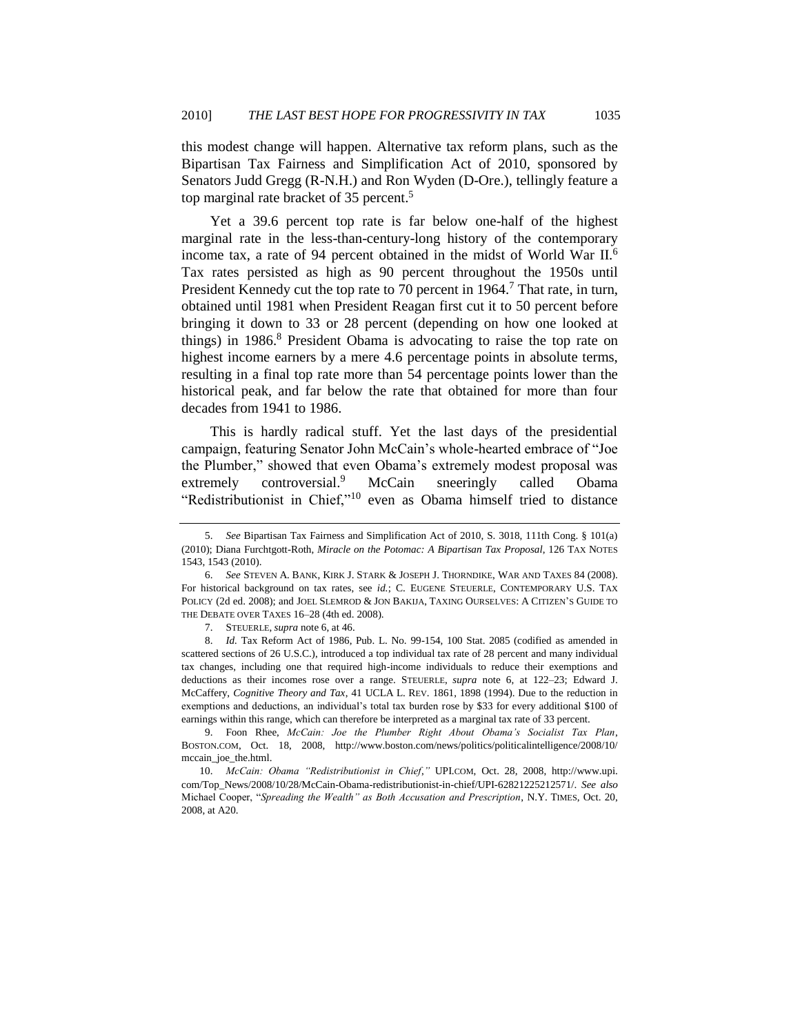this modest change will happen. Alternative tax reform plans, such as the Bipartisan Tax Fairness and Simplification Act of 2010, sponsored by Senators Judd Gregg (R-N.H.) and Ron Wyden (D-Ore.), tellingly feature a top marginal rate bracket of 35 percent.[5]

Yet a 39.6 percent top rate is far below one-half of the highest marginal rate in the less-than-century-long history of the contemporary income tax, a rate of 94 percent obtained in the midst of World War II.[6] Tax rates persisted as high as 90 percent throughout the 1950s until President Kennedy cut the top rate to 70 percent in 1964.[7] That rate, in turn, obtained until 1981 when President Reagan first cut it to 50 percent before bringing it down to 33 or 28 percent (depending on how one looked at things) in 1986.[8] President Obama is advocating to raise the top rate on highest income earners by a mere 4.6 percentage points in absolute terms, resulting in a final top rate more than 54 percentage points lower than the historical peak, and far below the rate that obtained for more than four decades from 1941 to 1986.

This is hardly radical stuff. Yet the last days of the presidential campaign, featuring Senator John McCain's whole-hearted embrace of "Joe the Plumber," showed that even Obama's extremely modest proposal was extremely controversial.[9] McCain sneeringly called Obama "Redistributionist in Chief,"[10] even as Obama himself tried to distance

---

5. *See* Bipartisan Tax Fairness and Simplification Act of 2010, S. 3018, 111th Cong. § 101(a) (2010); Diana Furchtgott-Roth, *Miracle on the Potomac: A Bipartisan Tax Proposal*, 126 TAX NOTES 1543, 1543 (2010).

6. *See* STEVEN A. BANK, KIRK J. STARK & JOSEPH J. THORNDIKE, WAR AND TAXES 84 (2008). For historical background on tax rates, see *id.*; C. EUGENE STEUERLE, CONTEMPORARY U.S. TAX POLICY (2d ed. 2008); and JOEL SLEMROD & JON BAKIJA, TAXING OURSELVES: A CITIZEN'S GUIDE TO THE DEBATE OVER TAXES 16–28 (4th ed. 2008).

7. STEUERLE, *supra* note 6, at 46.

8. *Id.* Tax Reform Act of 1986, Pub. L. No. 99-154, 100 Stat. 2085 (codified as amended in scattered sections of 26 U.S.C.), introduced a top individual tax rate of 28 percent and many individual tax changes, including one that required high-income individuals to reduce their exemptions and deductions as their incomes rose over a range. STEUERLE, *supra* note 6, at 122–23; Edward J. McCaffery, *Cognitive Theory and Tax*, 41 UCLA L. REV. 1861, 1898 (1994). Due to the reduction in exemptions and deductions, an individual's total tax burden rose by $33 for every additional $100 of earnings within this range, which can therefore be interpreted as a marginal tax rate of 33 percent.

9. Foon Rhee, *McCain: Joe the Plumber Right About Obama's Socialist Tax Plan*, BOSTON.COM, Oct. 18, 2008, http://www.boston.com/news/politics/politicalintelligence/2008/10/mccain_joe_the.html.

10. *McCain: Obama "Redistributionist in Chief*,*"* UPI.COM, Oct. 28, 2008, http://www.upi.com/Top_News/2008/10/28/McCain-Obama-redistributionist-in-chief/UPI-62821225212571/. *See also* Michael Cooper, "*Spreading the Wealth" as Both Accusation and Prescription*, N.Y. TIMES, Oct. 20, 2008, at A20.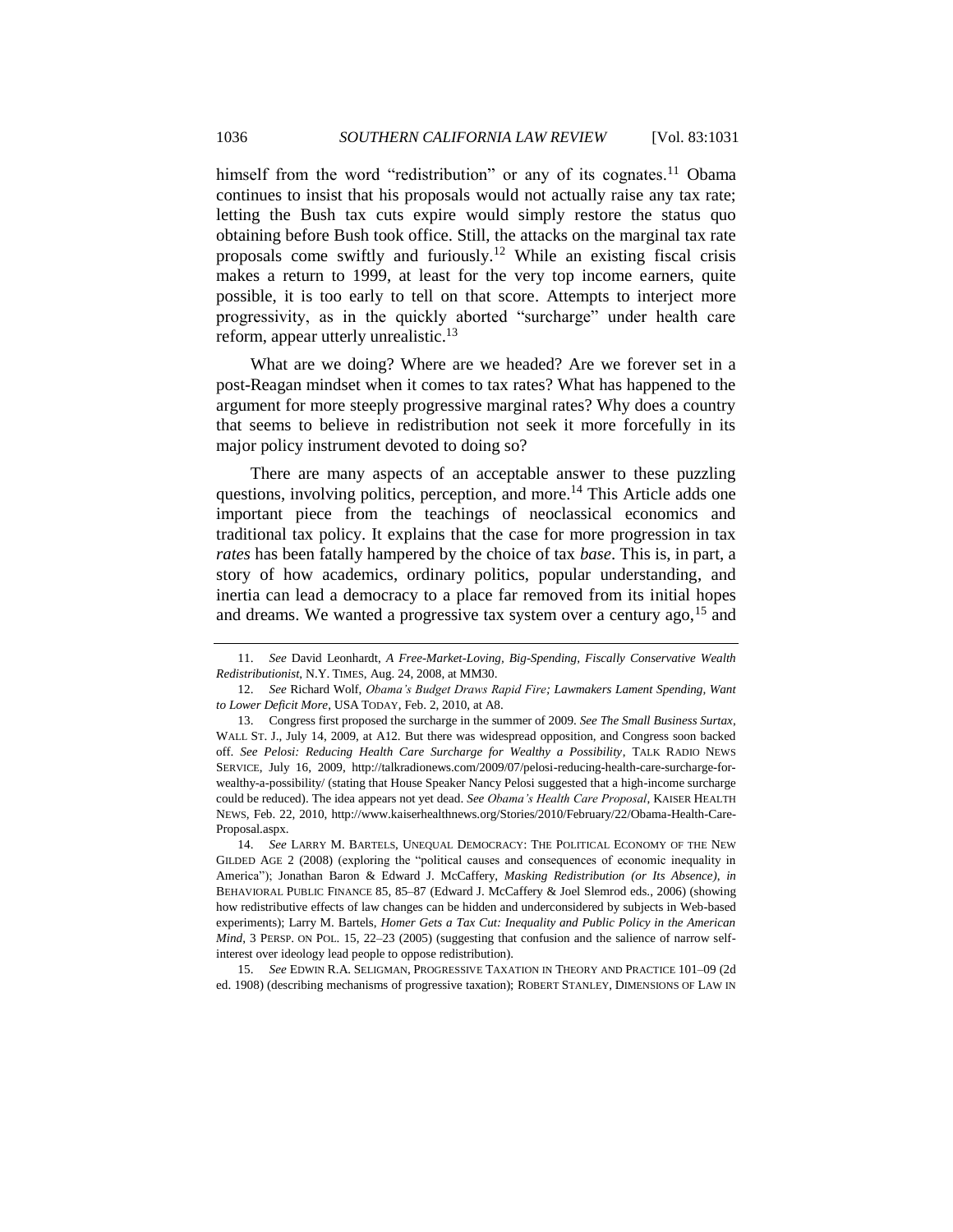himself from the word "redistribution" or any of its cognates.[11] Obama continues to insist that his proposals would not actually raise any tax rate; letting the Bush tax cuts expire would simply restore the status quo obtaining before Bush took office. Still, the attacks on the marginal tax rate proposals come swiftly and furiously.[12] While an existing fiscal crisis makes a return to 1999, at least for the very top income earners, quite possible, it is too early to tell on that score. Attempts to interject more progressivity, as in the quickly aborted "surcharge" under health care reform, appear utterly unrealistic.[13]

What are we doing? Where are we headed? Are we forever set in a post-Reagan mindset when it comes to tax rates? What has happened to the argument for more steeply progressive marginal rates? Why does a country that seems to believe in redistribution not seek it more forcefully in its major policy instrument devoted to doing so?

There are many aspects of an acceptable answer to these puzzling questions, involving politics, perception, and more.[14] This Article adds one important piece from the teachings of neoclassical economics and traditional tax policy. It explains that the case for more progression in tax *rates* has been fatally hampered by the choice of tax *base*. This is, in part, a story of how academics, ordinary politics, popular understanding, and inertia can lead a democracy to a place far removed from its initial hopes and dreams. We wanted a progressive tax system over a century ago,[15] and

---

11. *See* David Leonhardt, *A Free-Market-Loving, Big-Spending, Fiscally Conservative Wealth Redistributionist*, N.Y. TIMES, Aug. 24, 2008, at MM30.

12. *See* Richard Wolf, *Obama's Budget Draws Rapid Fire; Lawmakers Lament Spending, Want to Lower Deficit More*, USA TODAY, Feb. 2, 2010, at A8.

13. Congress first proposed the surcharge in the summer of 2009. *See The Small Business Surtax*, WALL ST. J., July 14, 2009, at A12. But there was widespread opposition, and Congress soon backed off. *See Pelosi: Reducing Health Care Surcharge for Wealthy a Possibility*, TALK RADIO NEWS SERVICE, July 16, 2009, http://talkradionews.com/2009/07/pelosi-reducing-health-care-surcharge-for-wealthy-a-possibility/ (stating that House Speaker Nancy Pelosi suggested that a high-income surcharge could be reduced). The idea appears not yet dead. *See Obama's Health Care Proposal*, KAISER HEALTH NEWS, Feb. 22, 2010, http://www.kaiserhealthnews.org/Stories/2010/February/22/Obama-Health-Care-Proposal.aspx.

14. *See* LARRY M. BARTELS, UNEQUAL DEMOCRACY: THE POLITICAL ECONOMY OF THE NEW GILDED AGE 2 (2008) (exploring the "political causes and consequences of economic inequality in America"); Jonathan Baron & Edward J. McCaffery, *Masking Redistribution (or Its Absence)*, *in* BEHAVIORAL PUBLIC FINANCE 85, 85–87 (Edward J. McCaffery & Joel Slemrod eds., 2006) (showing how redistributive effects of law changes can be hidden and underconsidered by subjects in Web-based experiments); Larry M. Bartels, *Homer Gets a Tax Cut: Inequality and Public Policy in the American Mind*, 3 PERSP. ON POL. 15, 22–23 (2005) (suggesting that confusion and the salience of narrow self-interest over ideology lead people to oppose redistribution).

15. *See* EDWIN R.A. SELIGMAN, PROGRESSIVE TAXATION IN THEORY AND PRACTICE 101–09 (2d ed. 1908) (describing mechanisms of progressive taxation); ROBERT STANLEY, DIMENSIONS OF LAW IN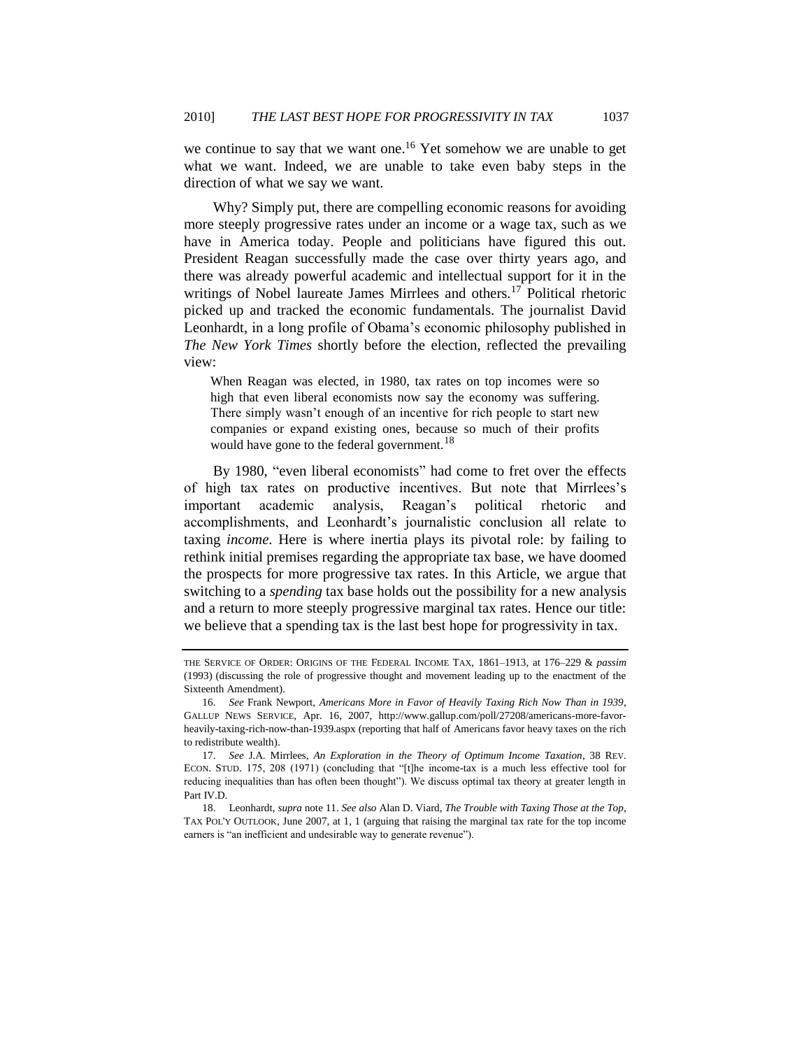we continue to say that we want one.[16] Yet somehow we are unable to get what we want. Indeed, we are unable to take even baby steps in the direction of what we say we want.

Why? Simply put, there are compelling economic reasons for avoiding more steeply progressive rates under an income or a wage tax, such as we have in America today. People and politicians have figured this out. President Reagan successfully made the case over thirty years ago, and there was already powerful academic and intellectual support for it in the writings of Nobel laureate James Mirrlees and others.[17] Political rhetoric picked up and tracked the economic fundamentals. The journalist David Leonhardt, in a long profile of Obama's economic philosophy published in *The New York Times* shortly before the election, reflected the prevailing view:

> When Reagan was elected, in 1980, tax rates on top incomes were so high that even liberal economists now say the economy was suffering. There simply wasn't enough of an incentive for rich people to start new companies or expand existing ones, because so much of their profits would have gone to the federal government.[18]

By 1980, "even liberal economists" had come to fret over the effects of high tax rates on productive incentives. But note that Mirrlees's important academic analysis, Reagan's political rhetoric and accomplishments, and Leonhardt's journalistic conclusion all relate to taxing *income*. Here is where inertia plays its pivotal role: by failing to rethink initial premises regarding the appropriate tax base, we have doomed the prospects for more progressive tax rates. In this Article, we argue that switching to a *spending* tax base holds out the possibility for a new analysis and a return to more steeply progressive marginal tax rates. Hence our title: we believe that a spending tax is the last best hope for progressivity in tax.

---

THE SERVICE OF ORDER: ORIGINS OF THE FEDERAL INCOME TAX, 1861–1913, at 176–229 & *passim* (1993) (discussing the role of progressive thought and movement leading up to the enactment of the Sixteenth Amendment).

16. *See* Frank Newport, *Americans More in Favor of Heavily Taxing Rich Now Than in 1939*, GALLUP NEWS SERVICE, Apr. 16, 2007, http://www.gallup.com/poll/27208/americans-more-favor-heavily-taxing-rich-now-than-1939.aspx (reporting that half of Americans favor heavy taxes on the rich to redistribute wealth).

17. *See* J.A. Mirrlees, *An Exploration in the Theory of Optimum Income Taxation*, 38 REV. ECON. STUD. 175, 208 (1971) (concluding that "[t]he income-tax is a much less effective tool for reducing inequalities than has often been thought"). We discuss optimal tax theory at greater length in Part IV.D.

18. Leonhardt, *supra* note 11. *See also* Alan D. Viard, *The Trouble with Taxing Those at the Top*, TAX POL'Y OUTLOOK, June 2007, at 1, 1 (arguing that raising the marginal tax rate for the top income earners is "an inefficient and undesirable way to generate revenue").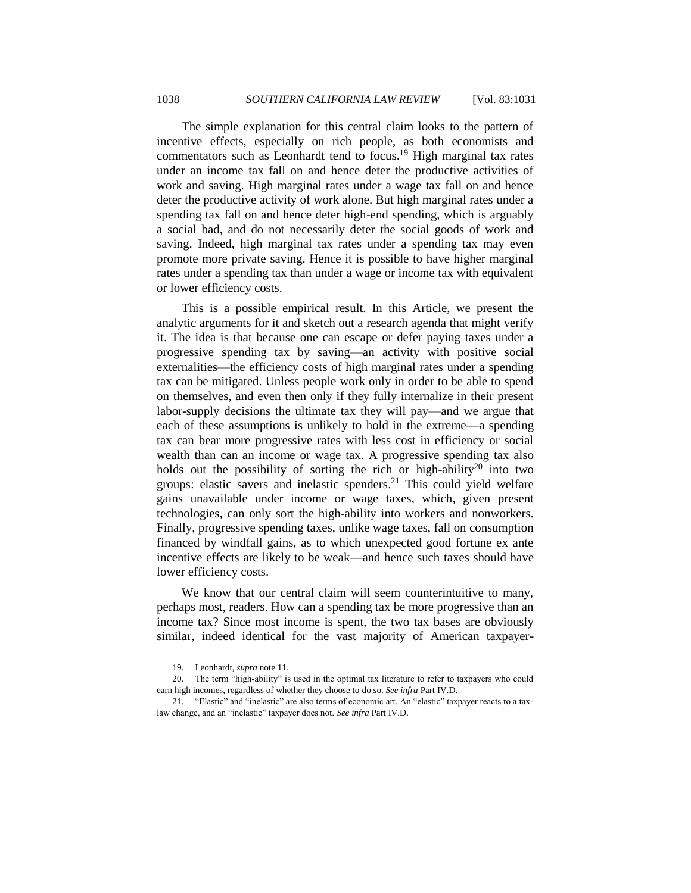The simple explanation for this central claim looks to the pattern of incentive effects, especially on rich people, as both economists and commentators such as Leonhardt tend to focus.[19] High marginal tax rates under an income tax fall on and hence deter the productive activities of work and saving. High marginal rates under a wage tax fall on and hence deter the productive activity of work alone. But high marginal rates under a spending tax fall on and hence deter high-end spending, which is arguably a social bad, and do not necessarily deter the social goods of work and saving. Indeed, high marginal tax rates under a spending tax may even promote more private saving. Hence it is possible to have higher marginal rates under a spending tax than under a wage or income tax with equivalent or lower efficiency costs.

This is a possible empirical result. In this Article, we present the analytic arguments for it and sketch out a research agenda that might verify it. The idea is that because one can escape or defer paying taxes under a progressive spending tax by saving—an activity with positive social externalities—the efficiency costs of high marginal rates under a spending tax can be mitigated. Unless people work only in order to be able to spend on themselves, and even then only if they fully internalize in their present labor-supply decisions the ultimate tax they will pay—and we argue that each of these assumptions is unlikely to hold in the extreme—a spending tax can bear more progressive rates with less cost in efficiency or social wealth than can an income or wage tax. A progressive spending tax also holds out the possibility of sorting the rich or high-ability[20] into two groups: elastic savers and inelastic spenders.[21] This could yield welfare gains unavailable under income or wage taxes, which, given present technologies, can only sort the high-ability into workers and nonworkers. Finally, progressive spending taxes, unlike wage taxes, fall on consumption financed by windfall gains, as to which unexpected good fortune ex ante incentive effects are likely to be weak—and hence such taxes should have lower efficiency costs.

We know that our central claim will seem counterintuitive to many, perhaps most, readers. How can a spending tax be more progressive than an income tax? Since most income is spent, the two tax bases are obviously similar, indeed identical for the vast majority of American taxpayer-

---

19. Leonhardt, *supra* note 11.

20. The term "high-ability" is used in the optimal tax literature to refer to taxpayers who could earn high incomes, regardless of whether they choose to do so. *See infra* Part IV.D.

21. "Elastic" and "inelastic" are also terms of economic art. An "elastic" taxpayer reacts to a tax-law change, and an "inelastic" taxpayer does not. *See infra* Part IV.D.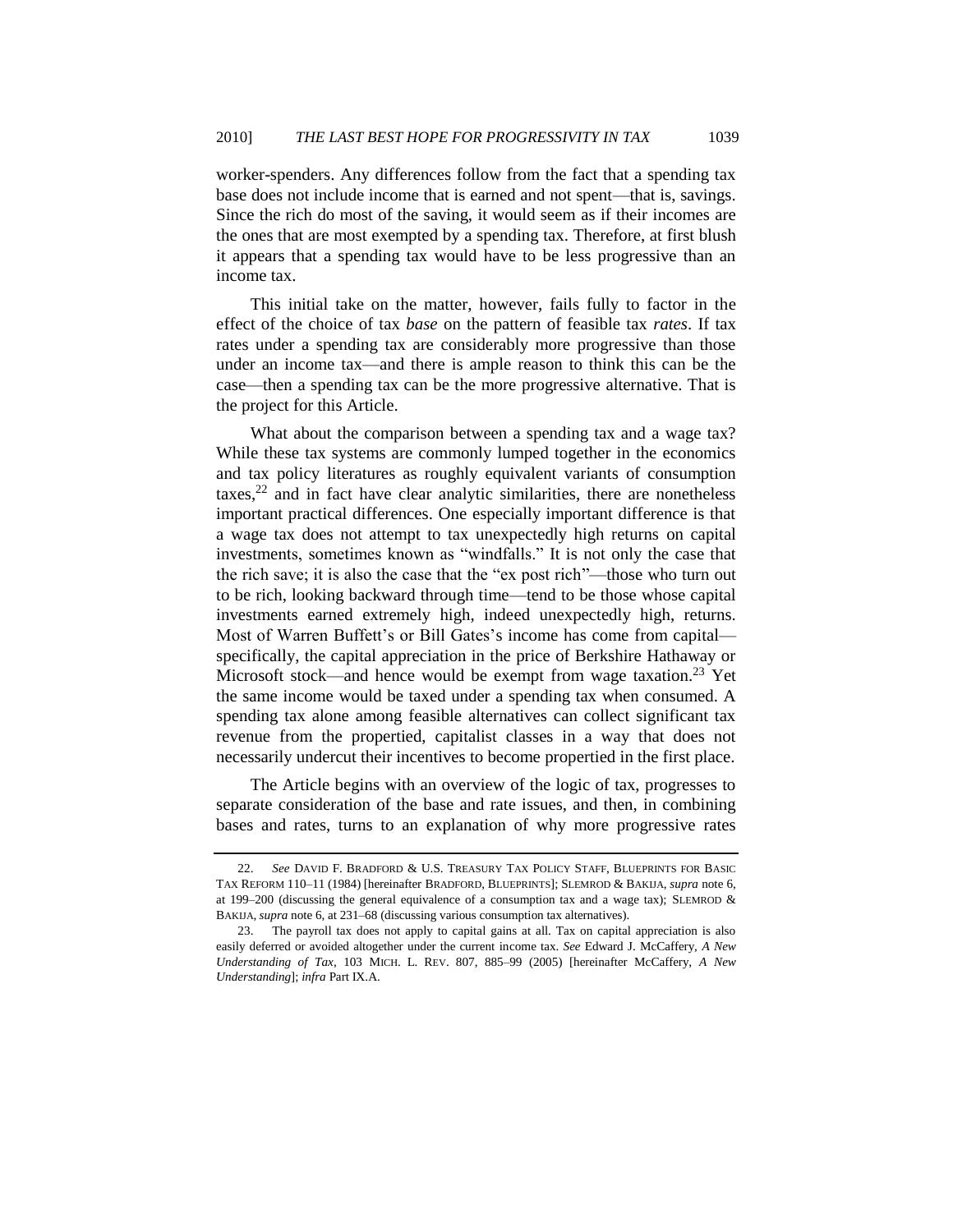worker-spenders. Any differences follow from the fact that a spending tax base does not include income that is earned and not spent—that is, savings. Since the rich do most of the saving, it would seem as if their incomes are the ones that are most exempted by a spending tax. Therefore, at first blush it appears that a spending tax would have to be less progressive than an income tax.

This initial take on the matter, however, fails fully to factor in the effect of the choice of tax *base* on the pattern of feasible tax *rates*. If tax rates under a spending tax are considerably more progressive than those under an income tax—and there is ample reason to think this can be the case—then a spending tax can be the more progressive alternative. That is the project for this Article.

What about the comparison between a spending tax and a wage tax? While these tax systems are commonly lumped together in the economics and tax policy literatures as roughly equivalent variants of consumption taxes,[22] and in fact have clear analytic similarities, there are nonetheless important practical differences. One especially important difference is that a wage tax does not attempt to tax unexpectedly high returns on capital investments, sometimes known as "windfalls." It is not only the case that the rich save; it is also the case that the "ex post rich"—those who turn out to be rich, looking backward through time—tend to be those whose capital investments earned extremely high, indeed unexpectedly high, returns. Most of Warren Buffett's or Bill Gates's income has come from capital—specifically, the capital appreciation in the price of Berkshire Hathaway or Microsoft stock—and hence would be exempt from wage taxation.[23] Yet the same income would be taxed under a spending tax when consumed. A spending tax alone among feasible alternatives can collect significant tax revenue from the propertied, capitalist classes in a way that does not necessarily undercut their incentives to become propertied in the first place.

The Article begins with an overview of the logic of tax, progresses to separate consideration of the base and rate issues, and then, in combining bases and rates, turns to an explanation of why more progressive rates

---

22. *See* DAVID F. BRADFORD & U.S. TREASURY TAX POLICY STAFF, BLUEPRINTS FOR BASIC TAX REFORM 110–11 (1984) [hereinafter BRADFORD, BLUEPRINTS]; SLEMROD & BAKIJA, *supra* note 6, at 199–200 (discussing the general equivalence of a consumption tax and a wage tax); SLEMROD & BAKIJA, *supra* note 6, at 231–68 (discussing various consumption tax alternatives).

23. The payroll tax does not apply to capital gains at all. Tax on capital appreciation is also easily deferred or avoided altogether under the current income tax. *See* Edward J. McCaffery, *A New Understanding of Tax*, 103 MICH. L. REV. 807, 885–99 (2005) [hereinafter McCaffery, *A New Understanding*]; *infra* Part IX.A.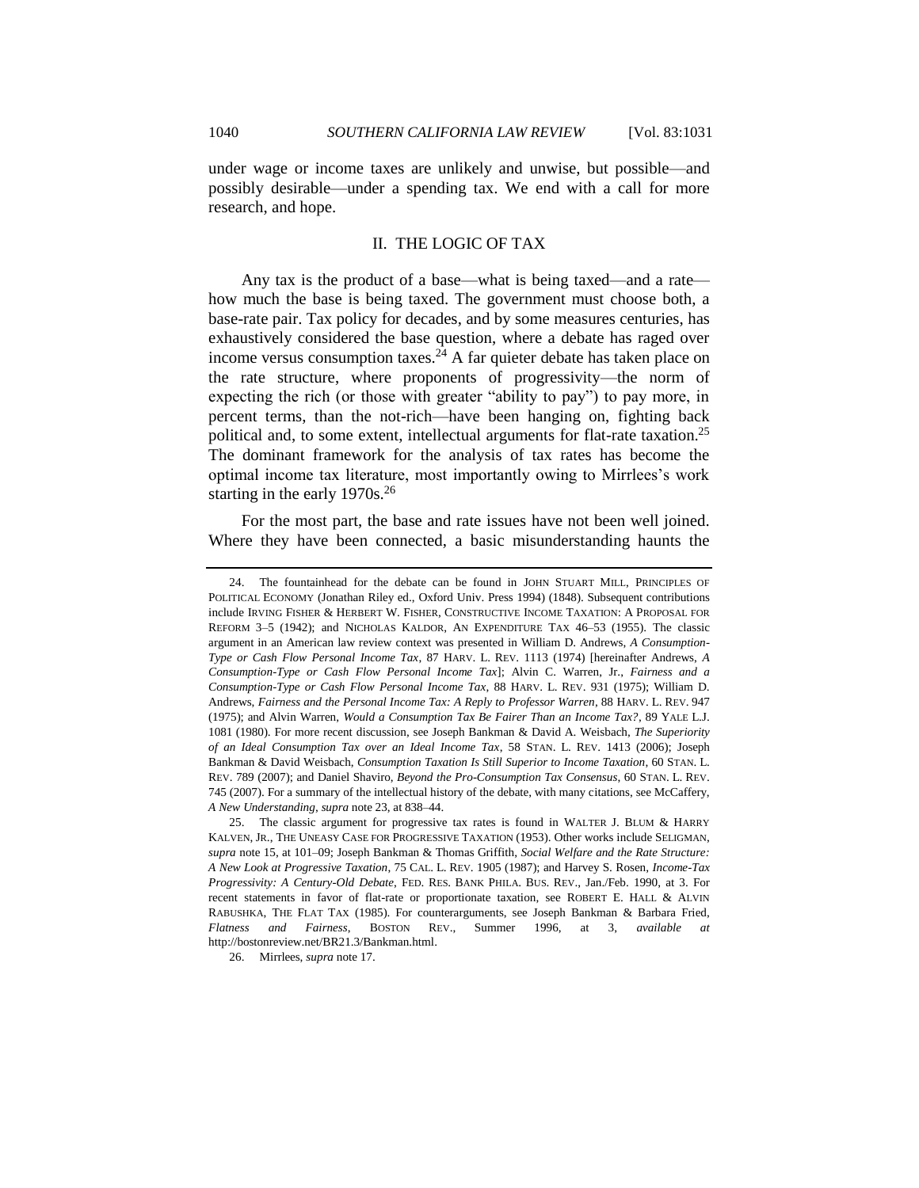under wage or income taxes are unlikely and unwise, but possible—and possibly desirable—under a spending tax. We end with a call for more research, and hope.

## II. THE LOGIC OF TAX

Any tax is the product of a base—what is being taxed—and a rate—how much the base is being taxed. The government must choose both, a base-rate pair. Tax policy for decades, and by some measures centuries, has exhaustively considered the base question, where a debate has raged over income versus consumption taxes.[24] A far quieter debate has taken place on the rate structure, where proponents of progressivity—the norm of expecting the rich (or those with greater "ability to pay") to pay more, in percent terms, than the not-rich—have been hanging on, fighting back political and, to some extent, intellectual arguments for flat-rate taxation.[25] The dominant framework for the analysis of tax rates has become the optimal income tax literature, most importantly owing to Mirrlees's work starting in the early 1970s.[26]

For the most part, the base and rate issues have not been well joined. Where they have been connected, a basic misunderstanding haunts the

---

24. The fountainhead for the debate can be found in JOHN STUART MILL, PRINCIPLES OF POLITICAL ECONOMY (Jonathan Riley ed., Oxford Univ. Press 1994) (1848). Subsequent contributions include IRVING FISHER & HERBERT W. FISHER, CONSTRUCTIVE INCOME TAXATION: A PROPOSAL FOR REFORM 3–5 (1942); and NICHOLAS KALDOR, AN EXPENDITURE TAX 46–53 (1955). The classic argument in an American law review context was presented in William D. Andrews, *A Consumption-Type or Cash Flow Personal Income Tax*, 87 HARV. L. REV. 1113 (1974) [hereinafter Andrews, *A Consumption-Type or Cash Flow Personal Income Tax*]; Alvin C. Warren, Jr., *Fairness and a Consumption-Type or Cash Flow Personal Income Tax*, 88 HARV. L. REV. 931 (1975); William D. Andrews, *Fairness and the Personal Income Tax: A Reply to Professor Warren*, 88 HARV. L. REV. 947 (1975); and Alvin Warren, *Would a Consumption Tax Be Fairer Than an Income Tax?*, 89 YALE L.J. 1081 (1980). For more recent discussion, see Joseph Bankman & David A. Weisbach, *The Superiority of an Ideal Consumption Tax over an Ideal Income Tax*, 58 STAN. L. REV. 1413 (2006); Joseph Bankman & David Weisbach, *Consumption Taxation Is Still Superior to Income Taxation*, 60 STAN. L. REV. 789 (2007); and Daniel Shaviro, *Beyond the Pro-Consumption Tax Consensus*, 60 STAN. L. REV. 745 (2007). For a summary of the intellectual history of the debate, with many citations, see McCaffery, *A New Understanding*, *supra* note 23, at 838–44.

25. The classic argument for progressive tax rates is found in WALTER J. BLUM & HARRY KALVEN, JR., THE UNEASY CASE FOR PROGRESSIVE TAXATION (1953). Other works include SELIGMAN, *supra* note 15, at 101–09; Joseph Bankman & Thomas Griffith, *Social Welfare and the Rate Structure: A New Look at Progressive Taxation*, 75 CAL. L. REV. 1905 (1987); and Harvey S. Rosen, *Income-Tax Progressivity: A Century-Old Debate*, FED. RES. BANK PHILA. BUS. REV., Jan./Feb. 1990, at 3. For recent statements in favor of flat-rate or proportionate taxation, see ROBERT E. HALL & ALVIN RABUSHKA, THE FLAT TAX (1985). For counterarguments, see Joseph Bankman & Barbara Fried, *Flatness and Fairness*, BOSTON REV., Summer 1996, at 3, *available at* http://bostonreview.net/BR21.3/Bankman.html.

26. Mirrlees, *supra* note 17.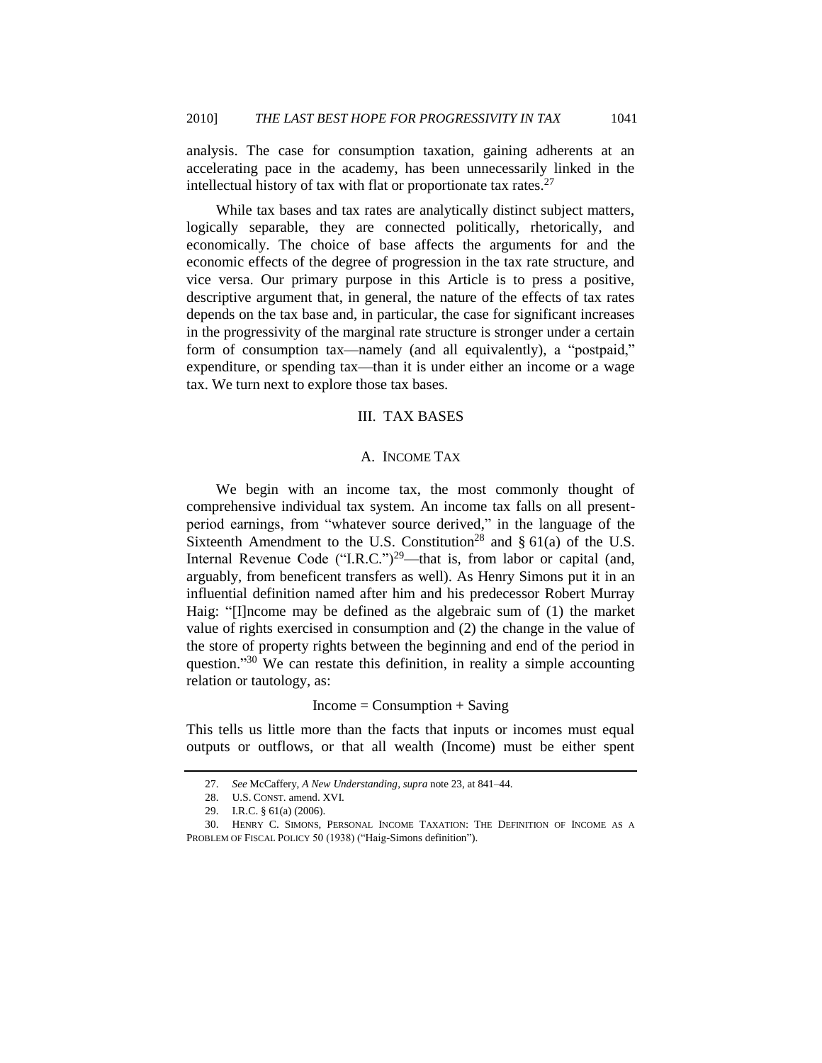analysis. The case for consumption taxation, gaining adherents at an accelerating pace in the academy, has been unnecessarily linked in the intellectual history of tax with flat or proportionate tax rates.[27]

While tax bases and tax rates are analytically distinct subject matters, logically separable, they are connected politically, rhetorically, and economically. The choice of base affects the arguments for and the economic effects of the degree of progression in the tax rate structure, and vice versa. Our primary purpose in this Article is to press a positive, descriptive argument that, in general, the nature of the effects of tax rates depends on the tax base and, in particular, the case for significant increases in the progressivity of the marginal rate structure is stronger under a certain form of consumption tax—namely (and all equivalently), a "postpaid," expenditure, or spending tax—than it is under either an income or a wage tax. We turn next to explore those tax bases.

## III. TAX BASES

### A. INCOME TAX

We begin with an income tax, the most commonly thought of comprehensive individual tax system. An income tax falls on all present-period earnings, from "whatever source derived," in the language of the Sixteenth Amendment to the U.S. Constitution[28] and § 61(a) of the U.S. Internal Revenue Code ("I.R.C.")[29]—that is, from labor or capital (and, arguably, from beneficent transfers as well). As Henry Simons put it in an influential definition named after him and his predecessor Robert Murray Haig: "[I]ncome may be defined as the algebraic sum of (1) the market value of rights exercised in consumption and (2) the change in the value of the store of property rights between the beginning and end of the period in question."[30] We can restate this definition, in reality a simple accounting relation or tautology, as:

$$\text{Income} = \text{Consumption} + \text{Saving}$$

This tells us little more than the facts that inputs or incomes must equal outputs or outflows, or that all wealth (Income) must be either spent

---

27. *See* McCaffery, *A New Understanding*, *supra* note 23, at 841–44.

28. U.S. CONST. amend. XVI.

29. I.R.C. § 61(a) (2006).

30. HENRY C. SIMONS, PERSONAL INCOME TAXATION: THE DEFINITION OF INCOME AS A PROBLEM OF FISCAL POLICY 50 (1938) ("Haig-Simons definition").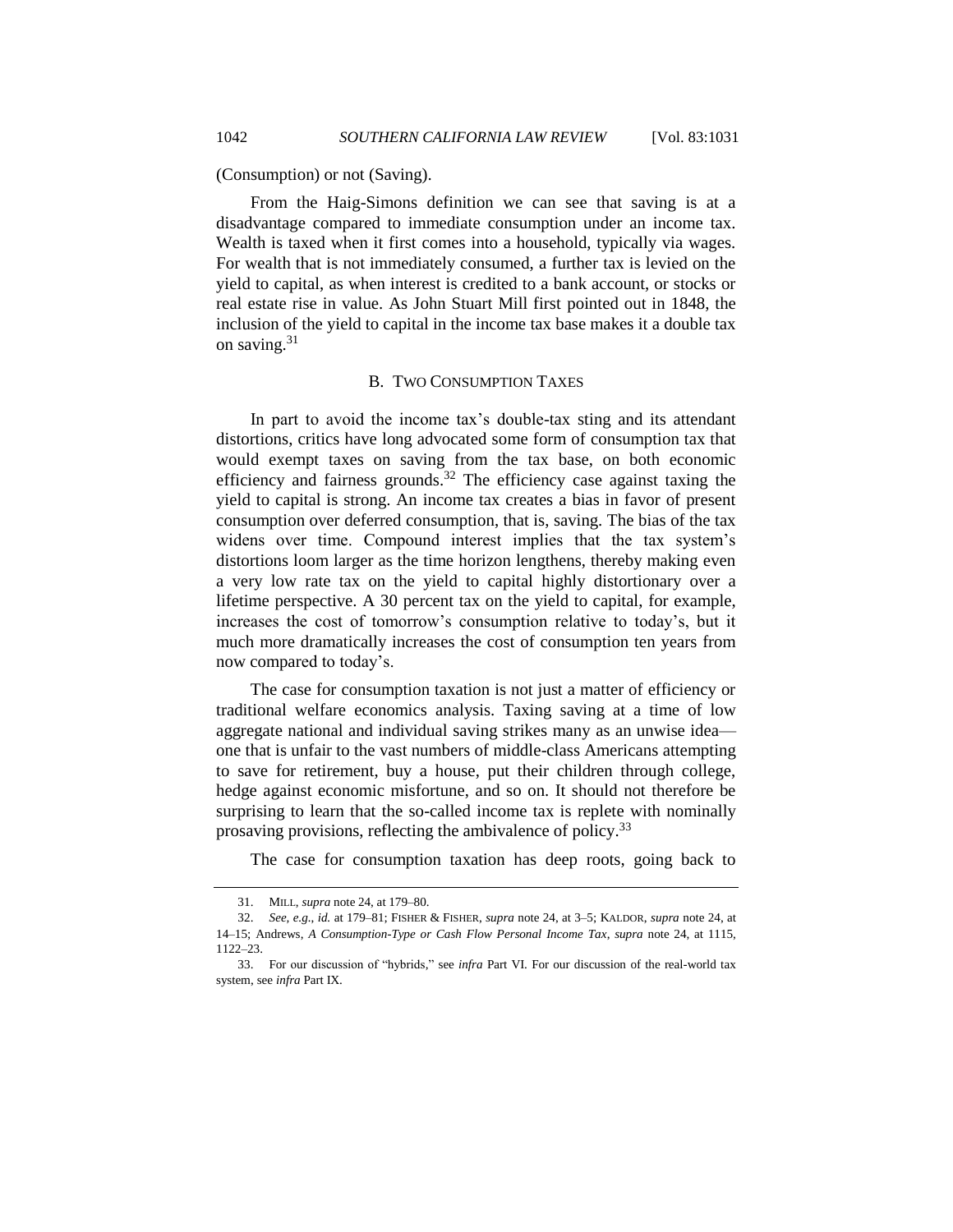(Consumption) or not (Saving).

From the Haig-Simons definition we can see that saving is at a disadvantage compared to immediate consumption under an income tax. Wealth is taxed when it first comes into a household, typically via wages. For wealth that is not immediately consumed, a further tax is levied on the yield to capital, as when interest is credited to a bank account, or stocks or real estate rise in value. As John Stuart Mill first pointed out in 1848, the inclusion of the yield to capital in the income tax base makes it a double tax on saving.[31]

### B. TWO CONSUMPTION TAXES

In part to avoid the income tax's double-tax sting and its attendant distortions, critics have long advocated some form of consumption tax that would exempt taxes on saving from the tax base, on both economic efficiency and fairness grounds.[32] The efficiency case against taxing the yield to capital is strong. An income tax creates a bias in favor of present consumption over deferred consumption, that is, saving. The bias of the tax widens over time. Compound interest implies that the tax system's distortions loom larger as the time horizon lengthens, thereby making even a very low rate tax on the yield to capital highly distortionary over a lifetime perspective. A 30 percent tax on the yield to capital, for example, increases the cost of tomorrow's consumption relative to today's, but it much more dramatically increases the cost of consumption ten years from now compared to today's.

The case for consumption taxation is not just a matter of efficiency or traditional welfare economics analysis. Taxing saving at a time of low aggregate national and individual saving strikes many as an unwise idea—one that is unfair to the vast numbers of middle-class Americans attempting to save for retirement, buy a house, put their children through college, hedge against economic misfortune, and so on. It should not therefore be surprising to learn that the so-called income tax is replete with nominally prosaving provisions, reflecting the ambivalence of policy.[33]

The case for consumption taxation has deep roots, going back to

---

31. MILL, *supra* note 24, at 179–80.

32. *See, e.g.*, *id.* at 179–81; FISHER & FISHER, *supra* note 24, at 3–5; KALDOR, *supra* note 24, at 14–15; Andrews, *A Consumption-Type or Cash Flow Personal Income Tax*, *supra* note 24, at 1115, 1122–23.

33. For our discussion of "hybrids," see *infra* Part VI. For our discussion of the real-world tax system, see *infra* Part IX.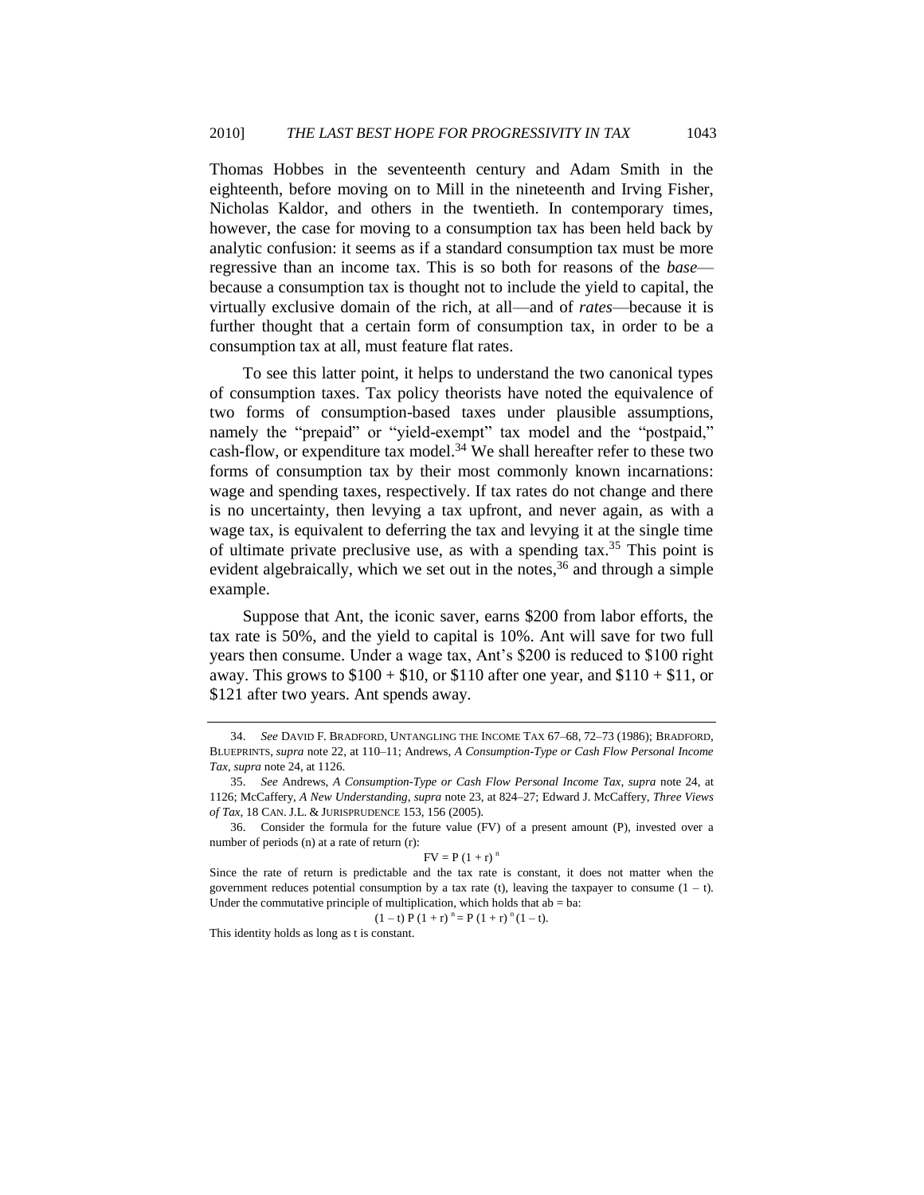Thomas Hobbes in the seventeenth century and Adam Smith in the eighteenth, before moving on to Mill in the nineteenth and Irving Fisher, Nicholas Kaldor, and others in the twentieth. In contemporary times, however, the case for moving to a consumption tax has been held back by analytic confusion: it seems as if a standard consumption tax must be more regressive than an income tax. This is so both for reasons of the *base*—because a consumption tax is thought not to include the yield to capital, the virtually exclusive domain of the rich, at all—and of *rates*—because it is further thought that a certain form of consumption tax, in order to be a consumption tax at all, must feature flat rates.

To see this latter point, it helps to understand the two canonical types of consumption taxes. Tax policy theorists have noted the equivalence of two forms of consumption-based taxes under plausible assumptions, namely the "prepaid" or "yield-exempt" tax model and the "postpaid," cash-flow, or expenditure tax model.[34] We shall hereafter refer to these two forms of consumption tax by their most commonly known incarnations: wage and spending taxes, respectively. If tax rates do not change and there is no uncertainty, then levying a tax upfront, and never again, as with a wage tax, is equivalent to deferring the tax and levying it at the single time of ultimate private preclusive use, as with a spending tax.[35] This point is evident algebraically, which we set out in the notes,[36] and through a simple example.

Suppose that Ant, the iconic saver, earns $200 from labor efforts, the tax rate is 50%, and the yield to capital is 10%. Ant will save for two full years then consume. Under a wage tax, Ant's $200 is reduced to $100 right away. This grows to $100 + $10, or $110 after one year, and $110 + $11, or $121 after two years. Ant spends away.

---

34. *See* DAVID F. BRADFORD, UNTANGLING THE INCOME TAX 67–68, 72–73 (1986); BRADFORD, BLUEPRINTS, *supra* note 22, at 110–11; Andrews, *A Consumption-Type or Cash Flow Personal Income Tax*, *supra* note 24, at 1126.

35. *See* Andrews, *A Consumption-Type or Cash Flow Personal Income Tax*, *supra* note 24, at 1126; McCaffery, *A New Understanding*, *supra* note 23, at 824–27; Edward J. McCaffery, *Three Views of Tax*, 18 CAN. J.L. & JURISPRUDENCE 153, 156 (2005).

36. Consider the formula for the future value (FV) of a present amount (P), invested over a number of periods (n) at a rate of return (r):

$$FV = P\,(1 + r)^{n}$$

Since the rate of return is predictable and the tax rate is constant, it does not matter when the government reduces potential consumption by a tax rate (t), leaving the taxpayer to consume $(1 - t)$. Under the commutative principle of multiplication, which holds that $ab = ba$:

$$(1 - t)\,P\,(1 + r)^{n} = P\,(1 + r)^{n}\,(1 - t).$$

This identity holds as long as t is constant.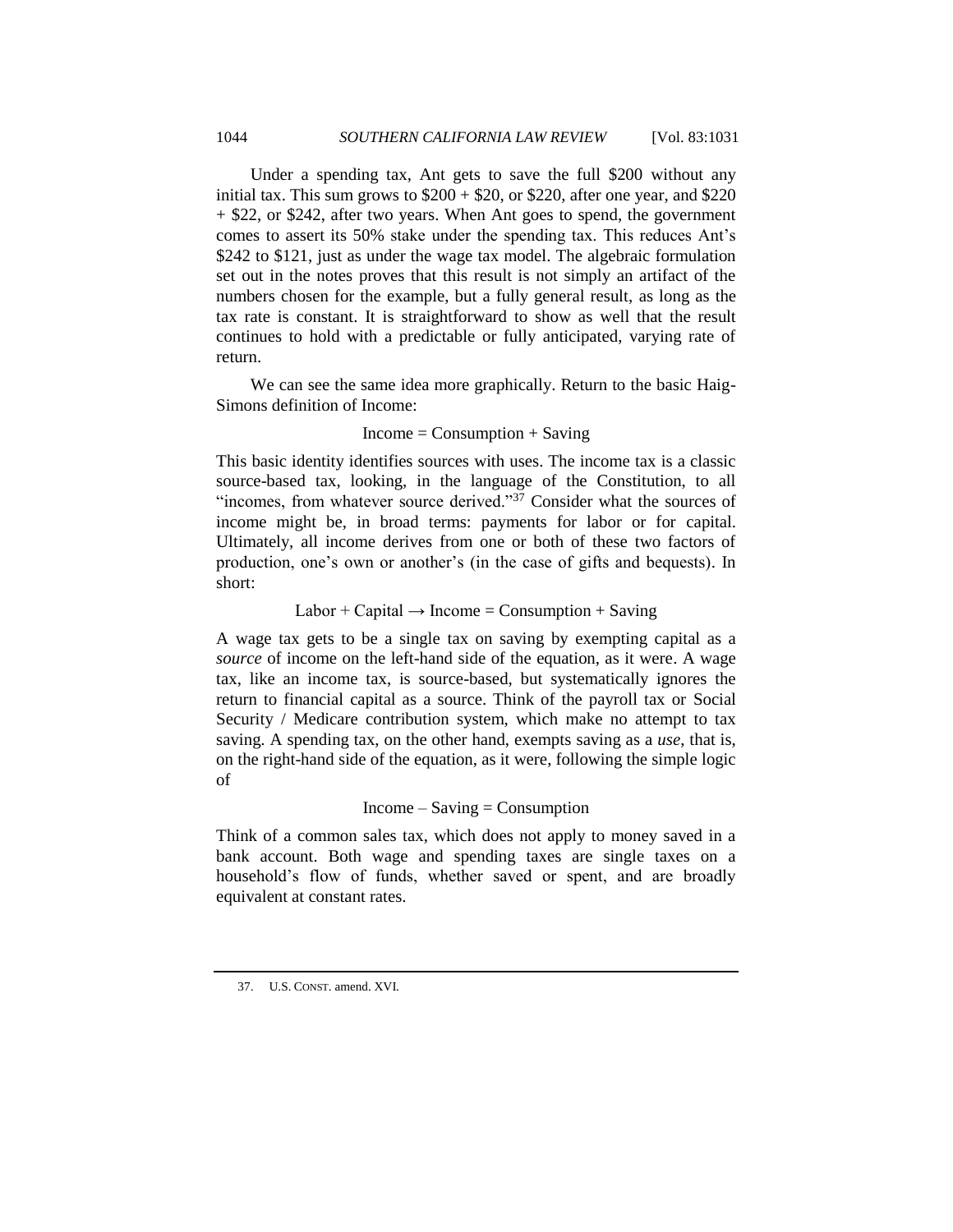Under a spending tax, Ant gets to save the full \$200 without any initial tax. This sum grows to \$200 + \$20, or \$220, after one year, and \$220 + \$22, or \$242, after two years. When Ant goes to spend, the government comes to assert its 50% stake under the spending tax. This reduces Ant's \$242 to \$121, just as under the wage tax model. The algebraic formulation set out in the notes proves that this result is not simply an artifact of the numbers chosen for the example, but a fully general result, as long as the tax rate is constant. It is straightforward to show as well that the result continues to hold with a predictable or fully anticipated, varying rate of return.

We can see the same idea more graphically. Return to the basic Haig-Simons definition of Income:

$$\text{Income} = \text{Consumption} + \text{Saving}$$

This basic identity identifies sources with uses. The income tax is a classic source-based tax, looking, in the language of the Constitution, to all "incomes, from whatever source derived."[37] Consider what the sources of income might be, in broad terms: payments for labor or for capital. Ultimately, all income derives from one or both of these two factors of production, one's own or another's (in the case of gifts and bequests). In short:

$$\text{Labor} + \text{Capital} \rightarrow \text{Income} = \text{Consumption} + \text{Saving}$$

A wage tax gets to be a single tax on saving by exempting capital as a *source* of income on the left-hand side of the equation, as it were. A wage tax, like an income tax, is source-based, but systematically ignores the return to financial capital as a source. Think of the payroll tax or Social Security / Medicare contribution system, which make no attempt to tax saving. A spending tax, on the other hand, exempts saving as a *use*, that is, on the right-hand side of the equation, as it were, following the simple logic of

$$\text{Income} - \text{Saving} = \text{Consumption}$$

Think of a common sales tax, which does not apply to money saved in a bank account. Both wage and spending taxes are single taxes on a household's flow of funds, whether saved or spent, and are broadly equivalent at constant rates.

---

37. U.S. CONST. amend. XVI.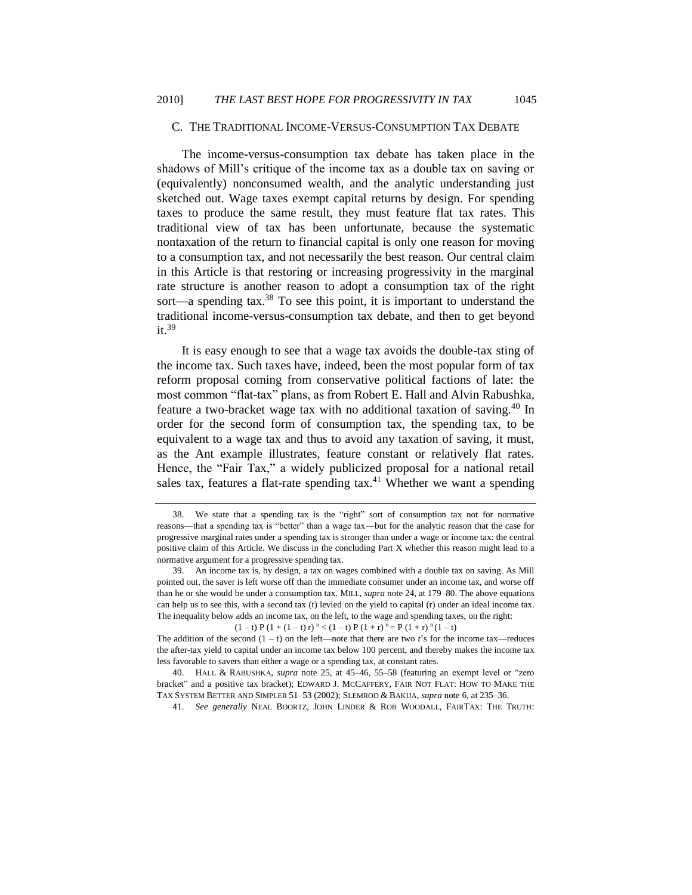### C. The Traditional Income-Versus-Consumption Tax Debate

The income-versus-consumption tax debate has taken place in the shadows of Mill's critique of the income tax as a double tax on saving or (equivalently) nonconsumed wealth, and the analytic understanding just sketched out. Wage taxes exempt capital returns by design. For spending taxes to produce the same result, they must feature flat tax rates. This traditional view of tax has been unfortunate, because the systematic nontaxation of the return to financial capital is only one reason for moving to a consumption tax, and not necessarily the best reason. Our central claim in this Article is that restoring or increasing progressivity in the marginal rate structure is another reason to adopt a consumption tax of the right sort—a spending tax.[38] To see this point, it is important to understand the traditional income-versus-consumption tax debate, and then to get beyond it.[39]

It is easy enough to see that a wage tax avoids the double-tax sting of the income tax. Such taxes have, indeed, been the most popular form of tax reform proposal coming from conservative political factions of late: the most common "flat-tax" plans, as from Robert E. Hall and Alvin Rabushka, feature a two-bracket wage tax with no additional taxation of saving.[40] In order for the second form of consumption tax, the spending tax, to be equivalent to a wage tax and thus to avoid any taxation of saving, it must, as the Ant example illustrates, feature constant or relatively flat rates. Hence, the "Fair Tax," a widely publicized proposal for a national retail sales tax, features a flat-rate spending tax.[41] Whether we want a spending

---

38. We state that a spending tax is the "right" sort of consumption tax not for normative reasons—that a spending tax is "better" than a wage tax—but for the analytic reason that the case for progressive marginal rates under a spending tax is stronger than under a wage or income tax: the central positive claim of this Article. We discuss in the concluding Part X whether this reason might lead to a normative argument for a progressive spending tax.

39. An income tax is, by design, a tax on wages combined with a double tax on saving. As Mill pointed out, the saver is left worse off than the immediate consumer under an income tax, and worse off than he or she would be under a consumption tax. MILL, *supra* note 24, at 179–80. The above equations can help us to see this, with a second tax (t) levied on the yield to capital (r) under an ideal income tax. The inequality below adds an income tax, on the left, to the wage and spending taxes, on the right:

$$(1 - t)\, P\, (1 + (1 - t)\, r)^{n} < (1 - t)\, P\, (1 + r)^{n} = P\, (1 + r)^{n}\, (1 - t)$$

The addition of the second $(1 - t)$ on the left—note that there are two *t*'s for the income tax—reduces the after-tax yield to capital under an income tax below 100 percent, and thereby makes the income tax less favorable to savers than either a wage or a spending tax, at constant rates.

40. HALL & RABUSHKA, *supra* note 25, at 45–46, 55–58 (featuring an exempt level or "zero bracket" and a positive tax bracket); EDWARD J. MCCAFFERY, FAIR NOT FLAT: HOW TO MAKE THE TAX SYSTEM BETTER AND SIMPLER 51–53 (2002); SLEMROD & BAKIJA, *supra* note 6, at 235–36.

41. *See generally* NEAL BOORTZ, JOHN LINDER & ROB WOODALL, FAIRTAX: THE TRUTH: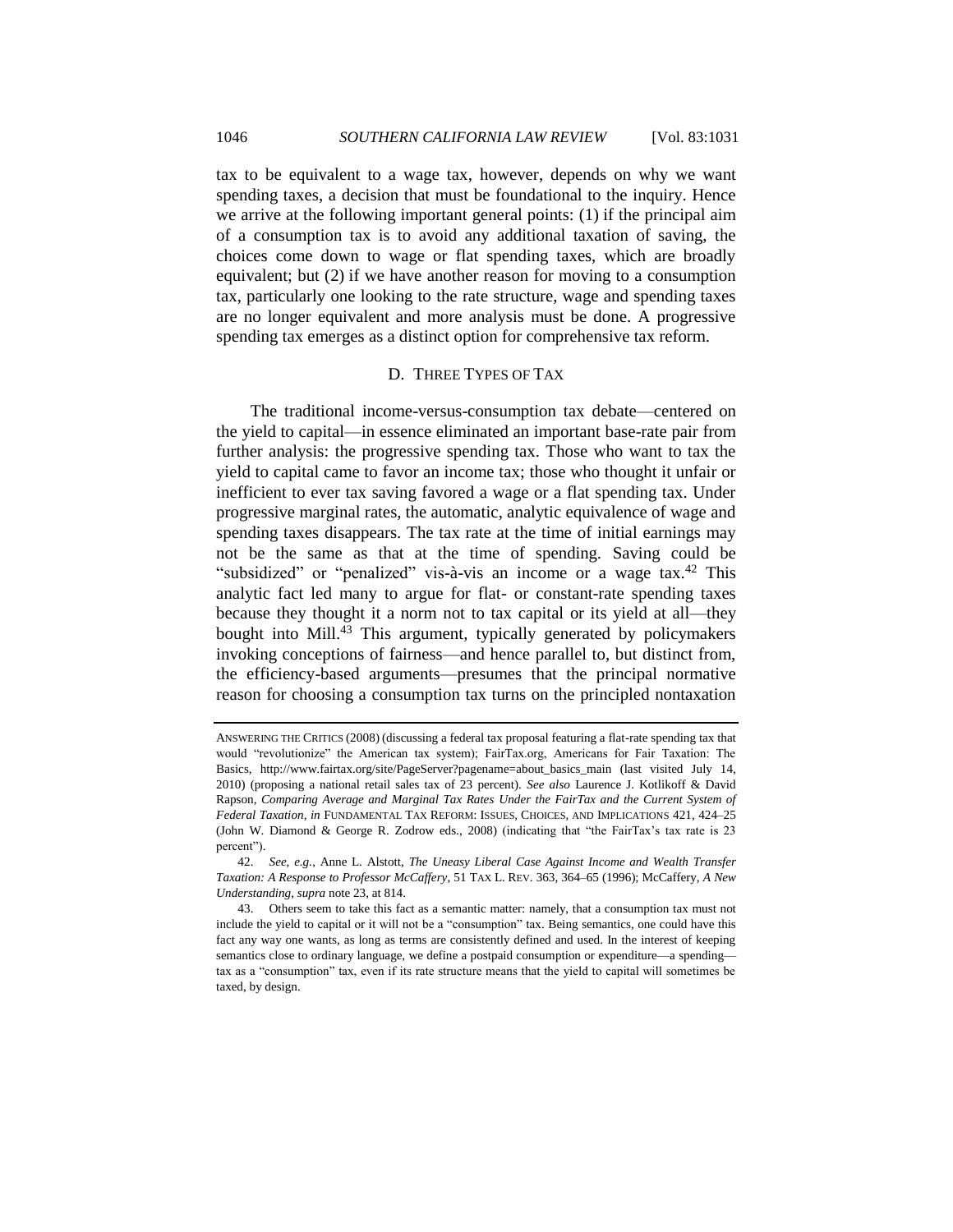tax to be equivalent to a wage tax, however, depends on why we want spending taxes, a decision that must be foundational to the inquiry. Hence we arrive at the following important general points: (1) if the principal aim of a consumption tax is to avoid any additional taxation of saving, the choices come down to wage or flat spending taxes, which are broadly equivalent; but (2) if we have another reason for moving to a consumption tax, particularly one looking to the rate structure, wage and spending taxes are no longer equivalent and more analysis must be done. A progressive spending tax emerges as a distinct option for comprehensive tax reform.

### D. THREE TYPES OF TAX

The traditional income-versus-consumption tax debate—centered on the yield to capital—in essence eliminated an important base-rate pair from further analysis: the progressive spending tax. Those who want to tax the yield to capital came to favor an income tax; those who thought it unfair or inefficient to ever tax saving favored a wage or a flat spending tax. Under progressive marginal rates, the automatic, analytic equivalence of wage and spending taxes disappears. The tax rate at the time of initial earnings may not be the same as that at the time of spending. Saving could be "subsidized" or "penalized" vis-à-vis an income or a wage tax.[42] This analytic fact led many to argue for flat- or constant-rate spending taxes because they thought it a norm not to tax capital or its yield at all—they bought into Mill.[43] This argument, typically generated by policymakers invoking conceptions of fairness—and hence parallel to, but distinct from, the efficiency-based arguments—presumes that the principal normative reason for choosing a consumption tax turns on the principled nontaxation

---

ANSWERING THE CRITICS (2008) (discussing a federal tax proposal featuring a flat-rate spending tax that would "revolutionize" the American tax system); FairTax.org, Americans for Fair Taxation: The Basics, http://www.fairtax.org/site/PageServer?pagename=about_basics_main (last visited July 14, 2010) (proposing a national retail sales tax of 23 percent). *See also* Laurence J. Kotlikoff & David Rapson, *Comparing Average and Marginal Tax Rates Under the FairTax and the Current System of Federal Taxation*, *in* FUNDAMENTAL TAX REFORM: ISSUES, CHOICES, AND IMPLICATIONS 421, 424–25 (John W. Diamond & George R. Zodrow eds., 2008) (indicating that "the FairTax's tax rate is 23 percent").

42. *See, e.g.*, Anne L. Alstott, *The Uneasy Liberal Case Against Income and Wealth Transfer Taxation: A Response to Professor McCaffery*, 51 TAX L. REV. 363, 364–65 (1996); McCaffery, *A New Understanding*, *supra* note 23, at 814.

43. Others seem to take this fact as a semantic matter: namely, that a consumption tax must not include the yield to capital or it will not be a "consumption" tax. Being semantics, one could have this fact any way one wants, as long as terms are consistently defined and used. In the interest of keeping semantics close to ordinary language, we define a postpaid consumption or expenditure—a spending—tax as a "consumption" tax, even if its rate structure means that the yield to capital will sometimes be taxed, by design.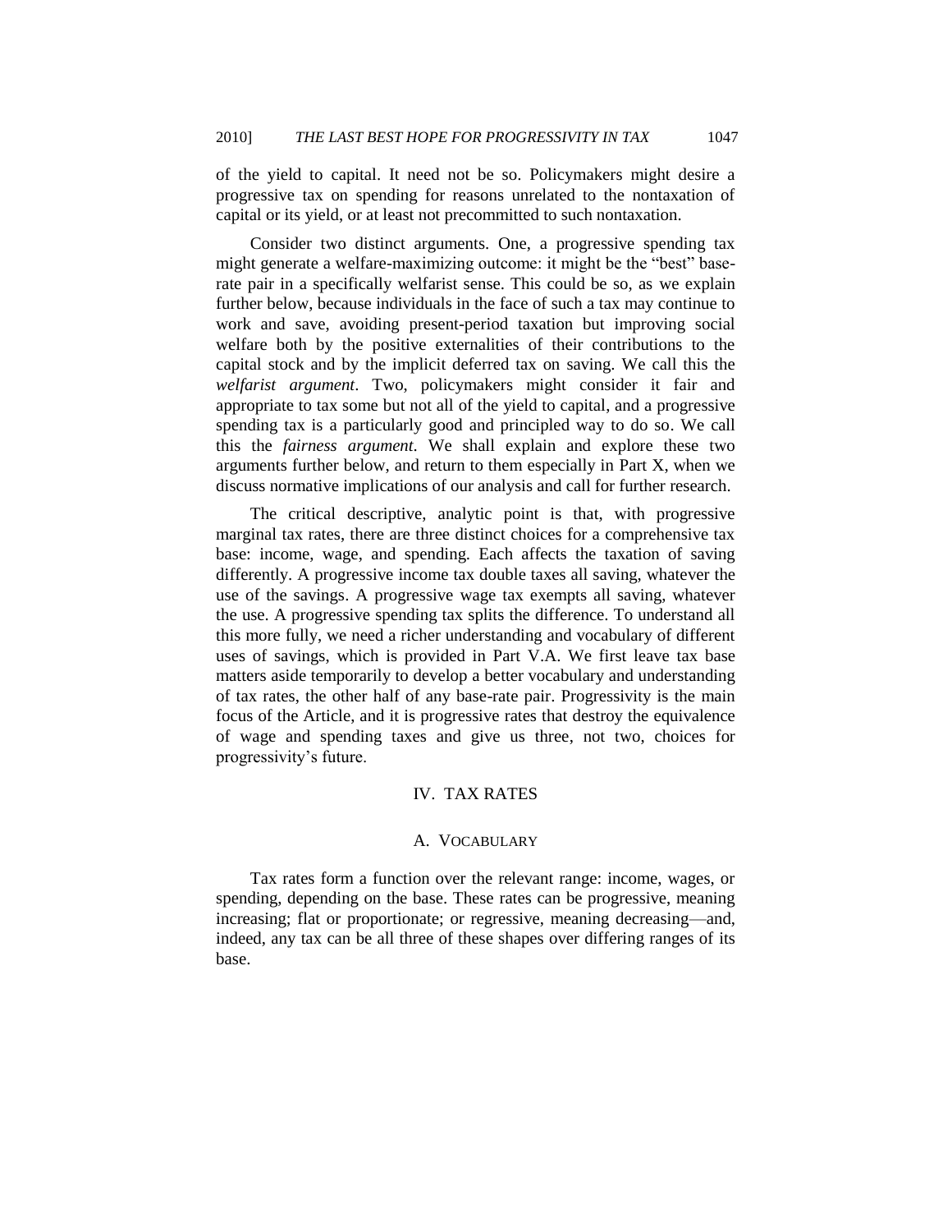of the yield to capital. It need not be so. Policymakers might desire a progressive tax on spending for reasons unrelated to the nontaxation of capital or its yield, or at least not precommitted to such nontaxation.

Consider two distinct arguments. One, a progressive spending tax might generate a welfare-maximizing outcome: it might be the "best" base-rate pair in a specifically welfarist sense. This could be so, as we explain further below, because individuals in the face of such a tax may continue to work and save, avoiding present-period taxation but improving social welfare both by the positive externalities of their contributions to the capital stock and by the implicit deferred tax on saving. We call this the *welfarist argument*. Two, policymakers might consider it fair and appropriate to tax some but not all of the yield to capital, and a progressive spending tax is a particularly good and principled way to do so. We call this the *fairness argument*. We shall explain and explore these two arguments further below, and return to them especially in Part X, when we discuss normative implications of our analysis and call for further research.

The critical descriptive, analytic point is that, with progressive marginal tax rates, there are three distinct choices for a comprehensive tax base: income, wage, and spending. Each affects the taxation of saving differently. A progressive income tax double taxes all saving, whatever the use of the savings. A progressive wage tax exempts all saving, whatever the use. A progressive spending tax splits the difference. To understand all this more fully, we need a richer understanding and vocabulary of different uses of savings, which is provided in Part V.A. We first leave tax base matters aside temporarily to develop a better vocabulary and understanding of tax rates, the other half of any base-rate pair. Progressivity is the main focus of the Article, and it is progressive rates that destroy the equivalence of wage and spending taxes and give us three, not two, choices for progressivity's future.

## IV. TAX RATES

### A. VOCABULARY

Tax rates form a function over the relevant range: income, wages, or spending, depending on the base. These rates can be progressive, meaning increasing; flat or proportionate; or regressive, meaning decreasing—and, indeed, any tax can be all three of these shapes over differing ranges of its base.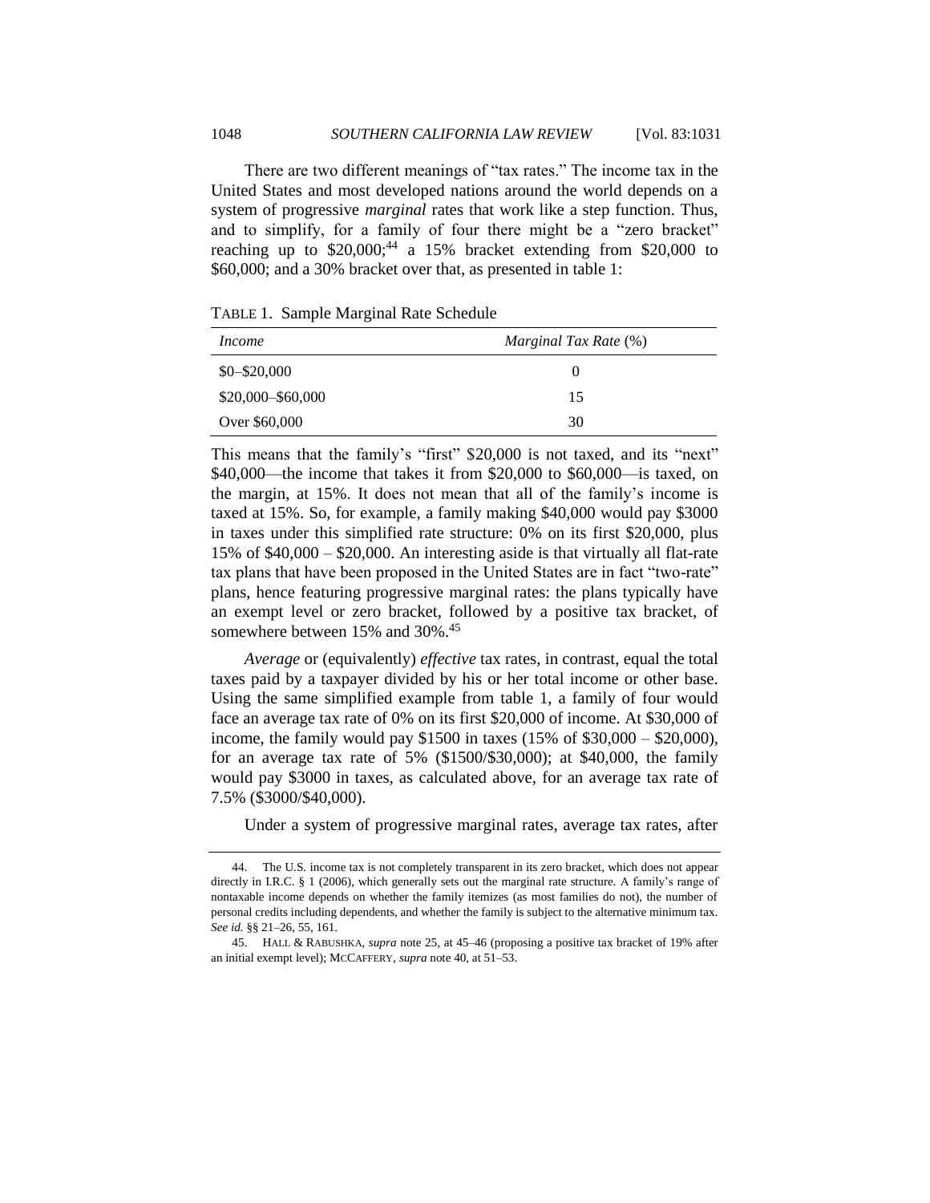There are two different meanings of "tax rates." The income tax in the United States and most developed nations around the world depends on a system of progressive *marginal* rates that work like a step function. Thus, and to simplify, for a family of four there might be a "zero bracket" reaching up to $20,000;[44] a 15% bracket extending from $20,000 to $60,000; and a 30% bracket over that, as presented in table 1:

TABLE 1. Sample Marginal Rate Schedule

| *Income* | *Marginal Tax Rate* (%) |
|---|---|
| $0–$20,000 | 0 |
| $20,000–$60,000 | 15 |
| Over $60,000 | 30 |

This means that the family's "first" $20,000 is not taxed, and its "next" $40,000—the income that takes it from $20,000 to $60,000—is taxed, on the margin, at 15%. It does not mean that all of the family's income is taxed at 15%. So, for example, a family making $40,000 would pay $3000 in taxes under this simplified rate structure: 0% on its first $20,000, plus 15% of $40,000 – $20,000. An interesting aside is that virtually all flat-rate tax plans that have been proposed in the United States are in fact "two-rate" plans, hence featuring progressive marginal rates: the plans typically have an exempt level or zero bracket, followed by a positive tax bracket, of somewhere between 15% and 30%.[45]

*Average* or (equivalently) *effective* tax rates, in contrast, equal the total taxes paid by a taxpayer divided by his or her total income or other base. Using the same simplified example from table 1, a family of four would face an average tax rate of 0% on its first $20,000 of income. At $30,000 of income, the family would pay $1500 in taxes (15% of $30,000 – $20,000), for an average tax rate of 5% ($1500/$30,000); at $40,000, the family would pay $3000 in taxes, as calculated above, for an average tax rate of 7.5% ($3000/$40,000).

Under a system of progressive marginal rates, average tax rates, after

---

44. The U.S. income tax is not completely transparent in its zero bracket, which does not appear directly in I.R.C. § 1 (2006), which generally sets out the marginal rate structure. A family's range of nontaxable income depends on whether the family itemizes (as most families do not), the number of personal credits including dependents, and whether the family is subject to the alternative minimum tax. *See id.* §§ 21–26, 55, 161.

45. HALL & RABUSHKA, *supra* note 25, at 45–46 (proposing a positive tax bracket of 19% after an initial exempt level); MCCAFFERY, *supra* note 40, at 51–53.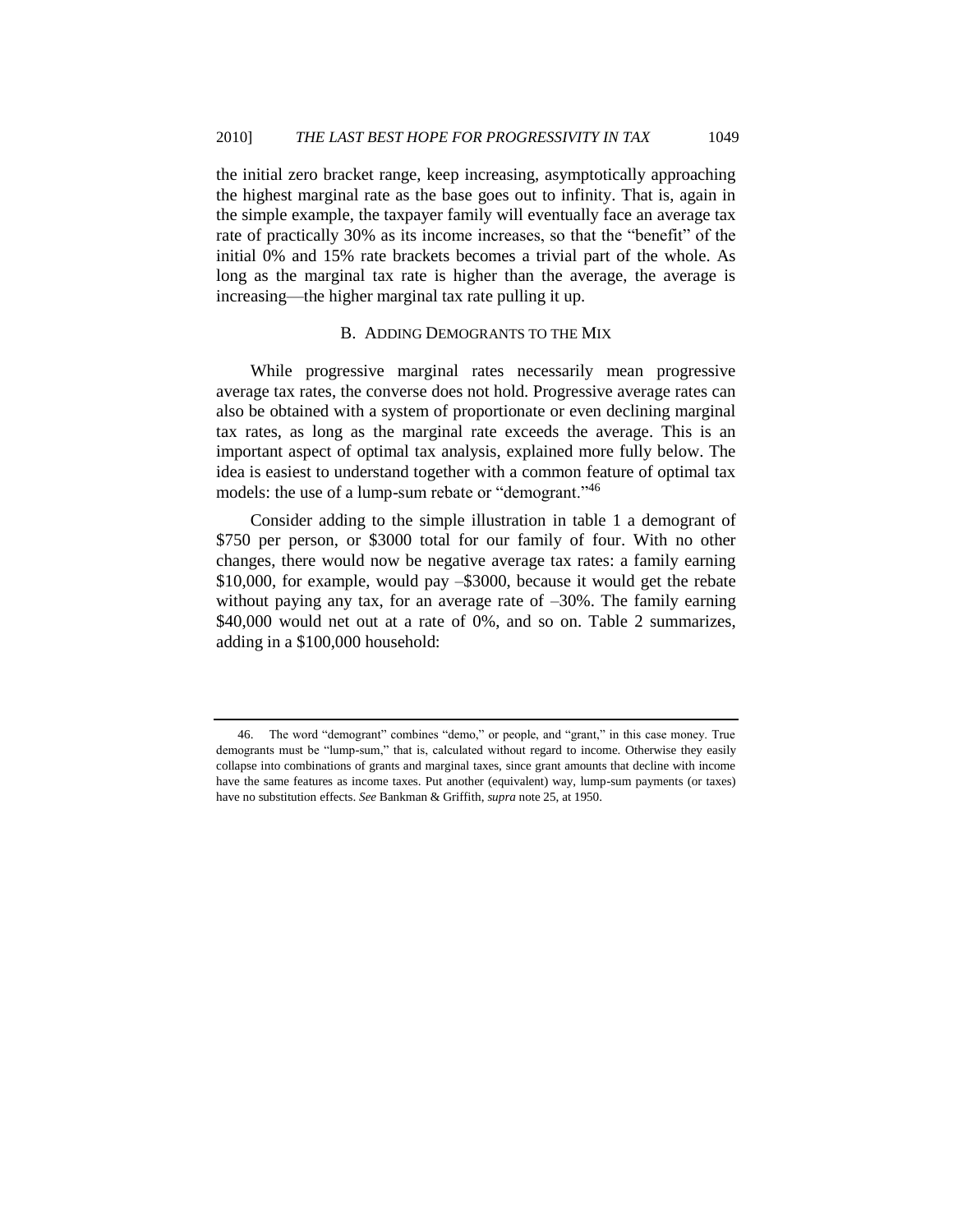the initial zero bracket range, keep increasing, asymptotically approaching the highest marginal rate as the base goes out to infinity. That is, again in the simple example, the taxpayer family will eventually face an average tax rate of practically 30% as its income increases, so that the "benefit" of the initial 0% and 15% rate brackets becomes a trivial part of the whole. As long as the marginal tax rate is higher than the average, the average is increasing—the higher marginal tax rate pulling it up.

### B. Adding Demogrants to the Mix

While progressive marginal rates necessarily mean progressive average tax rates, the converse does not hold. Progressive average rates can also be obtained with a system of proportionate or even declining marginal tax rates, as long as the marginal rate exceeds the average. This is an important aspect of optimal tax analysis, explained more fully below. The idea is easiest to understand together with a common feature of optimal tax models: the use of a lump-sum rebate or "demogrant."[46]

Consider adding to the simple illustration in table 1 a demogrant of $750 per person, or $3000 total for our family of four. With no other changes, there would now be negative average tax rates: a family earning $10,000, for example, would pay –$3000, because it would get the rebate without paying any tax, for an average rate of –30%. The family earning $40,000 would net out at a rate of 0%, and so on. Table 2 summarizes, adding in a $100,000 household:

---

46. The word "demogrant" combines "demo," or people, and "grant," in this case money. True demogrants must be "lump-sum," that is, calculated without regard to income. Otherwise they easily collapse into combinations of grants and marginal taxes, since grant amounts that decline with income have the same features as income taxes. Put another (equivalent) way, lump-sum payments (or taxes) have no substitution effects. *See* Bankman & Griffith, *supra* note 25, at 1950.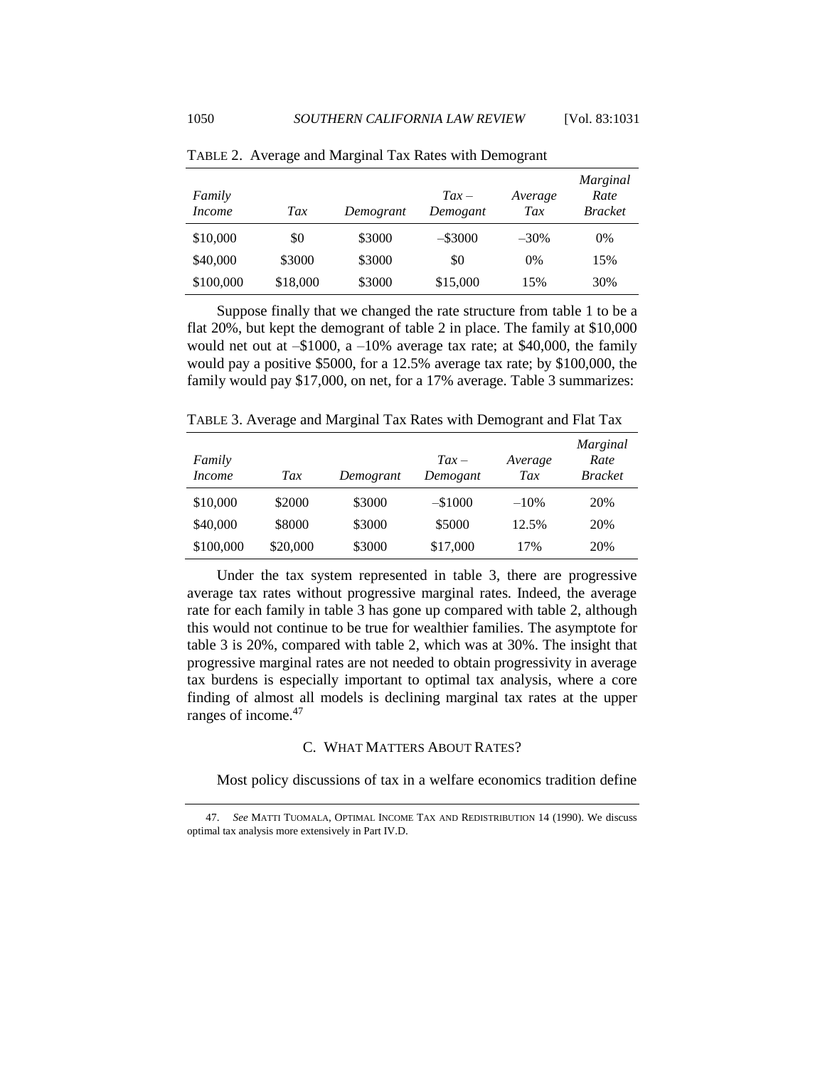TABLE 2. Average and Marginal Tax Rates with Demogrant

| *Family Income* | *Tax* | *Demogrant* | *Tax – Demogant* | *Average Tax* | *Marginal Rate Bracket* |
|---|---|---|---|---|---|
| $10,000 | $0 | $3000 | –$3000 | –30% | 0% |
| $40,000 | $3000 | $3000 | $0 | 0% | 15% |
| $100,000 | $18,000 | $3000 | $15,000 | 15% | 30% |

Suppose finally that we changed the rate structure from table 1 to be a flat 20%, but kept the demogrant of table 2 in place. The family at $10,000 would net out at –$1000, a –10% average tax rate; at $40,000, the family would pay a positive $5000, for a 12.5% average tax rate; by $100,000, the family would pay $17,000, on net, for a 17% average. Table 3 summarizes:

TABLE 3. Average and Marginal Tax Rates with Demogrant and Flat Tax

| *Family Income* | *Tax* | *Demogrant* | *Tax – Demogant* | *Average Tax* | *Marginal Rate Bracket* |
|---|---|---|---|---|---|
| $10,000 | $2000 | $3000 | –$1000 | –10% | 20% |
| $40,000 | $8000 | $3000 | $5000 | 12.5% | 20% |
| $100,000 | $20,000 | $3000 | $17,000 | 17% | 20% |

Under the tax system represented in table 3, there are progressive average tax rates without progressive marginal rates. Indeed, the average rate for each family in table 3 has gone up compared with table 2, although this would not continue to be true for wealthier families. The asymptote for table 3 is 20%, compared with table 2, which was at 30%. The insight that progressive marginal rates are not needed to obtain progressivity in average tax burdens is especially important to optimal tax analysis, where a core finding of almost all models is declining marginal tax rates at the upper ranges of income.[47]

### C. WHAT MATTERS ABOUT RATES?

Most policy discussions of tax in a welfare economics tradition define

---

47. *See* MATTI TUOMALA, OPTIMAL INCOME TAX AND REDISTRIBUTION 14 (1990). We discuss optimal tax analysis more extensively in Part IV.D.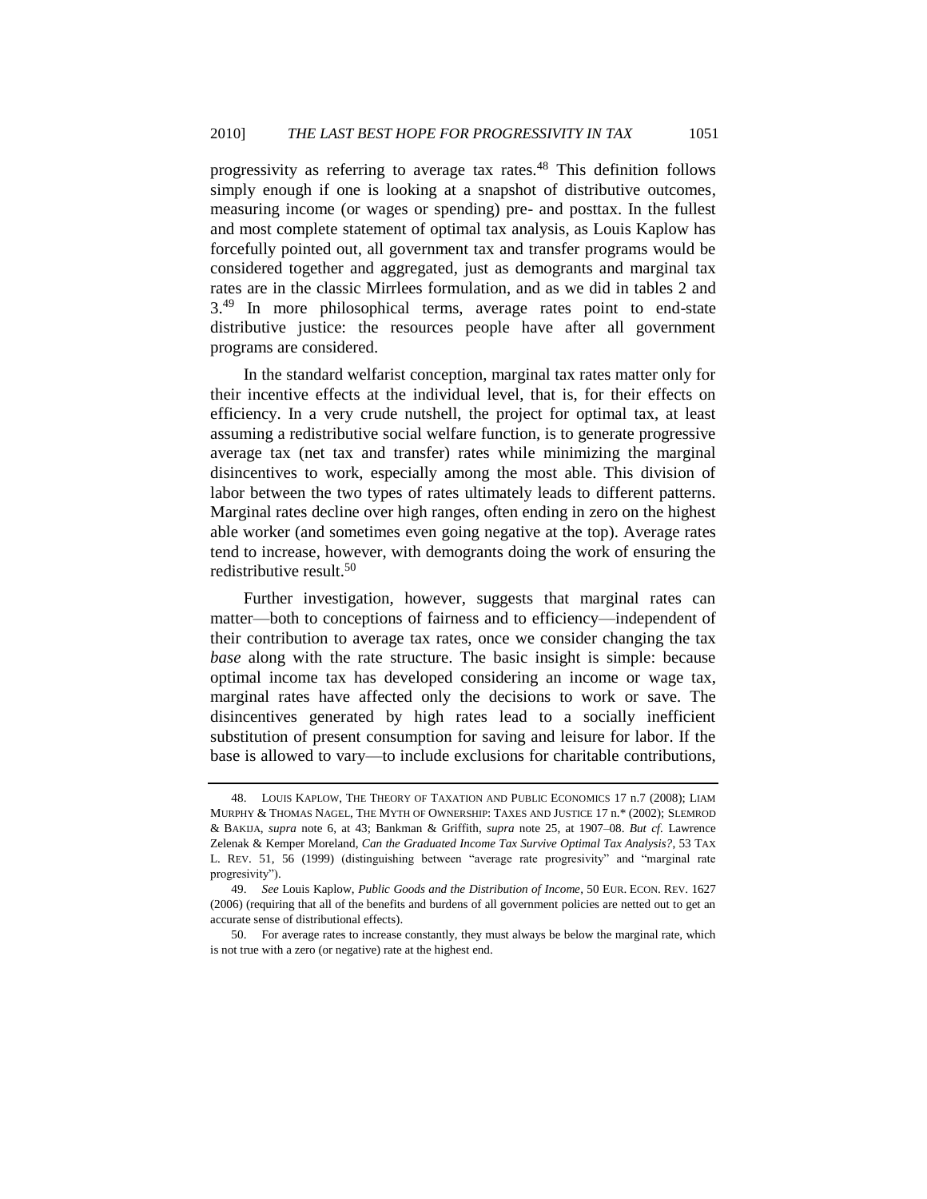progressivity as referring to average tax rates.[48] This definition follows simply enough if one is looking at a snapshot of distributive outcomes, measuring income (or wages or spending) pre- and posttax. In the fullest and most complete statement of optimal tax analysis, as Louis Kaplow has forcefully pointed out, all government tax and transfer programs would be considered together and aggregated, just as demogrants and marginal tax rates are in the classic Mirrlees formulation, and as we did in tables 2 and 3.[49] In more philosophical terms, average rates point to end-state distributive justice: the resources people have after all government programs are considered.

In the standard welfarist conception, marginal tax rates matter only for their incentive effects at the individual level, that is, for their effects on efficiency. In a very crude nutshell, the project for optimal tax, at least assuming a redistributive social welfare function, is to generate progressive average tax (net tax and transfer) rates while minimizing the marginal disincentives to work, especially among the most able. This division of labor between the two types of rates ultimately leads to different patterns. Marginal rates decline over high ranges, often ending in zero on the highest able worker (and sometimes even going negative at the top). Average rates tend to increase, however, with demogrants doing the work of ensuring the redistributive result.[50]

Further investigation, however, suggests that marginal rates can matter—both to conceptions of fairness and to efficiency—independent of their contribution to average tax rates, once we consider changing the tax *base* along with the rate structure. The basic insight is simple: because optimal income tax has developed considering an income or wage tax, marginal rates have affected only the decisions to work or save. The disincentives generated by high rates lead to a socially inefficient substitution of present consumption for saving and leisure for labor. If the base is allowed to vary—to include exclusions for charitable contributions,

---

48. LOUIS KAPLOW, THE THEORY OF TAXATION AND PUBLIC ECONOMICS 17 n.7 (2008); LIAM MURPHY & THOMAS NAGEL, THE MYTH OF OWNERSHIP: TAXES AND JUSTICE 17 n.* (2002); SLEMROD & BAKIJA, *supra* note 6, at 43; Bankman & Griffith, *supra* note 25, at 1907–08. *But cf.* Lawrence Zelenak & Kemper Moreland, *Can the Graduated Income Tax Survive Optimal Tax Analysis?*, 53 TAX L. REV. 51, 56 (1999) (distinguishing between "average rate progresivity" and "marginal rate progresivity").

49. *See* Louis Kaplow, *Public Goods and the Distribution of Income*, 50 EUR. ECON. REV. 1627 (2006) (requiring that all of the benefits and burdens of all government policies are netted out to get an accurate sense of distributional effects).

50. For average rates to increase constantly, they must always be below the marginal rate, which is not true with a zero (or negative) rate at the highest end.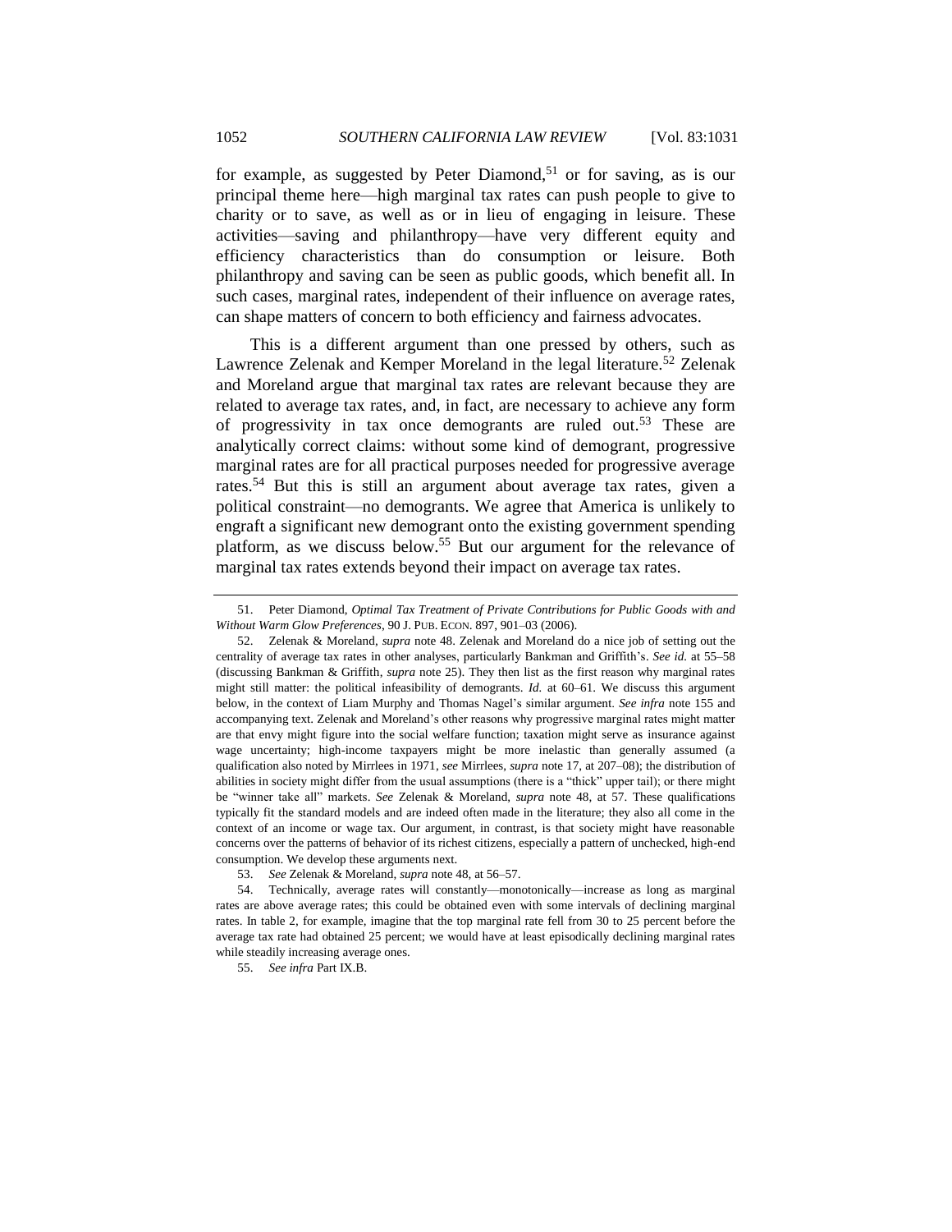for example, as suggested by Peter Diamond,[51] or for saving, as is our principal theme here—high marginal tax rates can push people to give to charity or to save, as well as or in lieu of engaging in leisure. These activities—saving and philanthropy—have very different equity and efficiency characteristics than do consumption or leisure. Both philanthropy and saving can be seen as public goods, which benefit all. In such cases, marginal rates, independent of their influence on average rates, can shape matters of concern to both efficiency and fairness advocates.

This is a different argument than one pressed by others, such as Lawrence Zelenak and Kemper Moreland in the legal literature.[52] Zelenak and Moreland argue that marginal tax rates are relevant because they are related to average tax rates, and, in fact, are necessary to achieve any form of progressivity in tax once demogrants are ruled out.[53] These are analytically correct claims: without some kind of demogrant, progressive marginal rates are for all practical purposes needed for progressive average rates.[54] But this is still an argument about average tax rates, given a political constraint—no demogrants. We agree that America is unlikely to engraft a significant new demogrant onto the existing government spending platform, as we discuss below.[55] But our argument for the relevance of marginal tax rates extends beyond their impact on average tax rates.

---

51. Peter Diamond, *Optimal Tax Treatment of Private Contributions for Public Goods with and Without Warm Glow Preferences*, 90 J. PUB. ECON. 897, 901–03 (2006).

52. Zelenak & Moreland, *supra* note 48. Zelenak and Moreland do a nice job of setting out the centrality of average tax rates in other analyses, particularly Bankman and Griffith's. *See id.* at 55–58 (discussing Bankman & Griffith, *supra* note 25). They then list as the first reason why marginal rates might still matter: the political infeasibility of demogrants. *Id.* at 60–61. We discuss this argument below, in the context of Liam Murphy and Thomas Nagel's similar argument. *See infra* note 155 and accompanying text. Zelenak and Moreland's other reasons why progressive marginal rates might matter are that envy might figure into the social welfare function; taxation might serve as insurance against wage uncertainty; high-income taxpayers might be more inelastic than generally assumed (a qualification also noted by Mirrlees in 1971, *see* Mirrlees, *supra* note 17, at 207–08); the distribution of abilities in society might differ from the usual assumptions (there is a "thick" upper tail); or there might be "winner take all" markets. *See* Zelenak & Moreland, *supra* note 48, at 57. These qualifications typically fit the standard models and are indeed often made in the literature; they also all come in the context of an income or wage tax. Our argument, in contrast, is that society might have reasonable concerns over the patterns of behavior of its richest citizens, especially a pattern of unchecked, high-end consumption. We develop these arguments next.

53. *See* Zelenak & Moreland, *supra* note 48, at 56–57.

54. Technically, average rates will constantly—monotonically—increase as long as marginal rates are above average rates; this could be obtained even with some intervals of declining marginal rates. In table 2, for example, imagine that the top marginal rate fell from 30 to 25 percent before the average tax rate had obtained 25 percent; we would have at least episodically declining marginal rates while steadily increasing average ones.

55. *See infra* Part IX.B.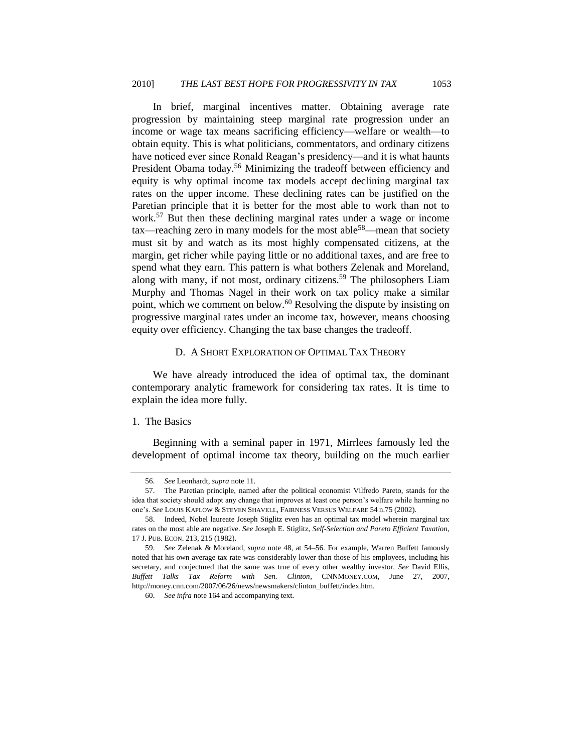In brief, marginal incentives matter. Obtaining average rate progression by maintaining steep marginal rate progression under an income or wage tax means sacrificing efficiency—welfare or wealth—to obtain equity. This is what politicians, commentators, and ordinary citizens have noticed ever since Ronald Reagan's presidency—and it is what haunts President Obama today.[56] Minimizing the tradeoff between efficiency and equity is why optimal income tax models accept declining marginal tax rates on the upper income. These declining rates can be justified on the Paretian principle that it is better for the most able to work than not to work.[57] But then these declining marginal rates under a wage or income tax—reaching zero in many models for the most able[58]—mean that society must sit by and watch as its most highly compensated citizens, at the margin, get richer while paying little or no additional taxes, and are free to spend what they earn. This pattern is what bothers Zelenak and Moreland, along with many, if not most, ordinary citizens.[59] The philosophers Liam Murphy and Thomas Nagel in their work on tax policy make a similar point, which we comment on below.[60] Resolving the dispute by insisting on progressive marginal rates under an income tax, however, means choosing equity over efficiency. Changing the tax base changes the tradeoff.

### D. A Short Exploration of Optimal Tax Theory

We have already introduced the idea of optimal tax, the dominant contemporary analytic framework for considering tax rates. It is time to explain the idea more fully.

#### 1. The Basics

Beginning with a seminal paper in 1971, Mirrlees famously led the development of optimal income tax theory, building on the much earlier

---

56. *See* Leonhardt, *supra* note 11.

57. The Paretian principle, named after the political economist Vilfredo Pareto, stands for the idea that society should adopt any change that improves at least one person's welfare while harming no one's. *See* LOUIS KAPLOW & STEVEN SHAVELL, FAIRNESS VERSUS WELFARE 54 n.75 (2002).

58. Indeed, Nobel laureate Joseph Stiglitz even has an optimal tax model wherein marginal tax rates on the most able are negative. *See* Joseph E. Stiglitz, *Self-Selection and Pareto Efficient Taxation*, 17 J. PUB. ECON. 213, 215 (1982).

59. *See* Zelenak & Moreland, *supra* note 48, at 54–56. For example, Warren Buffett famously noted that his own average tax rate was considerably lower than those of his employees, including his secretary, and conjectured that the same was true of every other wealthy investor. *See* David Ellis, *Buffett Talks Tax Reform with Sen. Clinton*, CNNMONEY.COM, June 27, 2007, http://money.cnn.com/2007/06/26/news/newsmakers/clinton_buffett/index.htm.

60. *See infra* note 164 and accompanying text.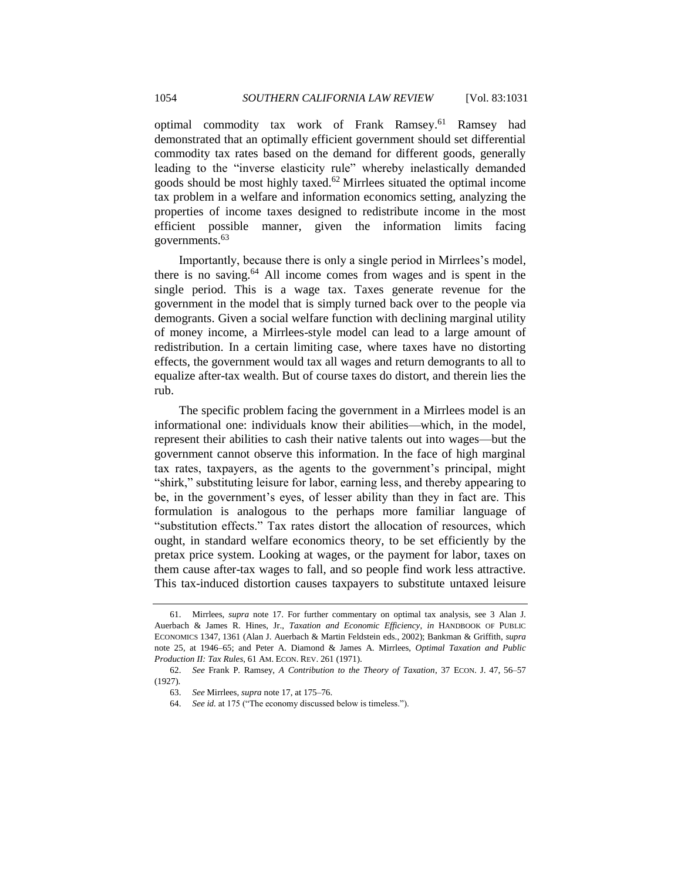optimal commodity tax work of Frank Ramsey.[61] Ramsey had demonstrated that an optimally efficient government should set differential commodity tax rates based on the demand for different goods, generally leading to the "inverse elasticity rule" whereby inelastically demanded goods should be most highly taxed.[62] Mirrlees situated the optimal income tax problem in a welfare and information economics setting, analyzing the properties of income taxes designed to redistribute income in the most efficient possible manner, given the information limits facing governments.[63]

Importantly, because there is only a single period in Mirrlees's model, there is no saving.[64] All income comes from wages and is spent in the single period. This is a wage tax. Taxes generate revenue for the government in the model that is simply turned back over to the people via demogrants. Given a social welfare function with declining marginal utility of money income, a Mirrlees-style model can lead to a large amount of redistribution. In a certain limiting case, where taxes have no distorting effects, the government would tax all wages and return demogrants to all to equalize after-tax wealth. But of course taxes do distort, and therein lies the rub.

The specific problem facing the government in a Mirrlees model is an informational one: individuals know their abilities—which, in the model, represent their abilities to cash their native talents out into wages—but the government cannot observe this information. In the face of high marginal tax rates, taxpayers, as the agents to the government's principal, might "shirk," substituting leisure for labor, earning less, and thereby appearing to be, in the government's eyes, of lesser ability than they in fact are. This formulation is analogous to the perhaps more familiar language of "substitution effects." Tax rates distort the allocation of resources, which ought, in standard welfare economics theory, to be set efficiently by the pretax price system. Looking at wages, or the payment for labor, taxes on them cause after-tax wages to fall, and so people find work less attractive. This tax-induced distortion causes taxpayers to substitute untaxed leisure

---

61. Mirrlees, *supra* note 17. For further commentary on optimal tax analysis, see 3 Alan J. Auerbach & James R. Hines, Jr., *Taxation and Economic Efficiency*, *in* HANDBOOK OF PUBLIC ECONOMICS 1347, 1361 (Alan J. Auerbach & Martin Feldstein eds., 2002); Bankman & Griffith, *supra* note 25, at 1946–65; and Peter A. Diamond & James A. Mirrlees, *Optimal Taxation and Public Production II: Tax Rules*, 61 AM. ECON. REV. 261 (1971).

62. *See* Frank P. Ramsey, *A Contribution to the Theory of Taxation*, 37 ECON. J. 47, 56–57 (1927).

63. *See* Mirrlees, *supra* note 17, at 175–76.

64. *See id.* at 175 ("The economy discussed below is timeless.").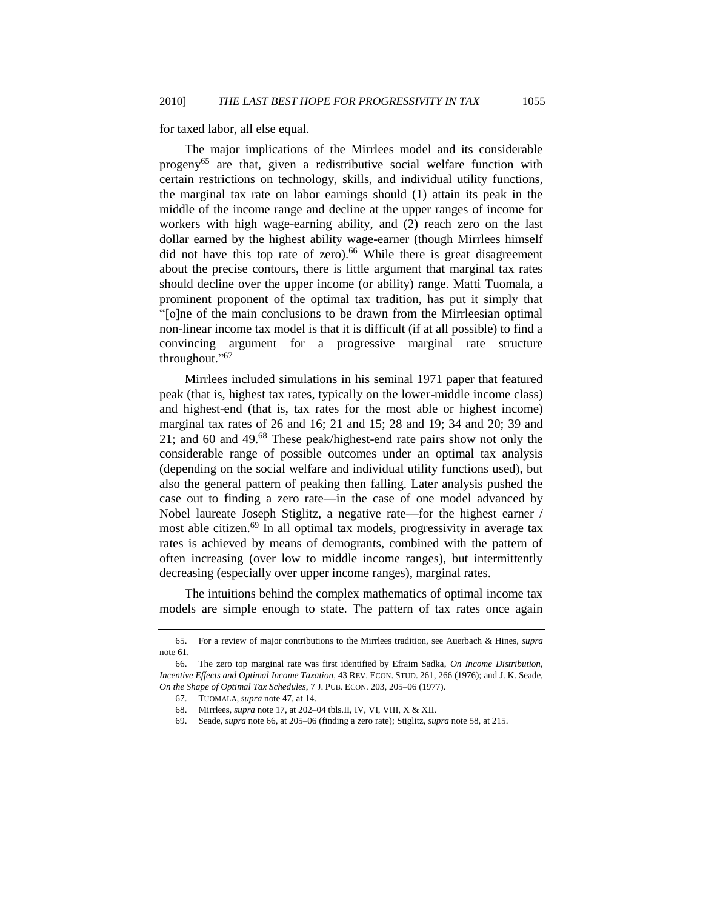for taxed labor, all else equal.

The major implications of the Mirrlees model and its considerable progeny[65] are that, given a redistributive social welfare function with certain restrictions on technology, skills, and individual utility functions, the marginal tax rate on labor earnings should (1) attain its peak in the middle of the income range and decline at the upper ranges of income for workers with high wage-earning ability, and (2) reach zero on the last dollar earned by the highest ability wage-earner (though Mirrlees himself did not have this top rate of zero).[66] While there is great disagreement about the precise contours, there is little argument that marginal tax rates should decline over the upper income (or ability) range. Matti Tuomala, a prominent proponent of the optimal tax tradition, has put it simply that "[o]ne of the main conclusions to be drawn from the Mirrleesian optimal non-linear income tax model is that it is difficult (if at all possible) to find a convincing argument for a progressive marginal rate structure throughout."[67]

Mirrlees included simulations in his seminal 1971 paper that featured peak (that is, highest tax rates, typically on the lower-middle income class) and highest-end (that is, tax rates for the most able or highest income) marginal tax rates of 26 and 16; 21 and 15; 28 and 19; 34 and 20; 39 and 21; and 60 and 49.[68] These peak/highest-end rate pairs show not only the considerable range of possible outcomes under an optimal tax analysis (depending on the social welfare and individual utility functions used), but also the general pattern of peaking then falling. Later analysis pushed the case out to finding a zero rate—in the case of one model advanced by Nobel laureate Joseph Stiglitz, a negative rate—for the highest earner / most able citizen.[69] In all optimal tax models, progressivity in average tax rates is achieved by means of demogrants, combined with the pattern of often increasing (over low to middle income ranges), but intermittently decreasing (especially over upper income ranges), marginal rates.

The intuitions behind the complex mathematics of optimal income tax models are simple enough to state. The pattern of tax rates once again

---

65. For a review of major contributions to the Mirrlees tradition, see Auerbach & Hines, *supra* note 61.

66. The zero top marginal rate was first identified by Efraim Sadka, *On Income Distribution, Incentive Effects and Optimal Income Taxation*, 43 REV. ECON. STUD. 261, 266 (1976); and J. K. Seade, *On the Shape of Optimal Tax Schedules*, 7 J. PUB. ECON. 203, 205–06 (1977).

67. TUOMALA, *supra* note 47, at 14.

68. Mirrlees, *supra* note 17, at 202–04 tbls.II, IV, VI, VIII, X & XII.

69. Seade, *supra* note 66, at 205–06 (finding a zero rate); Stiglitz, *supra* note 58, at 215.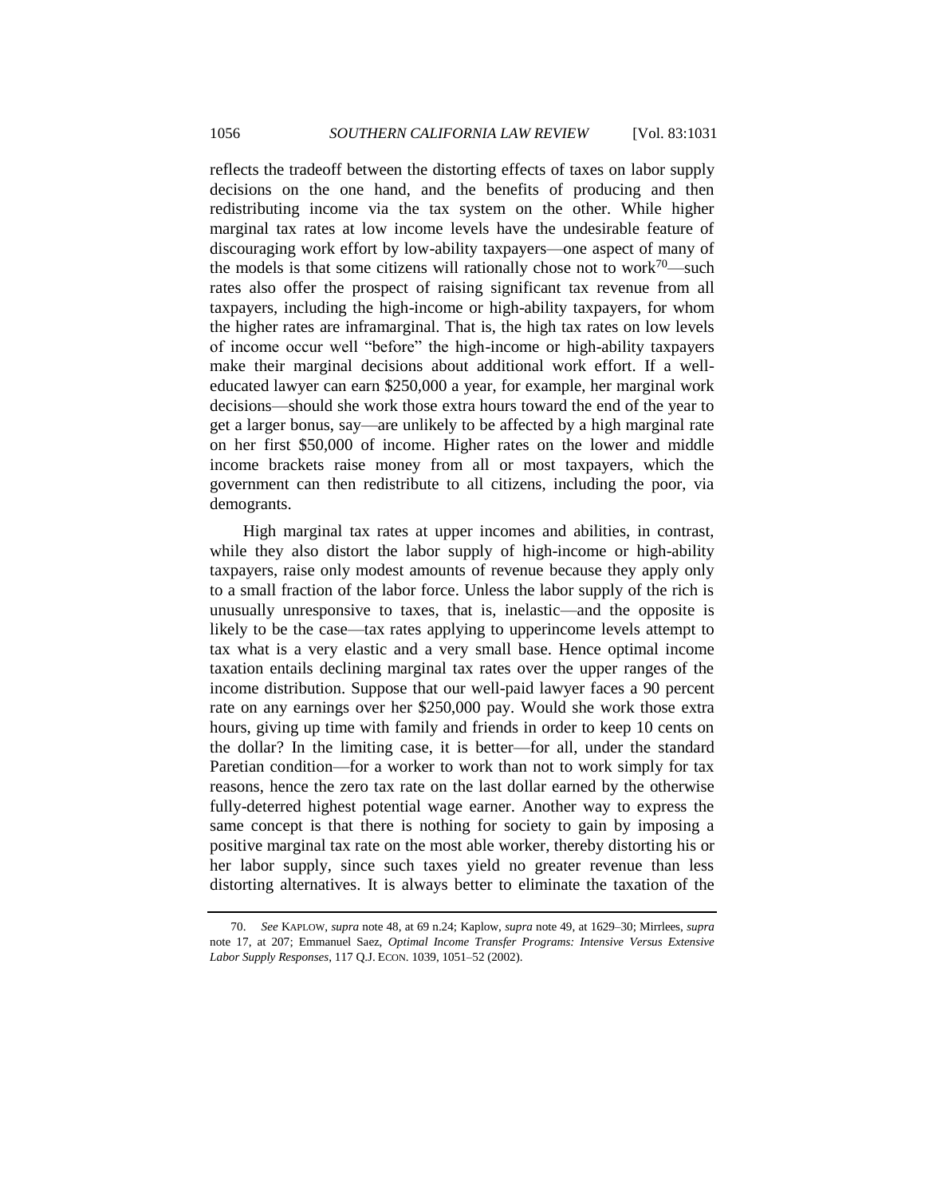reflects the tradeoff between the distorting effects of taxes on labor supply decisions on the one hand, and the benefits of producing and then redistributing income via the tax system on the other. While higher marginal tax rates at low income levels have the undesirable feature of discouraging work effort by low-ability taxpayers—one aspect of many of the models is that some citizens will rationally chose not to work[70]—such rates also offer the prospect of raising significant tax revenue from all taxpayers, including the high-income or high-ability taxpayers, for whom the higher rates are inframarginal. That is, the high tax rates on low levels of income occur well "before" the high-income or high-ability taxpayers make their marginal decisions about additional work effort. If a well-educated lawyer can earn $250,000 a year, for example, her marginal work decisions—should she work those extra hours toward the end of the year to get a larger bonus, say—are unlikely to be affected by a high marginal rate on her first $50,000 of income. Higher rates on the lower and middle income brackets raise money from all or most taxpayers, which the government can then redistribute to all citizens, including the poor, via demogrants.

High marginal tax rates at upper incomes and abilities, in contrast, while they also distort the labor supply of high-income or high-ability taxpayers, raise only modest amounts of revenue because they apply only to a small fraction of the labor force. Unless the labor supply of the rich is unusually unresponsive to taxes, that is, inelastic—and the opposite is likely to be the case—tax rates applying to upperincome levels attempt to tax what is a very elastic and a very small base. Hence optimal income taxation entails declining marginal tax rates over the upper ranges of the income distribution. Suppose that our well-paid lawyer faces a 90 percent rate on any earnings over her $250,000 pay. Would she work those extra hours, giving up time with family and friends in order to keep 10 cents on the dollar? In the limiting case, it is better—for all, under the standard Paretian condition—for a worker to work than not to work simply for tax reasons, hence the zero tax rate on the last dollar earned by the otherwise fully-deterred highest potential wage earner. Another way to express the same concept is that there is nothing for society to gain by imposing a positive marginal tax rate on the most able worker, thereby distorting his or her labor supply, since such taxes yield no greater revenue than less distorting alternatives. It is always better to eliminate the taxation of the

---

70. *See* KAPLOW, *supra* note 48, at 69 n.24; Kaplow, *supra* note 49, at 1629–30; Mirrlees, *supra* note 17, at 207; Emmanuel Saez, *Optimal Income Transfer Programs: Intensive Versus Extensive Labor Supply Responses*, 117 Q.J. ECON. 1039, 1051–52 (2002).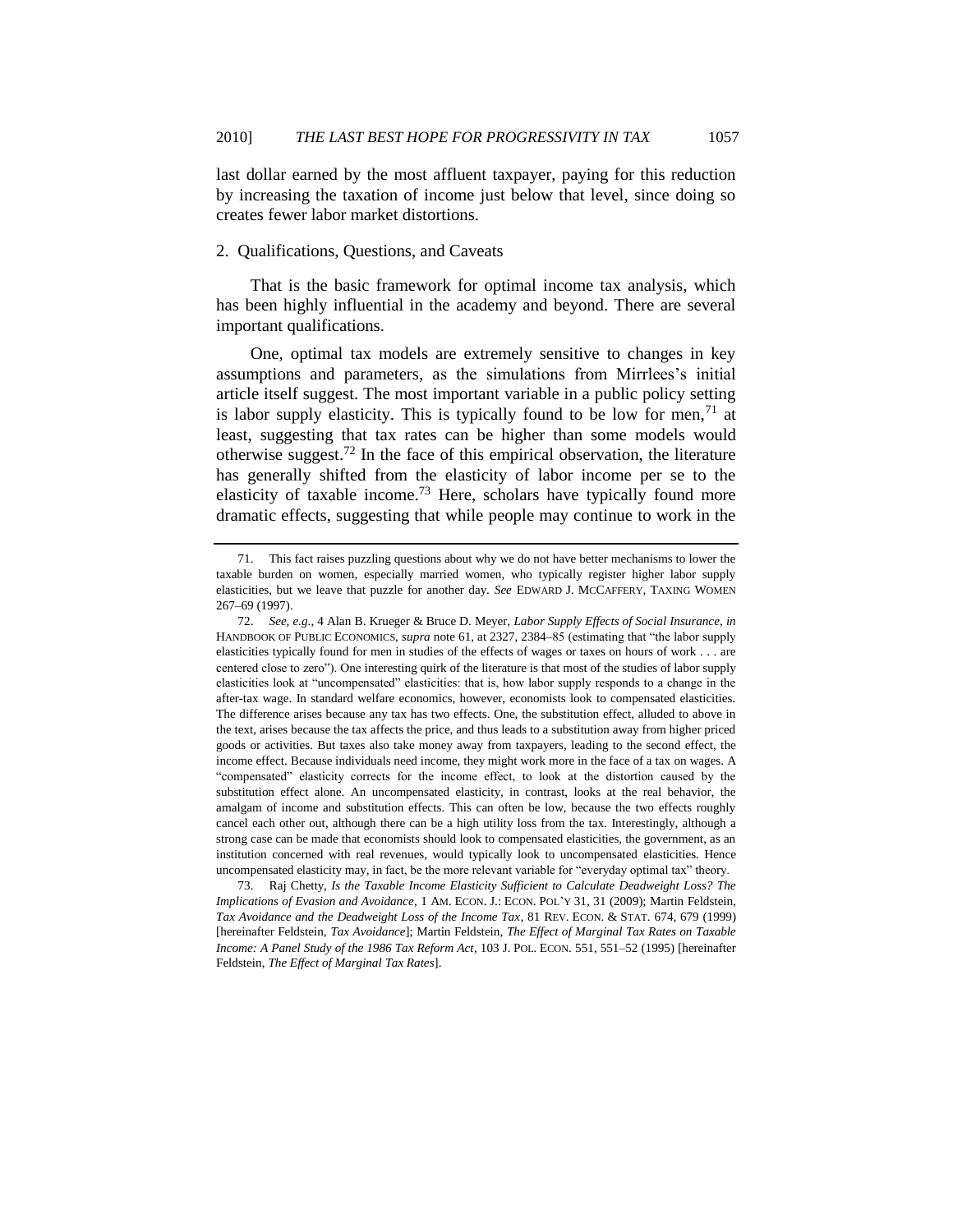last dollar earned by the most affluent taxpayer, paying for this reduction by increasing the taxation of income just below that level, since doing so creates fewer labor market distortions.

### 2. Qualifications, Questions, and Caveats

That is the basic framework for optimal income tax analysis, which has been highly influential in the academy and beyond. There are several important qualifications.

One, optimal tax models are extremely sensitive to changes in key assumptions and parameters, as the simulations from Mirrlees's initial article itself suggest. The most important variable in a public policy setting is labor supply elasticity. This is typically found to be low for men,[71] at least, suggesting that tax rates can be higher than some models would otherwise suggest.[72] In the face of this empirical observation, the literature has generally shifted from the elasticity of labor income per se to the elasticity of taxable income.[73] Here, scholars have typically found more dramatic effects, suggesting that while people may continue to work in the

---

71. This fact raises puzzling questions about why we do not have better mechanisms to lower the taxable burden on women, especially married women, who typically register higher labor supply elasticities, but we leave that puzzle for another day. *See* EDWARD J. MCCAFFERY, TAXING WOMEN 267–69 (1997).

72. *See, e.g.*, 4 Alan B. Krueger & Bruce D. Meyer, *Labor Supply Effects of Social Insurance*, *in* HANDBOOK OF PUBLIC ECONOMICS, *supra* note 61, at 2327, 2384–85 (estimating that "the labor supply elasticities typically found for men in studies of the effects of wages or taxes on hours of work . . . are centered close to zero"). One interesting quirk of the literature is that most of the studies of labor supply elasticities look at "uncompensated" elasticities: that is, how labor supply responds to a change in the after-tax wage. In standard welfare economics, however, economists look to compensated elasticities. The difference arises because any tax has two effects. One, the substitution effect, alluded to above in the text, arises because the tax affects the price, and thus leads to a substitution away from higher priced goods or activities. But taxes also take money away from taxpayers, leading to the second effect, the income effect. Because individuals need income, they might work more in the face of a tax on wages. A "compensated" elasticity corrects for the income effect, to look at the distortion caused by the substitution effect alone. An uncompensated elasticity, in contrast, looks at the real behavior, the amalgam of income and substitution effects. This can often be low, because the two effects roughly cancel each other out, although there can be a high utility loss from the tax. Interestingly, although a strong case can be made that economists should look to compensated elasticities, the government, as an institution concerned with real revenues, would typically look to uncompensated elasticities. Hence uncompensated elasticity may, in fact, be the more relevant variable for "everyday optimal tax" theory.

73. Raj Chetty, *Is the Taxable Income Elasticity Sufficient to Calculate Deadweight Loss? The Implications of Evasion and Avoidance*, 1 AM. ECON. J.: ECON. POL'Y 31, 31 (2009); Martin Feldstein, *Tax Avoidance and the Deadweight Loss of the Income Tax*, 81 REV. ECON. & STAT. 674, 679 (1999) [hereinafter Feldstein, *Tax Avoidance*]; Martin Feldstein, *The Effect of Marginal Tax Rates on Taxable Income: A Panel Study of the 1986 Tax Reform Act*, 103 J. POL. ECON. 551, 551–52 (1995) [hereinafter Feldstein, *The Effect of Marginal Tax Rates*].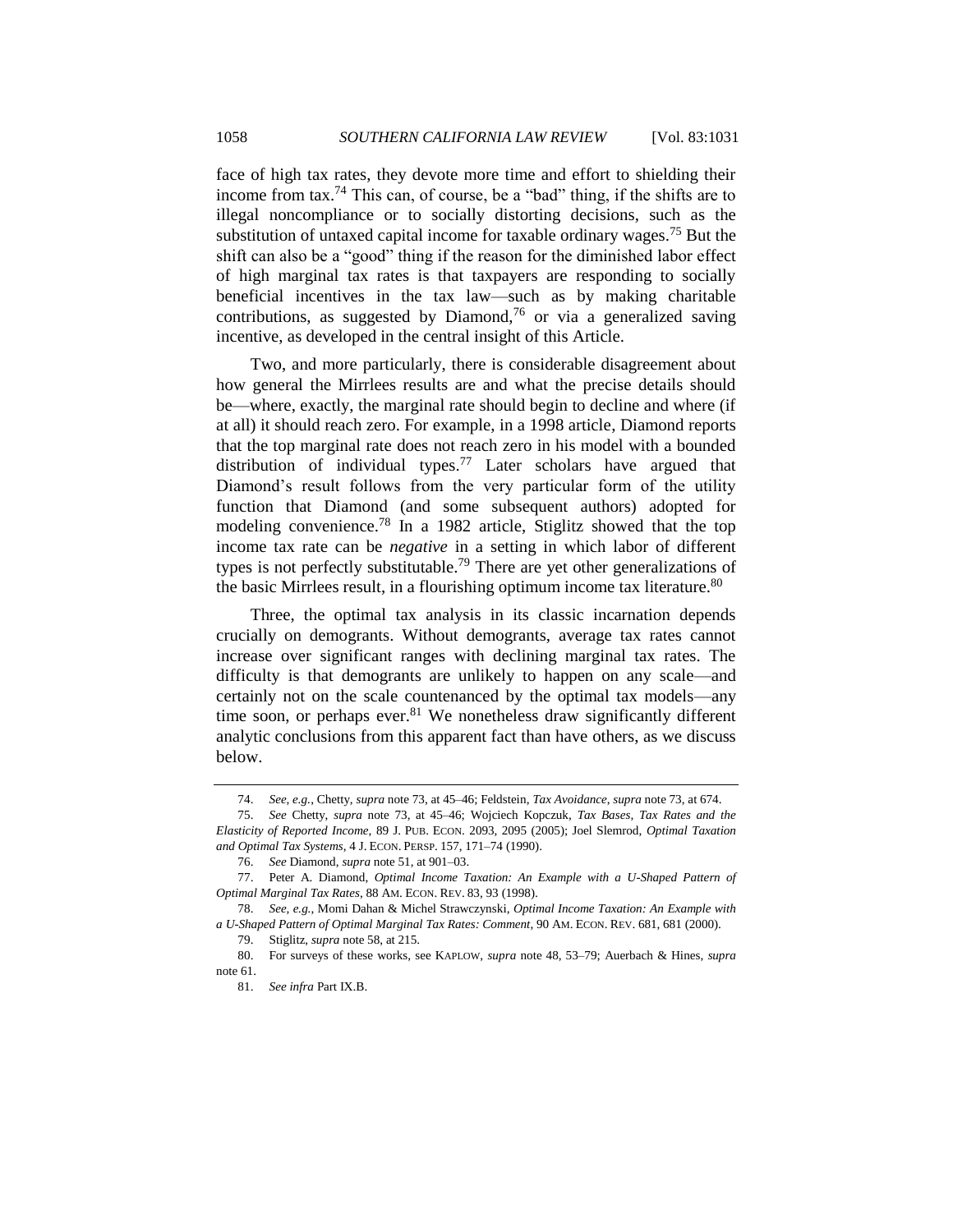face of high tax rates, they devote more time and effort to shielding their income from tax.[74] This can, of course, be a "bad" thing, if the shifts are to illegal noncompliance or to socially distorting decisions, such as the substitution of untaxed capital income for taxable ordinary wages.[75] But the shift can also be a "good" thing if the reason for the diminished labor effect of high marginal tax rates is that taxpayers are responding to socially beneficial incentives in the tax law—such as by making charitable contributions, as suggested by Diamond,[76] or via a generalized saving incentive, as developed in the central insight of this Article.

Two, and more particularly, there is considerable disagreement about how general the Mirrlees results are and what the precise details should be—where, exactly, the marginal rate should begin to decline and where (if at all) it should reach zero. For example, in a 1998 article, Diamond reports that the top marginal rate does not reach zero in his model with a bounded distribution of individual types.[77] Later scholars have argued that Diamond's result follows from the very particular form of the utility function that Diamond (and some subsequent authors) adopted for modeling convenience.[78] In a 1982 article, Stiglitz showed that the top income tax rate can be *negative* in a setting in which labor of different types is not perfectly substitutable.[79] There are yet other generalizations of the basic Mirrlees result, in a flourishing optimum income tax literature.[80]

Three, the optimal tax analysis in its classic incarnation depends crucially on demogrants. Without demogrants, average tax rates cannot increase over significant ranges with declining marginal tax rates. The difficulty is that demogrants are unlikely to happen on any scale—and certainly not on the scale countenanced by the optimal tax models—any time soon, or perhaps ever.[81] We nonetheless draw significantly different analytic conclusions from this apparent fact than have others, as we discuss below.

---

74. *See, e.g.*, Chetty, *supra* note 73, at 45–46; Feldstein, *Tax Avoidance*, *supra* note 73, at 674.

75. *See* Chetty, *supra* note 73, at 45–46; Wojciech Kopczuk, *Tax Bases, Tax Rates and the Elasticity of Reported Income*, 89 J. PUB. ECON. 2093, 2095 (2005); Joel Slemrod, *Optimal Taxation and Optimal Tax Systems*, 4 J. ECON. PERSP. 157, 171–74 (1990).

76. *See* Diamond, *supra* note 51, at 901–03.

77. Peter A. Diamond, *Optimal Income Taxation: An Example with a U-Shaped Pattern of Optimal Marginal Tax Rates*, 88 AM. ECON. REV. 83, 93 (1998).

78. *See, e.g.*, Momi Dahan & Michel Strawczynski, *Optimal Income Taxation: An Example with a U-Shaped Pattern of Optimal Marginal Tax Rates: Comment*, 90 AM. ECON. REV. 681, 681 (2000).

79. Stiglitz, *supra* note 58, at 215.

80. For surveys of these works, see KAPLOW, *supra* note 48, 53–79; Auerbach & Hines, *supra* note 61.

81. *See infra* Part IX.B.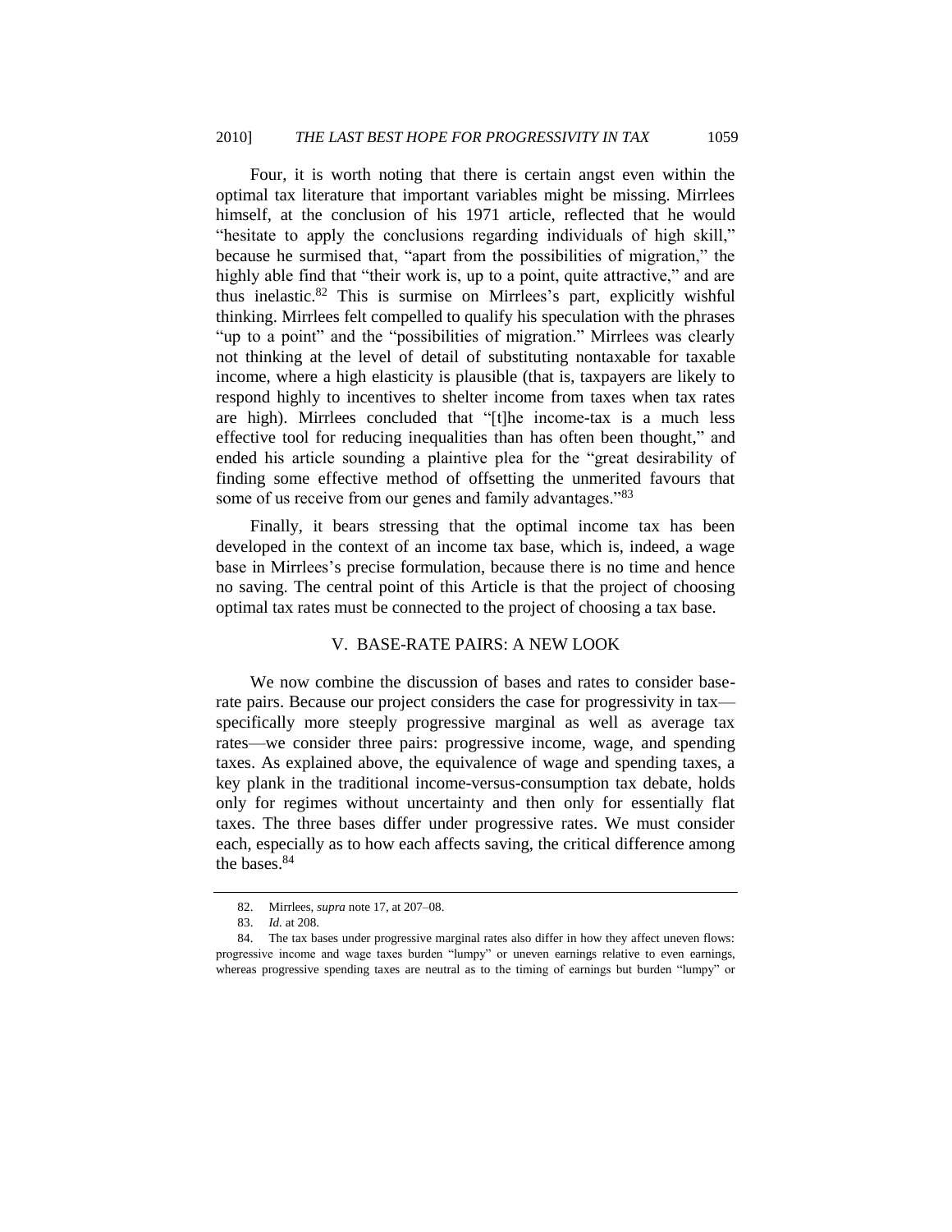Four, it is worth noting that there is certain angst even within the optimal tax literature that important variables might be missing. Mirrlees himself, at the conclusion of his 1971 article, reflected that he would "hesitate to apply the conclusions regarding individuals of high skill," because he surmised that, "apart from the possibilities of migration," the highly able find that "their work is, up to a point, quite attractive," and are thus inelastic.[82] This is surmise on Mirrlees's part, explicitly wishful thinking. Mirrlees felt compelled to qualify his speculation with the phrases "up to a point" and the "possibilities of migration." Mirrlees was clearly not thinking at the level of detail of substituting nontaxable for taxable income, where a high elasticity is plausible (that is, taxpayers are likely to respond highly to incentives to shelter income from taxes when tax rates are high). Mirrlees concluded that "[t]he income-tax is a much less effective tool for reducing inequalities than has often been thought," and ended his article sounding a plaintive plea for the "great desirability of finding some effective method of offsetting the unmerited favours that some of us receive from our genes and family advantages."[83]

Finally, it bears stressing that the optimal income tax has been developed in the context of an income tax base, which is, indeed, a wage base in Mirrlees's precise formulation, because there is no time and hence no saving. The central point of this Article is that the project of choosing optimal tax rates must be connected to the project of choosing a tax base.

## V. BASE-RATE PAIRS: A NEW LOOK

We now combine the discussion of bases and rates to consider base-rate pairs. Because our project considers the case for progressivity in tax—specifically more steeply progressive marginal as well as average tax rates—we consider three pairs: progressive income, wage, and spending taxes. As explained above, the equivalence of wage and spending taxes, a key plank in the traditional income-versus-consumption tax debate, holds only for regimes without uncertainty and then only for essentially flat taxes. The three bases differ under progressive rates. We must consider each, especially as to how each affects saving, the critical difference among the bases.[84]

---

82. Mirrlees, *supra* note 17, at 207–08.

83. *Id.* at 208.

84. The tax bases under progressive marginal rates also differ in how they affect uneven flows: progressive income and wage taxes burden "lumpy" or uneven earnings relative to even earnings, whereas progressive spending taxes are neutral as to the timing of earnings but burden "lumpy" or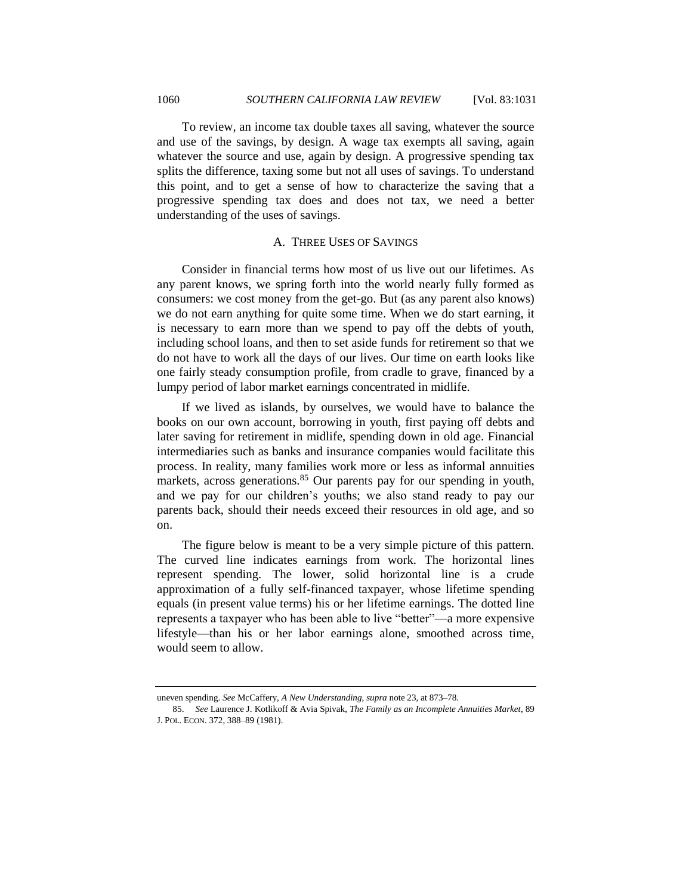To review, an income tax double taxes all saving, whatever the source and use of the savings, by design. A wage tax exempts all saving, again whatever the source and use, again by design. A progressive spending tax splits the difference, taxing some but not all uses of savings. To understand this point, and to get a sense of how to characterize the saving that a progressive spending tax does and does not tax, we need a better understanding of the uses of savings.

### A. THREE USES OF SAVINGS

Consider in financial terms how most of us live out our lifetimes. As any parent knows, we spring forth into the world nearly fully formed as consumers: we cost money from the get-go. But (as any parent also knows) we do not earn anything for quite some time. When we do start earning, it is necessary to earn more than we spend to pay off the debts of youth, including school loans, and then to set aside funds for retirement so that we do not have to work all the days of our lives. Our time on earth looks like one fairly steady consumption profile, from cradle to grave, financed by a lumpy period of labor market earnings concentrated in midlife.

If we lived as islands, by ourselves, we would have to balance the books on our own account, borrowing in youth, first paying off debts and later saving for retirement in midlife, spending down in old age. Financial intermediaries such as banks and insurance companies would facilitate this process. In reality, many families work more or less as informal annuities markets, across generations.[85] Our parents pay for our spending in youth, and we pay for our children's youths; we also stand ready to pay our parents back, should their needs exceed their resources in old age, and so on.

The figure below is meant to be a very simple picture of this pattern. The curved line indicates earnings from work. The horizontal lines represent spending. The lower, solid horizontal line is a crude approximation of a fully self-financed taxpayer, whose lifetime spending equals (in present value terms) his or her lifetime earnings. The dotted line represents a taxpayer who has been able to live "better"—a more expensive lifestyle—than his or her labor earnings alone, smoothed across time, would seem to allow.

---

uneven spending. *See* McCaffery, *A New Understanding*, *supra* note 23, at 873–78.

85. *See* Laurence J. Kotlikoff & Avia Spivak, *The Family as an Incomplete Annuities Market*, 89 J. POL. ECON. 372, 388–89 (1981).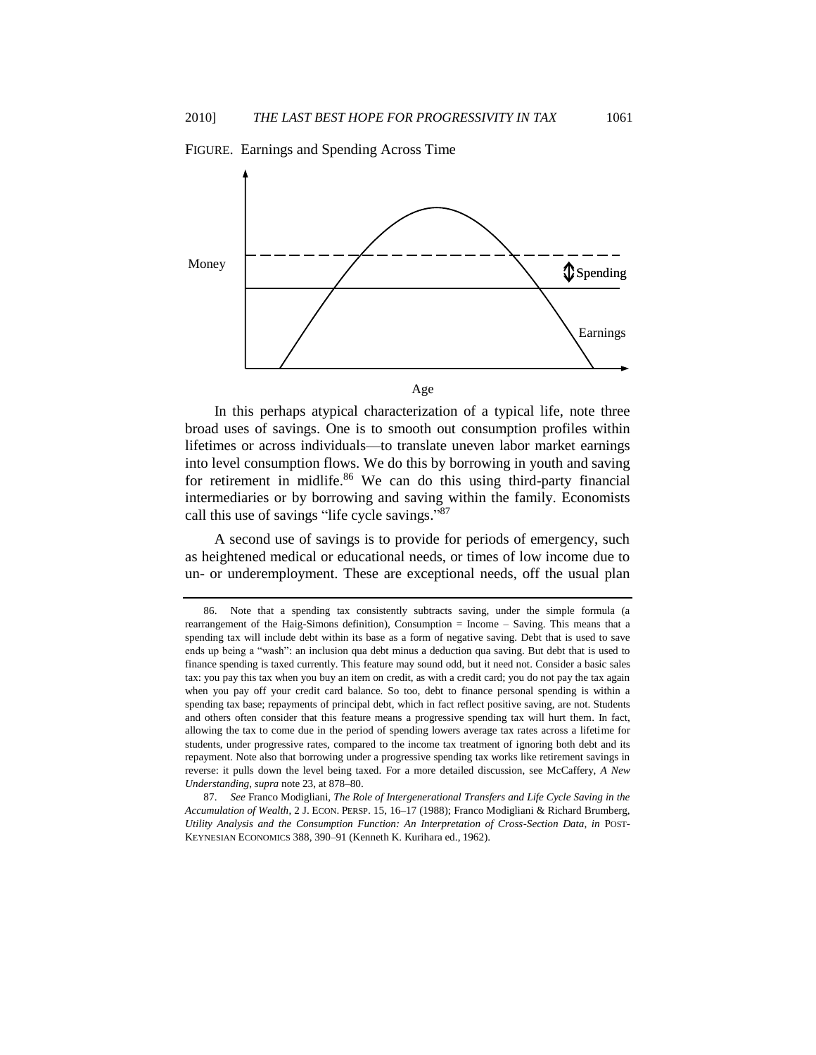FIGURE. Earnings and Spending Across Time

In this perhaps atypical characterization of a typical life, note three broad uses of savings. One is to smooth out consumption profiles within lifetimes or across individuals—to translate uneven labor market earnings into level consumption flows. We do this by borrowing in youth and saving for retirement in midlife.[86] We can do this using third-party financial intermediaries or by borrowing and saving within the family. Economists call this use of savings "life cycle savings."[87]

A second use of savings is to provide for periods of emergency, such as heightened medical or educational needs, or times of low income due to un- or underemployment. These are exceptional needs, off the usual plan

---

86. Note that a spending tax consistently subtracts saving, under the simple formula (a rearrangement of the Haig-Simons definition), Consumption = Income – Saving. This means that a spending tax will include debt within its base as a form of negative saving. Debt that is used to save ends up being a "wash": an inclusion qua debt minus a deduction qua saving. But debt that is used to finance spending is taxed currently. This feature may sound odd, but it need not. Consider a basic sales tax: you pay this tax when you buy an item on credit, as with a credit card; you do not pay the tax again when you pay off your credit card balance. So too, debt to finance personal spending is within a spending tax base; repayments of principal debt, which in fact reflect positive saving, are not. Students and others often consider that this feature means a progressive spending tax will hurt them. In fact, allowing the tax to come due in the period of spending lowers average tax rates across a lifetime for students, under progressive rates, compared to the income tax treatment of ignoring both debt and its repayment. Note also that borrowing under a progressive spending tax works like retirement savings in reverse: it pulls down the level being taxed. For a more detailed discussion, see McCaffery, *A New Understanding*, *supra* note 23, at 878–80.

87. *See* Franco Modigliani, *The Role of Intergenerational Transfers and Life Cycle Saving in the Accumulation of Wealth*, 2 J. ECON. PERSP. 15, 16–17 (1988); Franco Modigliani & Richard Brumberg, *Utility Analysis and the Consumption Function: An Interpretation of Cross-Section Data*, *in* POST-KEYNESIAN ECONOMICS 388, 390–91 (Kenneth K. Kurihara ed., 1962).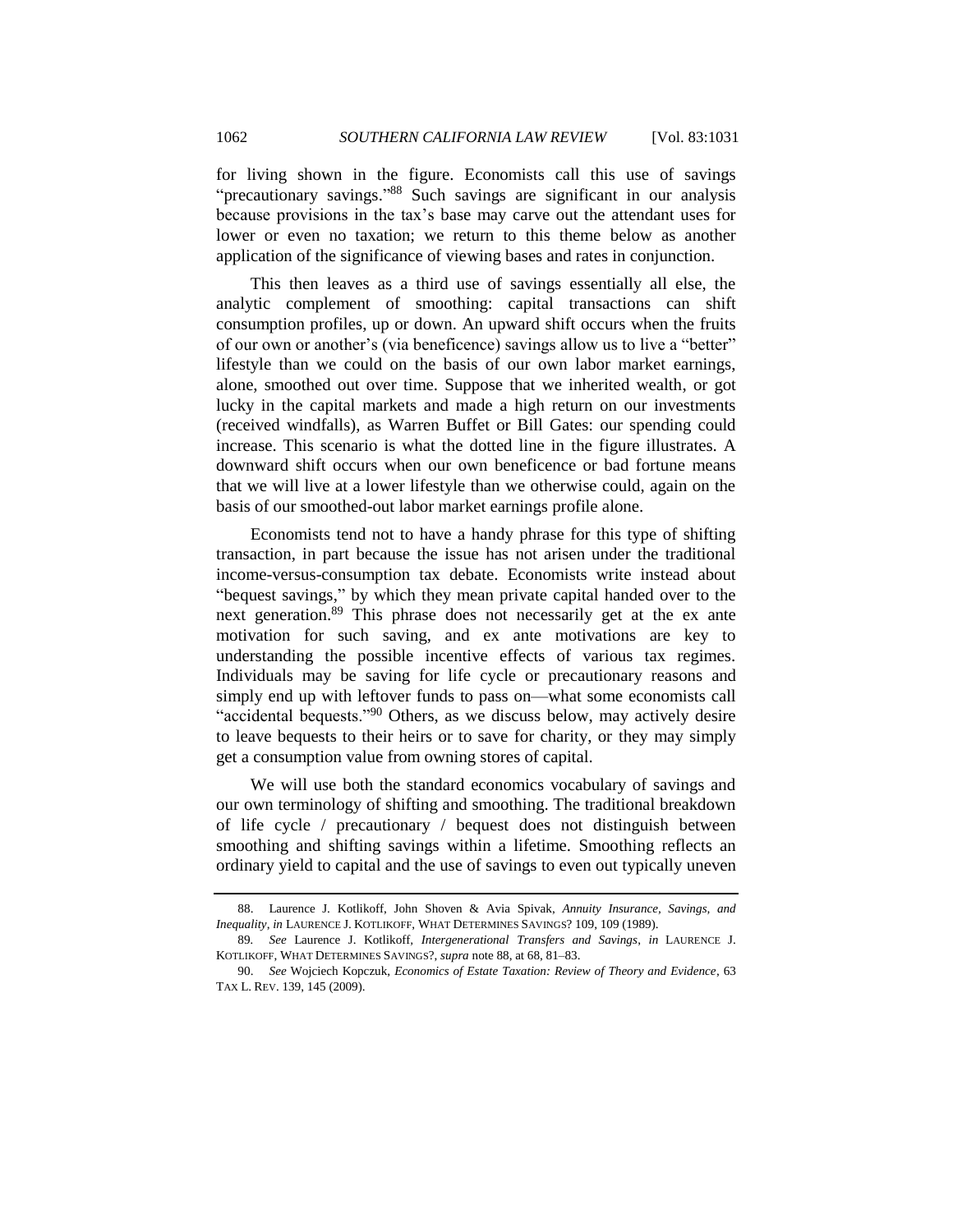for living shown in the figure. Economists call this use of savings "precautionary savings."[88] Such savings are significant in our analysis because provisions in the tax's base may carve out the attendant uses for lower or even no taxation; we return to this theme below as another application of the significance of viewing bases and rates in conjunction.

This then leaves as a third use of savings essentially all else, the analytic complement of smoothing: capital transactions can shift consumption profiles, up or down. An upward shift occurs when the fruits of our own or another's (via beneficence) savings allow us to live a "better" lifestyle than we could on the basis of our own labor market earnings, alone, smoothed out over time. Suppose that we inherited wealth, or got lucky in the capital markets and made a high return on our investments (received windfalls), as Warren Buffet or Bill Gates: our spending could increase. This scenario is what the dotted line in the figure illustrates. A downward shift occurs when our own beneficence or bad fortune means that we will live at a lower lifestyle than we otherwise could, again on the basis of our smoothed-out labor market earnings profile alone.

Economists tend not to have a handy phrase for this type of shifting transaction, in part because the issue has not arisen under the traditional income-versus-consumption tax debate. Economists write instead about "bequest savings," by which they mean private capital handed over to the next generation.[89] This phrase does not necessarily get at the ex ante motivation for such saving, and ex ante motivations are key to understanding the possible incentive effects of various tax regimes. Individuals may be saving for life cycle or precautionary reasons and simply end up with leftover funds to pass on—what some economists call "accidental bequests."[90] Others, as we discuss below, may actively desire to leave bequests to their heirs or to save for charity, or they may simply get a consumption value from owning stores of capital.

We will use both the standard economics vocabulary of savings and our own terminology of shifting and smoothing. The traditional breakdown of life cycle / precautionary / bequest does not distinguish between smoothing and shifting savings within a lifetime. Smoothing reflects an ordinary yield to capital and the use of savings to even out typically uneven

---

88. Laurence J. Kotlikoff, John Shoven & Avia Spivak, *Annuity Insurance, Savings, and Inequality*, *in* LAURENCE J. KOTLIKOFF, WHAT DETERMINES SAVINGS? 109, 109 (1989).

89. *See* Laurence J. Kotlikoff, *Intergenerational Transfers and Savings*, *in* LAURENCE J. KOTLIKOFF, WHAT DETERMINES SAVINGS?, *supra* note 88, at 68, 81–83.

90. *See* Wojciech Kopczuk, *Economics of Estate Taxation: Review of Theory and Evidence*, 63 TAX L. REV. 139, 145 (2009).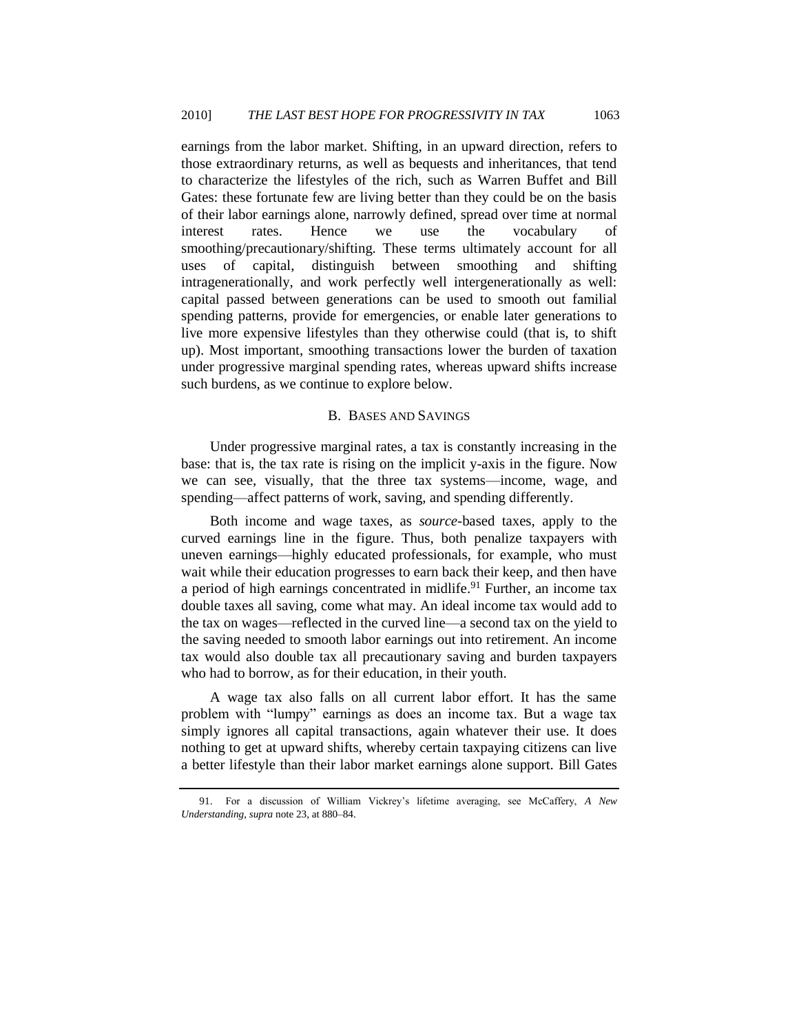earnings from the labor market. Shifting, in an upward direction, refers to those extraordinary returns, as well as bequests and inheritances, that tend to characterize the lifestyles of the rich, such as Warren Buffet and Bill Gates: these fortunate few are living better than they could be on the basis of their labor earnings alone, narrowly defined, spread over time at normal interest rates. Hence we use the vocabulary of smoothing/precautionary/shifting. These terms ultimately account for all uses of capital, distinguish between smoothing and shifting intragenerationally, and work perfectly well intergenerationally as well: capital passed between generations can be used to smooth out familial spending patterns, provide for emergencies, or enable later generations to live more expensive lifestyles than they otherwise could (that is, to shift up). Most important, smoothing transactions lower the burden of taxation under progressive marginal spending rates, whereas upward shifts increase such burdens, as we continue to explore below.

## B. BASES AND SAVINGS

Under progressive marginal rates, a tax is constantly increasing in the base: that is, the tax rate is rising on the implicit y-axis in the figure. Now we can see, visually, that the three tax systems—income, wage, and spending—affect patterns of work, saving, and spending differently.

Both income and wage taxes, as *source*-based taxes, apply to the curved earnings line in the figure. Thus, both penalize taxpayers with uneven earnings—highly educated professionals, for example, who must wait while their education progresses to earn back their keep, and then have a period of high earnings concentrated in midlife.[91] Further, an income tax double taxes all saving, come what may. An ideal income tax would add to the tax on wages—reflected in the curved line—a second tax on the yield to the saving needed to smooth labor earnings out into retirement. An income tax would also double tax all precautionary saving and burden taxpayers who had to borrow, as for their education, in their youth.

A wage tax also falls on all current labor effort. It has the same problem with "lumpy" earnings as does an income tax. But a wage tax simply ignores all capital transactions, again whatever their use. It does nothing to get at upward shifts, whereby certain taxpaying citizens can live a better lifestyle than their labor market earnings alone support. Bill Gates

---

91. For a discussion of William Vickrey's lifetime averaging, see McCaffery, *A New Understanding*, *supra* note 23, at 880–84.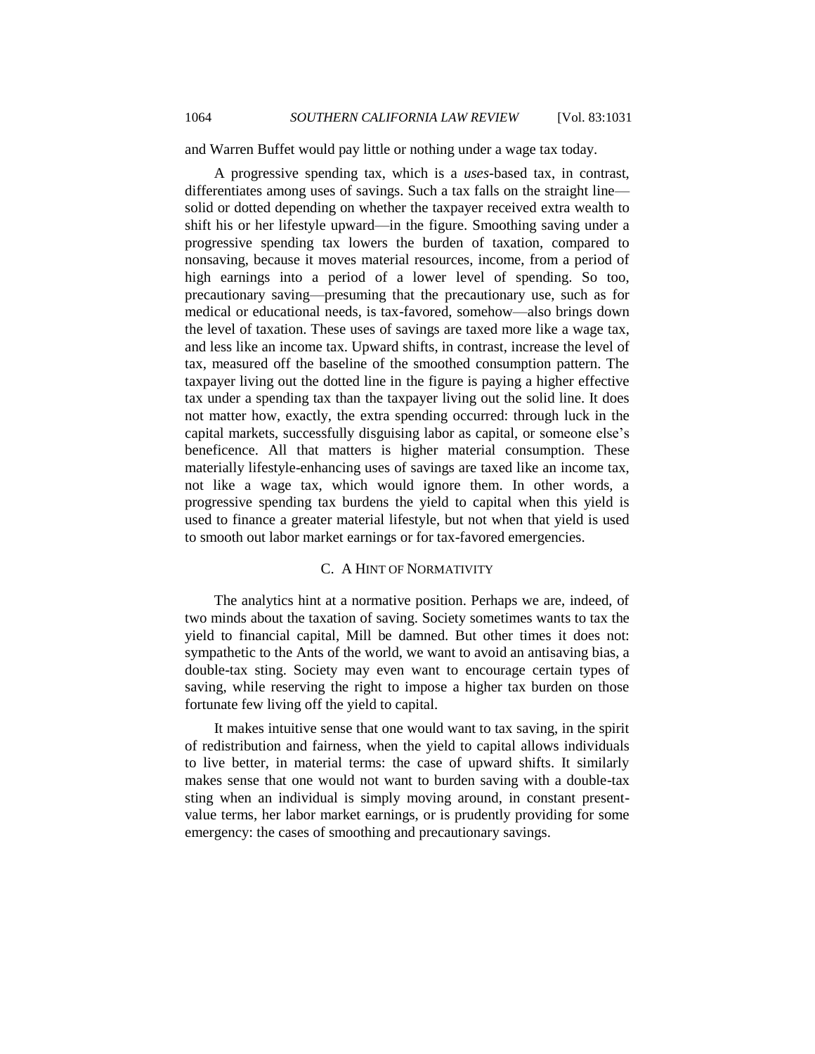and Warren Buffet would pay little or nothing under a wage tax today.

A progressive spending tax, which is a *uses*-based tax, in contrast, differentiates among uses of savings. Such a tax falls on the straight line—solid or dotted depending on whether the taxpayer received extra wealth to shift his or her lifestyle upward—in the figure. Smoothing saving under a progressive spending tax lowers the burden of taxation, compared to nonsaving, because it moves material resources, income, from a period of high earnings into a period of a lower level of spending. So too, precautionary saving—presuming that the precautionary use, such as for medical or educational needs, is tax-favored, somehow—also brings down the level of taxation. These uses of savings are taxed more like a wage tax, and less like an income tax. Upward shifts, in contrast, increase the level of tax, measured off the baseline of the smoothed consumption pattern. The taxpayer living out the dotted line in the figure is paying a higher effective tax under a spending tax than the taxpayer living out the solid line. It does not matter how, exactly, the extra spending occurred: through luck in the capital markets, successfully disguising labor as capital, or someone else's beneficence. All that matters is higher material consumption. These materially lifestyle-enhancing uses of savings are taxed like an income tax, not like a wage tax, which would ignore them. In other words, a progressive spending tax burdens the yield to capital when this yield is used to finance a greater material lifestyle, but not when that yield is used to smooth out labor market earnings or for tax-favored emergencies.

### C. A Hint of Normativity

The analytics hint at a normative position. Perhaps we are, indeed, of two minds about the taxation of saving. Society sometimes wants to tax the yield to financial capital, Mill be damned. But other times it does not: sympathetic to the Ants of the world, we want to avoid an antisaving bias, a double-tax sting. Society may even want to encourage certain types of saving, while reserving the right to impose a higher tax burden on those fortunate few living off the yield to capital.

It makes intuitive sense that one would want to tax saving, in the spirit of redistribution and fairness, when the yield to capital allows individuals to live better, in material terms: the case of upward shifts. It similarly makes sense that one would not want to burden saving with a double-tax sting when an individual is simply moving around, in constant present-value terms, her labor market earnings, or is prudently providing for some emergency: the cases of smoothing and precautionary savings.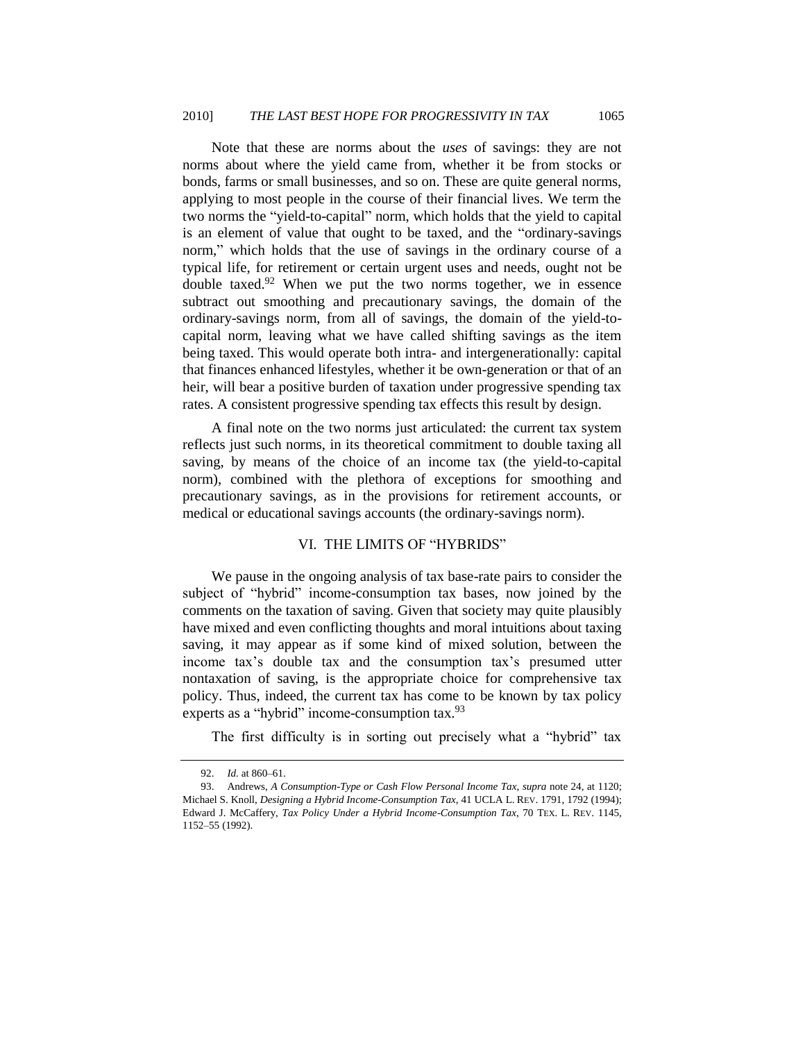Note that these are norms about the *uses* of savings: they are not norms about where the yield came from, whether it be from stocks or bonds, farms or small businesses, and so on. These are quite general norms, applying to most people in the course of their financial lives. We term the two norms the "yield-to-capital" norm, which holds that the yield to capital is an element of value that ought to be taxed, and the "ordinary-savings norm," which holds that the use of savings in the ordinary course of a typical life, for retirement or certain urgent uses and needs, ought not be double taxed.[92] When we put the two norms together, we in essence subtract out smoothing and precautionary savings, the domain of the ordinary-savings norm, from all of savings, the domain of the yield-to-capital norm, leaving what we have called shifting savings as the item being taxed. This would operate both intra- and intergenerationally: capital that finances enhanced lifestyles, whether it be own-generation or that of an heir, will bear a positive burden of taxation under progressive spending tax rates. A consistent progressive spending tax effects this result by design.

A final note on the two norms just articulated: the current tax system reflects just such norms, in its theoretical commitment to double taxing all saving, by means of the choice of an income tax (the yield-to-capital norm), combined with the plethora of exceptions for smoothing and precautionary savings, as in the provisions for retirement accounts, or medical or educational savings accounts (the ordinary-savings norm).

## VI. THE LIMITS OF "HYBRIDS"

We pause in the ongoing analysis of tax base-rate pairs to consider the subject of "hybrid" income-consumption tax bases, now joined by the comments on the taxation of saving. Given that society may quite plausibly have mixed and even conflicting thoughts and moral intuitions about taxing saving, it may appear as if some kind of mixed solution, between the income tax's double tax and the consumption tax's presumed utter nontaxation of saving, is the appropriate choice for comprehensive tax policy. Thus, indeed, the current tax has come to be known by tax policy experts as a "hybrid" income-consumption tax.[93]

The first difficulty is in sorting out precisely what a "hybrid" tax

---

92. *Id.* at 860–61.

93. Andrews, *A Consumption-Type or Cash Flow Personal Income Tax*, *supra* note 24, at 1120; Michael S. Knoll, *Designing a Hybrid Income-Consumption Tax*, 41 UCLA L. REV. 1791, 1792 (1994); Edward J. McCaffery, *Tax Policy Under a Hybrid Income-Consumption Tax*, 70 TEX. L. REV. 1145, 1152–55 (1992).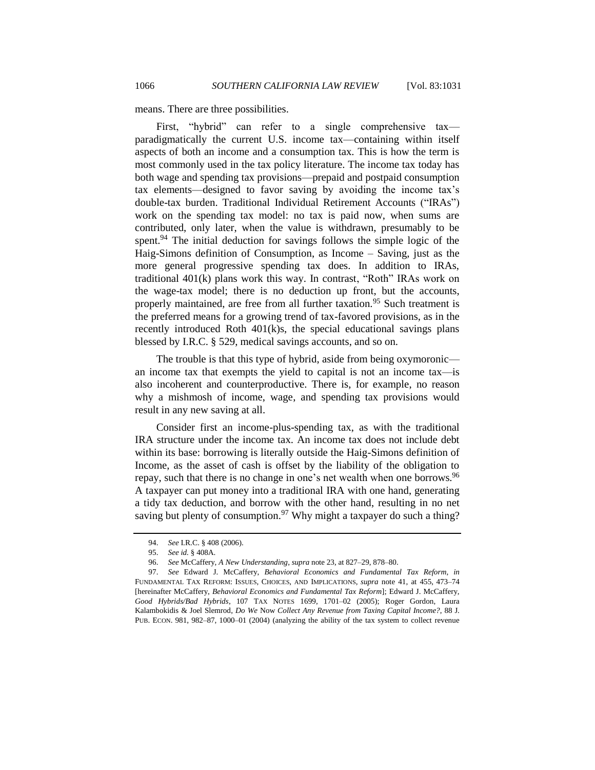means. There are three possibilities.

First, "hybrid" can refer to a single comprehensive tax—paradigmatically the current U.S. income tax—containing within itself aspects of both an income and a consumption tax. This is how the term is most commonly used in the tax policy literature. The income tax today has both wage and spending tax provisions—prepaid and postpaid consumption tax elements—designed to favor saving by avoiding the income tax's double-tax burden. Traditional Individual Retirement Accounts ("IRAs") work on the spending tax model: no tax is paid now, when sums are contributed, only later, when the value is withdrawn, presumably to be spent.[94] The initial deduction for savings follows the simple logic of the Haig-Simons definition of Consumption, as Income – Saving, just as the more general progressive spending tax does. In addition to IRAs, traditional 401(k) plans work this way. In contrast, "Roth" IRAs work on the wage-tax model; there is no deduction up front, but the accounts, properly maintained, are free from all further taxation.[95] Such treatment is the preferred means for a growing trend of tax-favored provisions, as in the recently introduced Roth 401(k)s, the special educational savings plans blessed by I.R.C. § 529, medical savings accounts, and so on.

The trouble is that this type of hybrid, aside from being oxymoronic—an income tax that exempts the yield to capital is not an income tax—is also incoherent and counterproductive. There is, for example, no reason why a mishmosh of income, wage, and spending tax provisions would result in any new saving at all.

Consider first an income-plus-spending tax, as with the traditional IRA structure under the income tax. An income tax does not include debt within its base: borrowing is literally outside the Haig-Simons definition of Income, as the asset of cash is offset by the liability of the obligation to repay, such that there is no change in one's net wealth when one borrows.[96] A taxpayer can put money into a traditional IRA with one hand, generating a tidy tax deduction, and borrow with the other hand, resulting in no net saving but plenty of consumption.[97] Why might a taxpayer do such a thing?

---

94. *See* I.R.C. § 408 (2006).

95. *See id.* § 408A.

96. *See* McCaffery, *A New Understanding*, *supra* note 23, at 827–29, 878–80.

97. *See* Edward J. McCaffery, *Behavioral Economics and Fundamental Tax Reform*, *in* FUNDAMENTAL TAX REFORM: ISSUES, CHOICES, AND IMPLICATIONS, *supra* note 41, at 455, 473–74 [hereinafter McCaffery, *Behavioral Economics and Fundamental Tax Reform*]; Edward J. McCaffery, *Good Hybrids/Bad Hybrids*, 107 TAX NOTES 1699, 1701–02 (2005); Roger Gordon, Laura Kalambokidis & Joel Slemrod, *Do We* Now *Collect Any Revenue from Taxing Capital Income?*, 88 J. PUB. ECON. 981, 982–87, 1000–01 (2004) (analyzing the ability of the tax system to collect revenue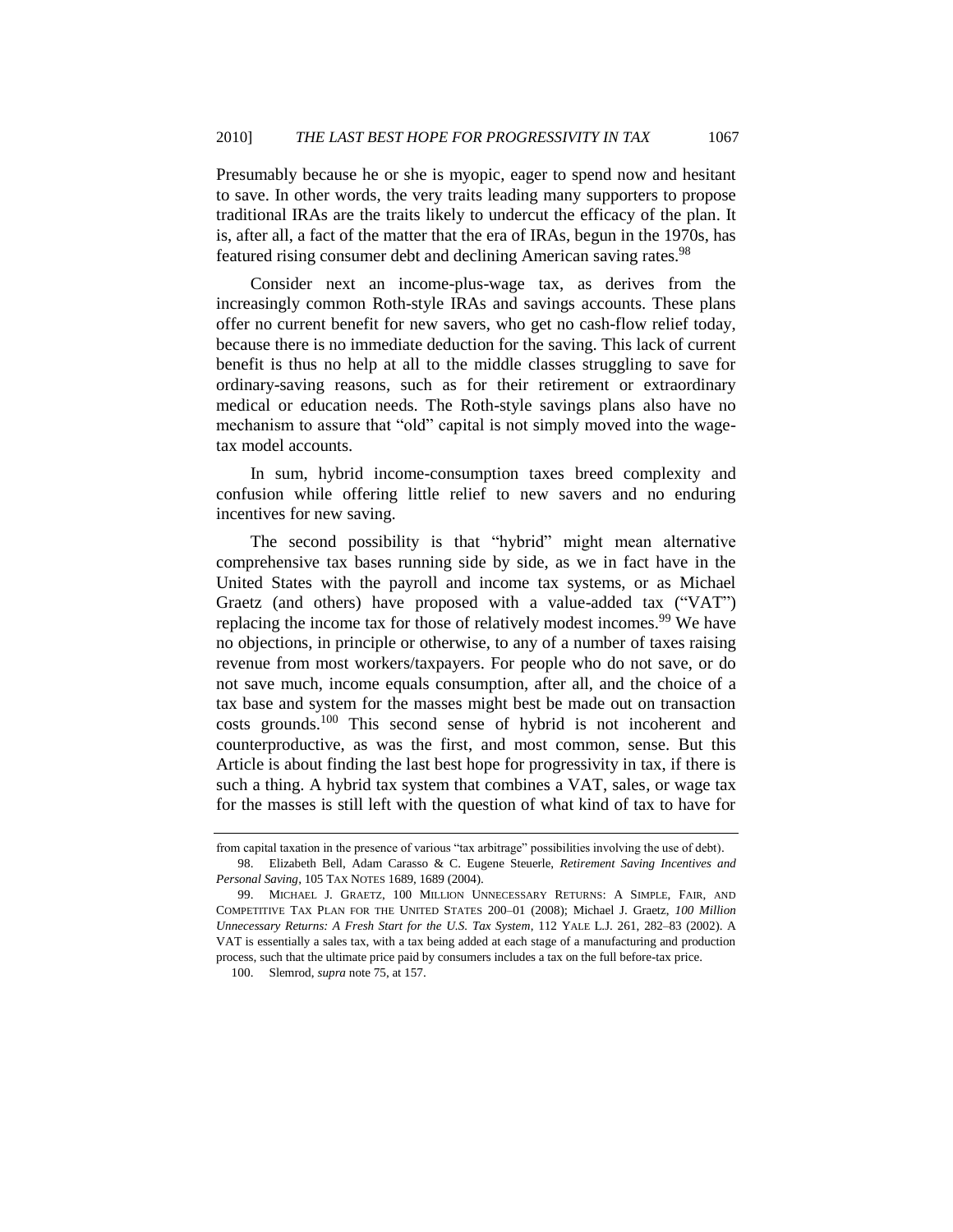Presumably because he or she is myopic, eager to spend now and hesitant to save. In other words, the very traits leading many supporters to propose traditional IRAs are the traits likely to undercut the efficacy of the plan. It is, after all, a fact of the matter that the era of IRAs, begun in the 1970s, has featured rising consumer debt and declining American saving rates.[98]

Consider next an income-plus-wage tax, as derives from the increasingly common Roth-style IRAs and savings accounts. These plans offer no current benefit for new savers, who get no cash-flow relief today, because there is no immediate deduction for the saving. This lack of current benefit is thus no help at all to the middle classes struggling to save for ordinary-saving reasons, such as for their retirement or extraordinary medical or education needs. The Roth-style savings plans also have no mechanism to assure that "old" capital is not simply moved into the wage-tax model accounts.

In sum, hybrid income-consumption taxes breed complexity and confusion while offering little relief to new savers and no enduring incentives for new saving.

The second possibility is that "hybrid" might mean alternative comprehensive tax bases running side by side, as we in fact have in the United States with the payroll and income tax systems, or as Michael Graetz (and others) have proposed with a value-added tax ("VAT") replacing the income tax for those of relatively modest incomes.[99] We have no objections, in principle or otherwise, to any of a number of taxes raising revenue from most workers/taxpayers. For people who do not save, or do not save much, income equals consumption, after all, and the choice of a tax base and system for the masses might best be made out on transaction costs grounds.[100] This second sense of hybrid is not incoherent and counterproductive, as was the first, and most common, sense. But this Article is about finding the last best hope for progressivity in tax, if there is such a thing. A hybrid tax system that combines a VAT, sales, or wage tax for the masses is still left with the question of what kind of tax to have for

---

from capital taxation in the presence of various "tax arbitrage" possibilities involving the use of debt).

98. Elizabeth Bell, Adam Carasso & C. Eugene Steuerle, *Retirement Saving Incentives and Personal Saving*, 105 TAX NOTES 1689, 1689 (2004).

99. MICHAEL J. GRAETZ, 100 MILLION UNNECESSARY RETURNS: A SIMPLE, FAIR, AND COMPETITIVE TAX PLAN FOR THE UNITED STATES 200–01 (2008); Michael J. Graetz, *100 Million Unnecessary Returns: A Fresh Start for the U.S. Tax System*, 112 YALE L.J. 261, 282–83 (2002). A VAT is essentially a sales tax, with a tax being added at each stage of a manufacturing and production process, such that the ultimate price paid by consumers includes a tax on the full before-tax price.

100. Slemrod, *supra* note 75, at 157.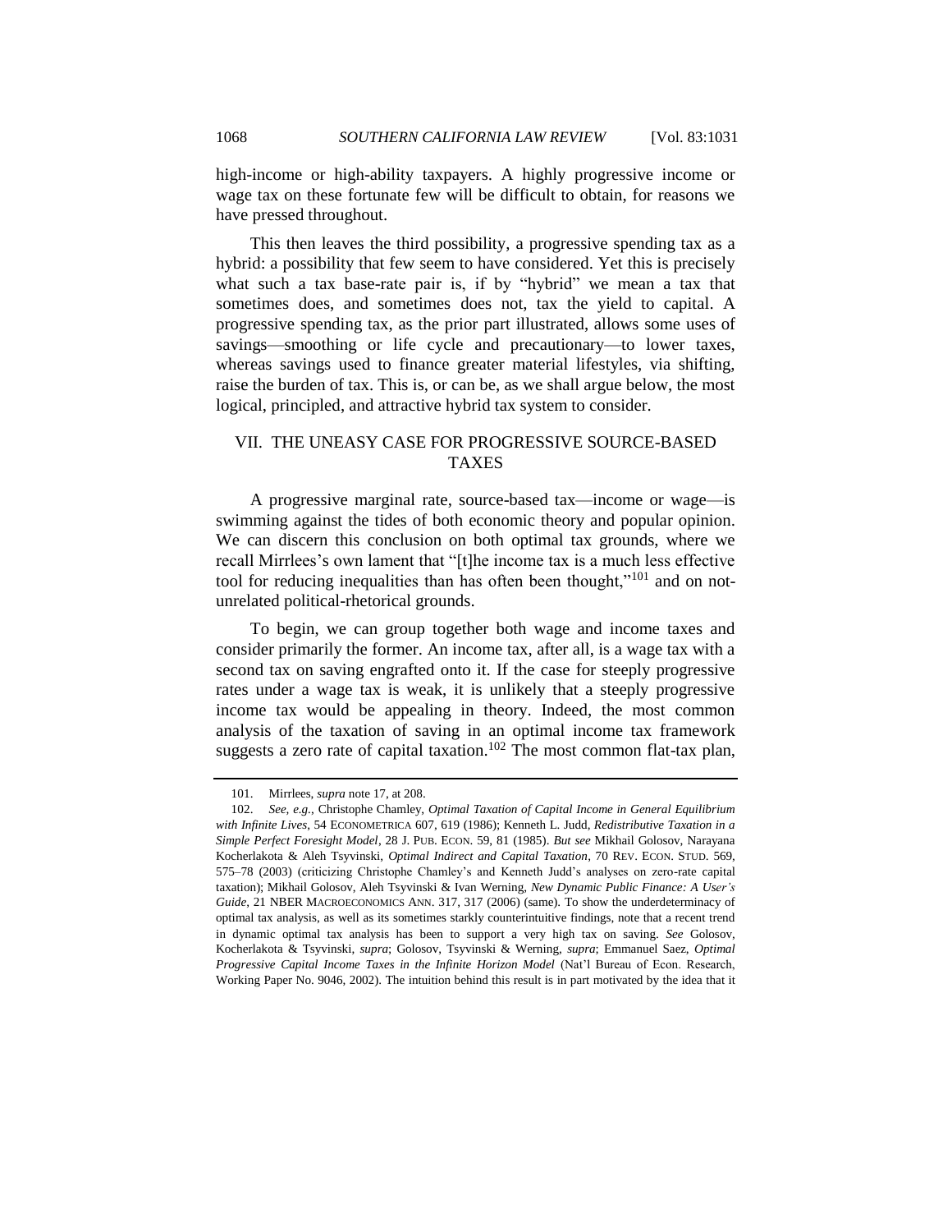high-income or high-ability taxpayers. A highly progressive income or wage tax on these fortunate few will be difficult to obtain, for reasons we have pressed throughout.

This then leaves the third possibility, a progressive spending tax as a hybrid: a possibility that few seem to have considered. Yet this is precisely what such a tax base-rate pair is, if by "hybrid" we mean a tax that sometimes does, and sometimes does not, tax the yield to capital. A progressive spending tax, as the prior part illustrated, allows some uses of savings—smoothing or life cycle and precautionary—to lower taxes, whereas savings used to finance greater material lifestyles, via shifting, raise the burden of tax. This is, or can be, as we shall argue below, the most logical, principled, and attractive hybrid tax system to consider.

## VII. THE UNEASY CASE FOR PROGRESSIVE SOURCE-BASED TAXES

A progressive marginal rate, source-based tax—income or wage—is swimming against the tides of both economic theory and popular opinion. We can discern this conclusion on both optimal tax grounds, where we recall Mirrlees's own lament that "[t]he income tax is a much less effective tool for reducing inequalities than has often been thought,"[101] and on not-unrelated political-rhetorical grounds.

To begin, we can group together both wage and income taxes and consider primarily the former. An income tax, after all, is a wage tax with a second tax on saving engrafted onto it. If the case for steeply progressive rates under a wage tax is weak, it is unlikely that a steeply progressive income tax would be appealing in theory. Indeed, the most common analysis of the taxation of saving in an optimal income tax framework suggests a zero rate of capital taxation.[102] The most common flat-tax plan,

---

101. Mirrlees, *supra* note 17, at 208.

102. *See, e.g.*, Christophe Chamley, *Optimal Taxation of Capital Income in General Equilibrium with Infinite Lives*, 54 ECONOMETRICA 607, 619 (1986); Kenneth L. Judd, *Redistributive Taxation in a Simple Perfect Foresight Model*, 28 J. PUB. ECON. 59, 81 (1985). *But see* Mikhail Golosov, Narayana Kocherlakota & Aleh Tsyvinski, *Optimal Indirect and Capital Taxation*, 70 REV. ECON. STUD. 569, 575–78 (2003) (criticizing Christophe Chamley's and Kenneth Judd's analyses on zero-rate capital taxation); Mikhail Golosov, Aleh Tsyvinski & Ivan Werning, *New Dynamic Public Finance: A User's Guide*, 21 NBER MACROECONOMICS ANN. 317, 317 (2006) (same). To show the underdeterminacy of optimal tax analysis, as well as its sometimes starkly counterintuitive findings, note that a recent trend in dynamic optimal tax analysis has been to support a very high tax on saving. *See* Golosov, Kocherlakota & Tsyvinski, *supra*; Golosov, Tsyvinski & Werning, *supra*; Emmanuel Saez, *Optimal Progressive Capital Income Taxes in the Infinite Horizon Model* (Nat'l Bureau of Econ. Research, Working Paper No. 9046, 2002). The intuition behind this result is in part motivated by the idea that it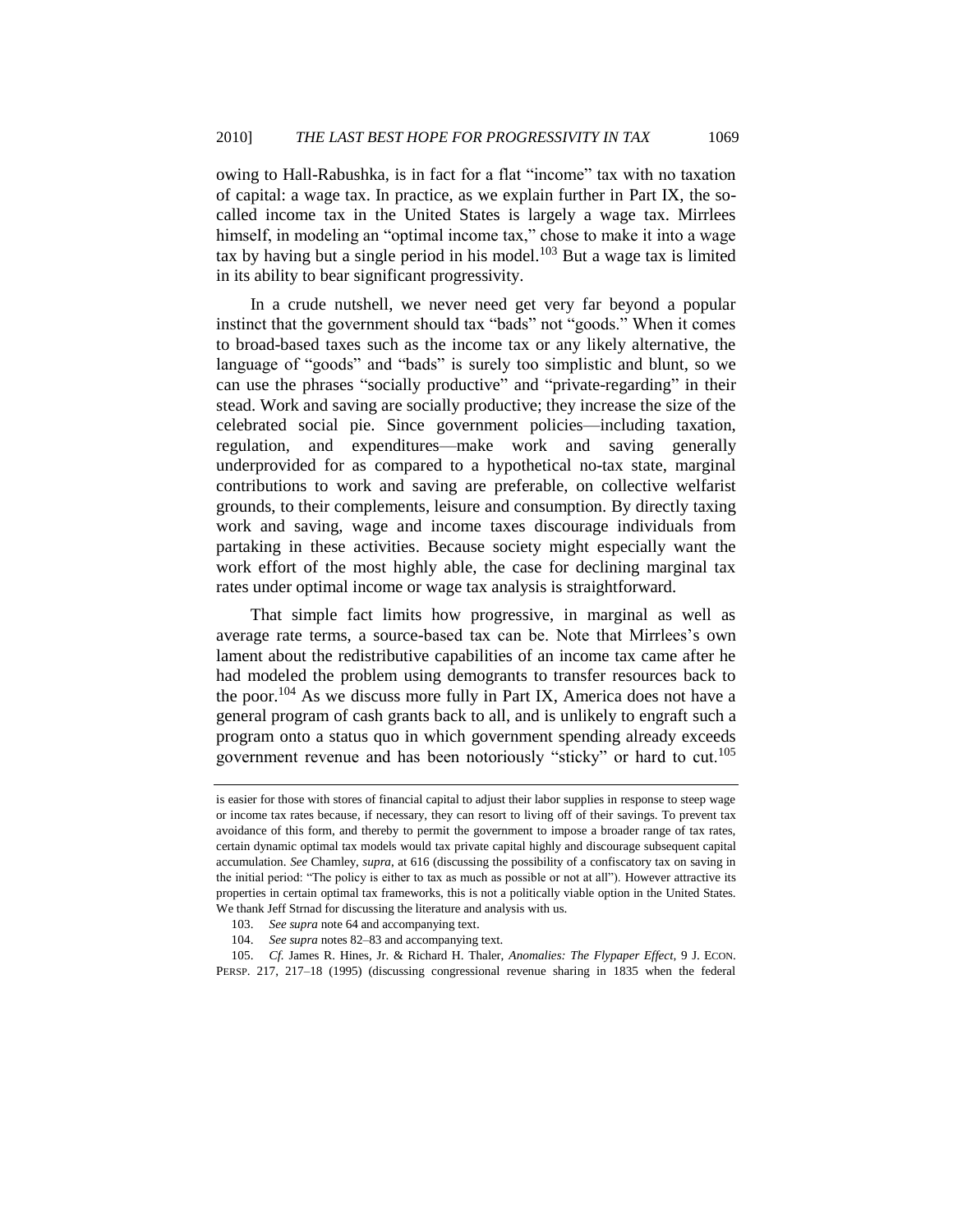owing to Hall-Rabushka, is in fact for a flat "income" tax with no taxation of capital: a wage tax. In practice, as we explain further in Part IX, the so-called income tax in the United States is largely a wage tax. Mirrlees himself, in modeling an "optimal income tax," chose to make it into a wage tax by having but a single period in his model.[103] But a wage tax is limited in its ability to bear significant progressivity.

In a crude nutshell, we never need get very far beyond a popular instinct that the government should tax "bads" not "goods." When it comes to broad-based taxes such as the income tax or any likely alternative, the language of "goods" and "bads" is surely too simplistic and blunt, so we can use the phrases "socially productive" and "private-regarding" in their stead. Work and saving are socially productive; they increase the size of the celebrated social pie. Since government policies—including taxation, regulation, and expenditures—make work and saving generally underprovided for as compared to a hypothetical no-tax state, marginal contributions to work and saving are preferable, on collective welfarist grounds, to their complements, leisure and consumption. By directly taxing work and saving, wage and income taxes discourage individuals from partaking in these activities. Because society might especially want the work effort of the most highly able, the case for declining marginal tax rates under optimal income or wage tax analysis is straightforward.

That simple fact limits how progressive, in marginal as well as average rate terms, a source-based tax can be. Note that Mirrlees's own lament about the redistributive capabilities of an income tax came after he had modeled the problem using demogrants to transfer resources back to the poor.[104] As we discuss more fully in Part IX, America does not have a general program of cash grants back to all, and is unlikely to engraft such a program onto a status quo in which government spending already exceeds government revenue and has been notoriously "sticky" or hard to cut.[105]

---

is easier for those with stores of financial capital to adjust their labor supplies in response to steep wage or income tax rates because, if necessary, they can resort to living off of their savings. To prevent tax avoidance of this form, and thereby to permit the government to impose a broader range of tax rates, certain dynamic optimal tax models would tax private capital highly and discourage subsequent capital accumulation. *See* Chamley, *supra*, at 616 (discussing the possibility of a confiscatory tax on saving in the initial period: "The policy is either to tax as much as possible or not at all"). However attractive its properties in certain optimal tax frameworks, this is not a politically viable option in the United States. We thank Jeff Strnad for discussing the literature and analysis with us.

103. *See supra* note 64 and accompanying text.

104. *See supra* notes 82–83 and accompanying text.

105. *Cf.* James R. Hines, Jr. & Richard H. Thaler, *Anomalies: The Flypaper Effect*, 9 J. ECON. PERSP. 217, 217–18 (1995) (discussing congressional revenue sharing in 1835 when the federal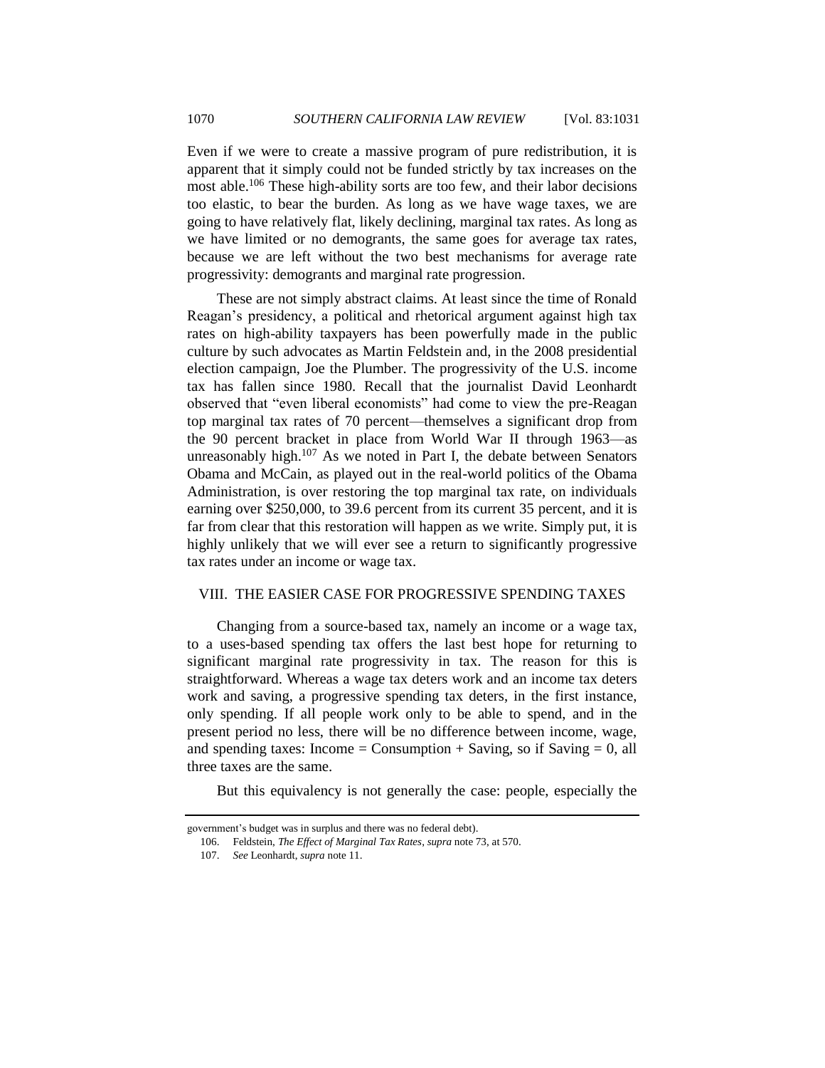Even if we were to create a massive program of pure redistribution, it is apparent that it simply could not be funded strictly by tax increases on the most able.[106] These high-ability sorts are too few, and their labor decisions too elastic, to bear the burden. As long as we have wage taxes, we are going to have relatively flat, likely declining, marginal tax rates. As long as we have limited or no demogrants, the same goes for average tax rates, because we are left without the two best mechanisms for average rate progressivity: demogrants and marginal rate progression.

These are not simply abstract claims. At least since the time of Ronald Reagan's presidency, a political and rhetorical argument against high tax rates on high-ability taxpayers has been powerfully made in the public culture by such advocates as Martin Feldstein and, in the 2008 presidential election campaign, Joe the Plumber. The progressivity of the U.S. income tax has fallen since 1980. Recall that the journalist David Leonhardt observed that "even liberal economists" had come to view the pre-Reagan top marginal tax rates of 70 percent—themselves a significant drop from the 90 percent bracket in place from World War II through 1963—as unreasonably high.[107] As we noted in Part I, the debate between Senators Obama and McCain, as played out in the real-world politics of the Obama Administration, is over restoring the top marginal tax rate, on individuals earning over $250,000, to 39.6 percent from its current 35 percent, and it is far from clear that this restoration will happen as we write. Simply put, it is highly unlikely that we will ever see a return to significantly progressive tax rates under an income or wage tax.

## VIII. THE EASIER CASE FOR PROGRESSIVE SPENDING TAXES

Changing from a source-based tax, namely an income or a wage tax, to a uses-based spending tax offers the last best hope for returning to significant marginal rate progressivity in tax. The reason for this is straightforward. Whereas a wage tax deters work and an income tax deters work and saving, a progressive spending tax deters, in the first instance, only spending. If all people work only to be able to spend, and in the present period no less, there will be no difference between income, wage, and spending taxes: Income = Consumption + Saving, so if Saving = 0, all three taxes are the same.

But this equivalency is not generally the case: people, especially the

---

government's budget was in surplus and there was no federal debt).

106. Feldstein, *The Effect of Marginal Tax Rates*, *supra* note 73, at 570.

107. *See* Leonhardt, *supra* note 11.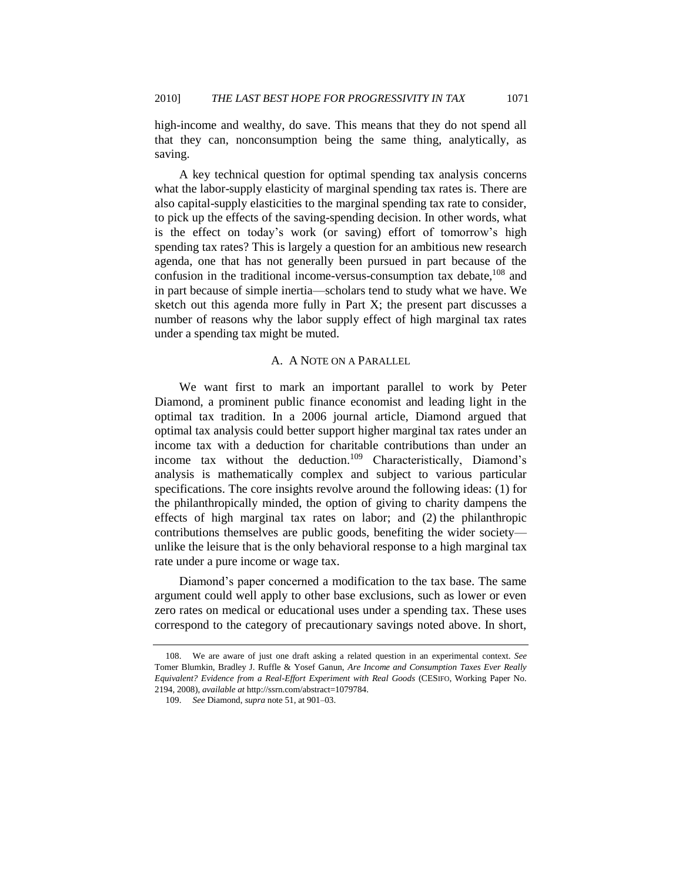high-income and wealthy, do save. This means that they do not spend all that they can, nonconsumption being the same thing, analytically, as saving.

A key technical question for optimal spending tax analysis concerns what the labor-supply elasticity of marginal spending tax rates is. There are also capital-supply elasticities to the marginal spending tax rate to consider, to pick up the effects of the saving-spending decision. In other words, what is the effect on today's work (or saving) effort of tomorrow's high spending tax rates? This is largely a question for an ambitious new research agenda, one that has not generally been pursued in part because of the confusion in the traditional income-versus-consumption tax debate,[108] and in part because of simple inertia—scholars tend to study what we have. We sketch out this agenda more fully in Part X; the present part discusses a number of reasons why the labor supply effect of high marginal tax rates under a spending tax might be muted.

### A. A Note on a Parallel

We want first to mark an important parallel to work by Peter Diamond, a prominent public finance economist and leading light in the optimal tax tradition. In a 2006 journal article, Diamond argued that optimal tax analysis could better support higher marginal tax rates under an income tax with a deduction for charitable contributions than under an income tax without the deduction.[109] Characteristically, Diamond's analysis is mathematically complex and subject to various particular specifications. The core insights revolve around the following ideas: (1) for the philanthropically minded, the option of giving to charity dampens the effects of high marginal tax rates on labor; and (2) the philanthropic contributions themselves are public goods, benefiting the wider society—unlike the leisure that is the only behavioral response to a high marginal tax rate under a pure income or wage tax.

Diamond's paper concerned a modification to the tax base. The same argument could well apply to other base exclusions, such as lower or even zero rates on medical or educational uses under a spending tax. These uses correspond to the category of precautionary savings noted above. In short,

---

108. We are aware of just one draft asking a related question in an experimental context. *See* Tomer Blumkin, Bradley J. Ruffle & Yosef Ganun, *Are Income and Consumption Taxes Ever Really Equivalent? Evidence from a Real-Effort Experiment with Real Goods* (CESIFO, Working Paper No. 2194, 2008), *available at* http://ssrn.com/abstract=1079784.

109. *See* Diamond, *supra* note 51, at 901–03.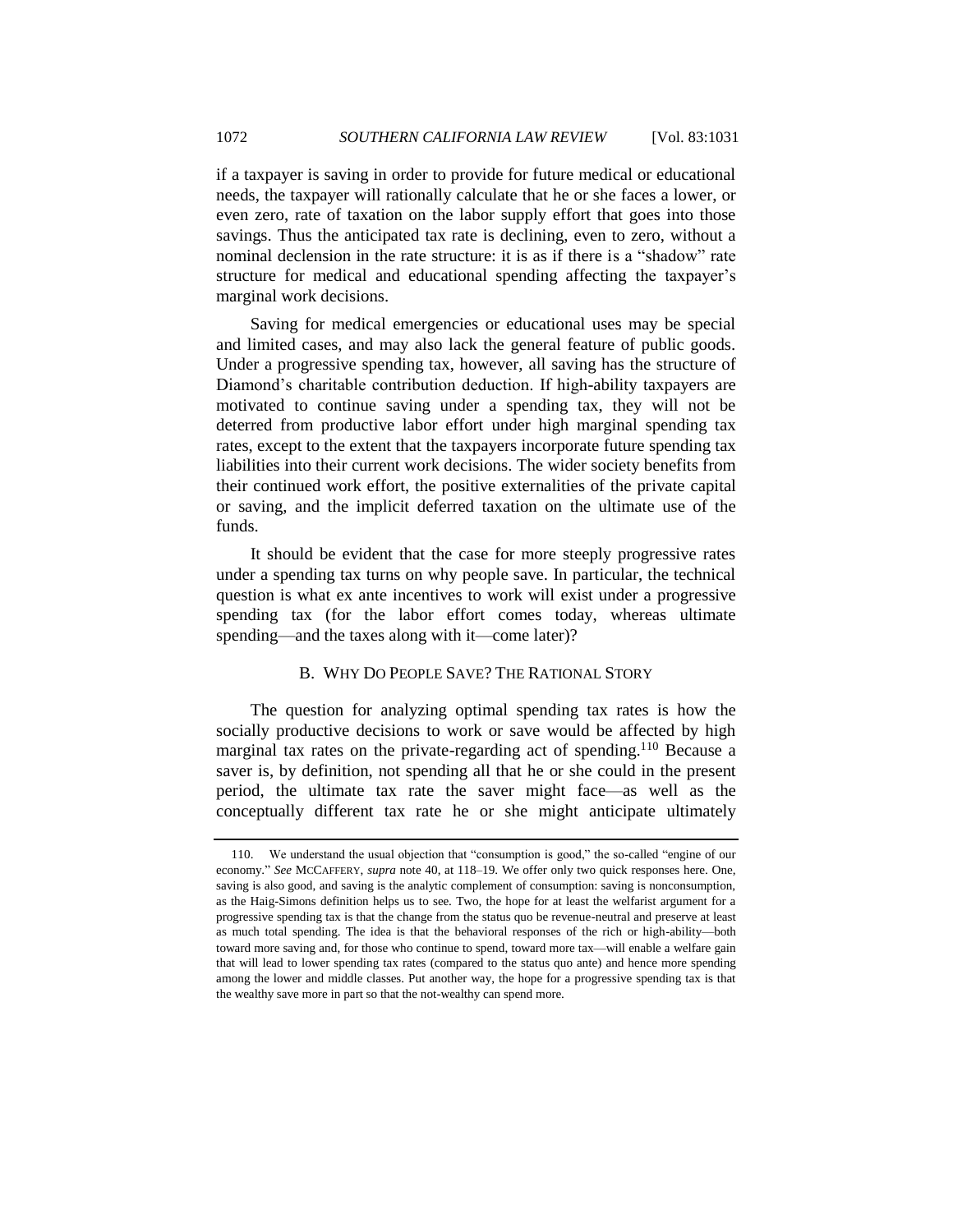if a taxpayer is saving in order to provide for future medical or educational needs, the taxpayer will rationally calculate that he or she faces a lower, or even zero, rate of taxation on the labor supply effort that goes into those savings. Thus the anticipated tax rate is declining, even to zero, without a nominal declension in the rate structure: it is as if there is a "shadow" rate structure for medical and educational spending affecting the taxpayer's marginal work decisions.

Saving for medical emergencies or educational uses may be special and limited cases, and may also lack the general feature of public goods. Under a progressive spending tax, however, all saving has the structure of Diamond's charitable contribution deduction. If high-ability taxpayers are motivated to continue saving under a spending tax, they will not be deterred from productive labor effort under high marginal spending tax rates, except to the extent that the taxpayers incorporate future spending tax liabilities into their current work decisions. The wider society benefits from their continued work effort, the positive externalities of the private capital or saving, and the implicit deferred taxation on the ultimate use of the funds.

It should be evident that the case for more steeply progressive rates under a spending tax turns on why people save. In particular, the technical question is what ex ante incentives to work will exist under a progressive spending tax (for the labor effort comes today, whereas ultimate spending—and the taxes along with it—come later)?

### B. WHY DO PEOPLE SAVE? THE RATIONAL STORY

The question for analyzing optimal spending tax rates is how the socially productive decisions to work or save would be affected by high marginal tax rates on the private-regarding act of spending.[110] Because a saver is, by definition, not spending all that he or she could in the present period, the ultimate tax rate the saver might face—as well as the conceptually different tax rate he or she might anticipate ultimately

---

110. We understand the usual objection that "consumption is good," the so-called "engine of our economy." *See* MCCAFFERY, *supra* note 40, at 118–19. We offer only two quick responses here. One, saving is also good, and saving is the analytic complement of consumption: saving is nonconsumption, as the Haig-Simons definition helps us to see. Two, the hope for at least the welfarist argument for a progressive spending tax is that the change from the status quo be revenue-neutral and preserve at least as much total spending. The idea is that the behavioral responses of the rich or high-ability—both toward more saving and, for those who continue to spend, toward more tax—will enable a welfare gain that will lead to lower spending tax rates (compared to the status quo ante) and hence more spending among the lower and middle classes. Put another way, the hope for a progressive spending tax is that the wealthy save more in part so that the not-wealthy can spend more.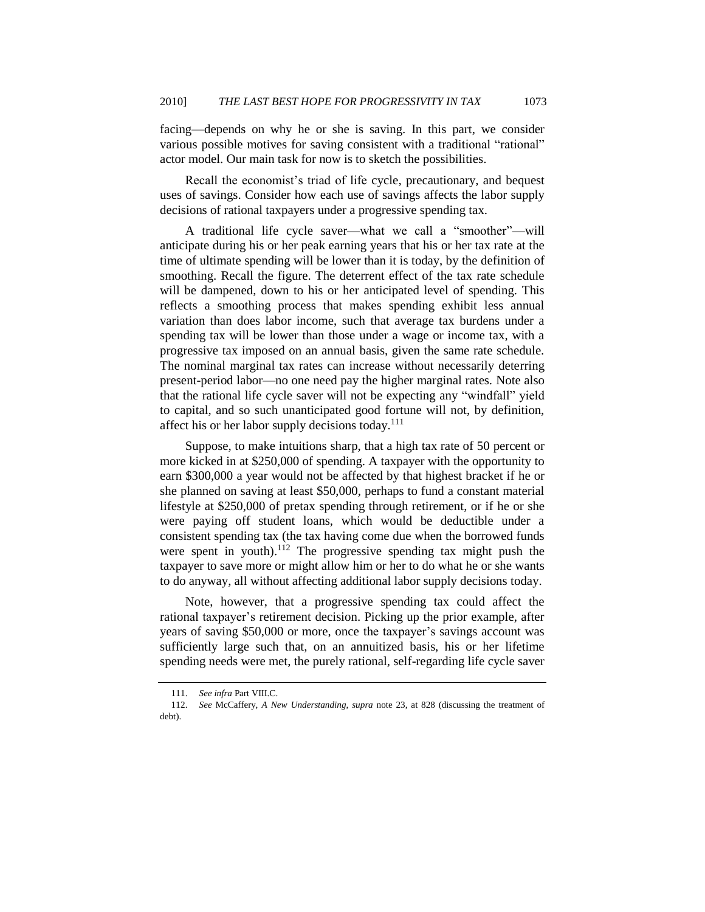facing—depends on why he or she is saving. In this part, we consider various possible motives for saving consistent with a traditional "rational" actor model. Our main task for now is to sketch the possibilities.

Recall the economist's triad of life cycle, precautionary, and bequest uses of savings. Consider how each use of savings affects the labor supply decisions of rational taxpayers under a progressive spending tax.

A traditional life cycle saver—what we call a "smoother"—will anticipate during his or her peak earning years that his or her tax rate at the time of ultimate spending will be lower than it is today, by the definition of smoothing. Recall the figure. The deterrent effect of the tax rate schedule will be dampened, down to his or her anticipated level of spending. This reflects a smoothing process that makes spending exhibit less annual variation than does labor income, such that average tax burdens under a spending tax will be lower than those under a wage or income tax, with a progressive tax imposed on an annual basis, given the same rate schedule. The nominal marginal tax rates can increase without necessarily deterring present-period labor—no one need pay the higher marginal rates. Note also that the rational life cycle saver will not be expecting any "windfall" yield to capital, and so such unanticipated good fortune will not, by definition, affect his or her labor supply decisions today.[111]

Suppose, to make intuitions sharp, that a high tax rate of 50 percent or more kicked in at $250,000 of spending. A taxpayer with the opportunity to earn $300,000 a year would not be affected by that highest bracket if he or she planned on saving at least $50,000, perhaps to fund a constant material lifestyle at $250,000 of pretax spending through retirement, or if he or she were paying off student loans, which would be deductible under a consistent spending tax (the tax having come due when the borrowed funds were spent in youth).[112] The progressive spending tax might push the taxpayer to save more or might allow him or her to do what he or she wants to do anyway, all without affecting additional labor supply decisions today.

Note, however, that a progressive spending tax could affect the rational taxpayer's retirement decision. Picking up the prior example, after years of saving $50,000 or more, once the taxpayer's savings account was sufficiently large such that, on an annuitized basis, his or her lifetime spending needs were met, the purely rational, self-regarding life cycle saver

---

111. *See infra* Part VIII.C.

112. *See* McCaffery, *A New Understanding*, *supra* note 23, at 828 (discussing the treatment of debt).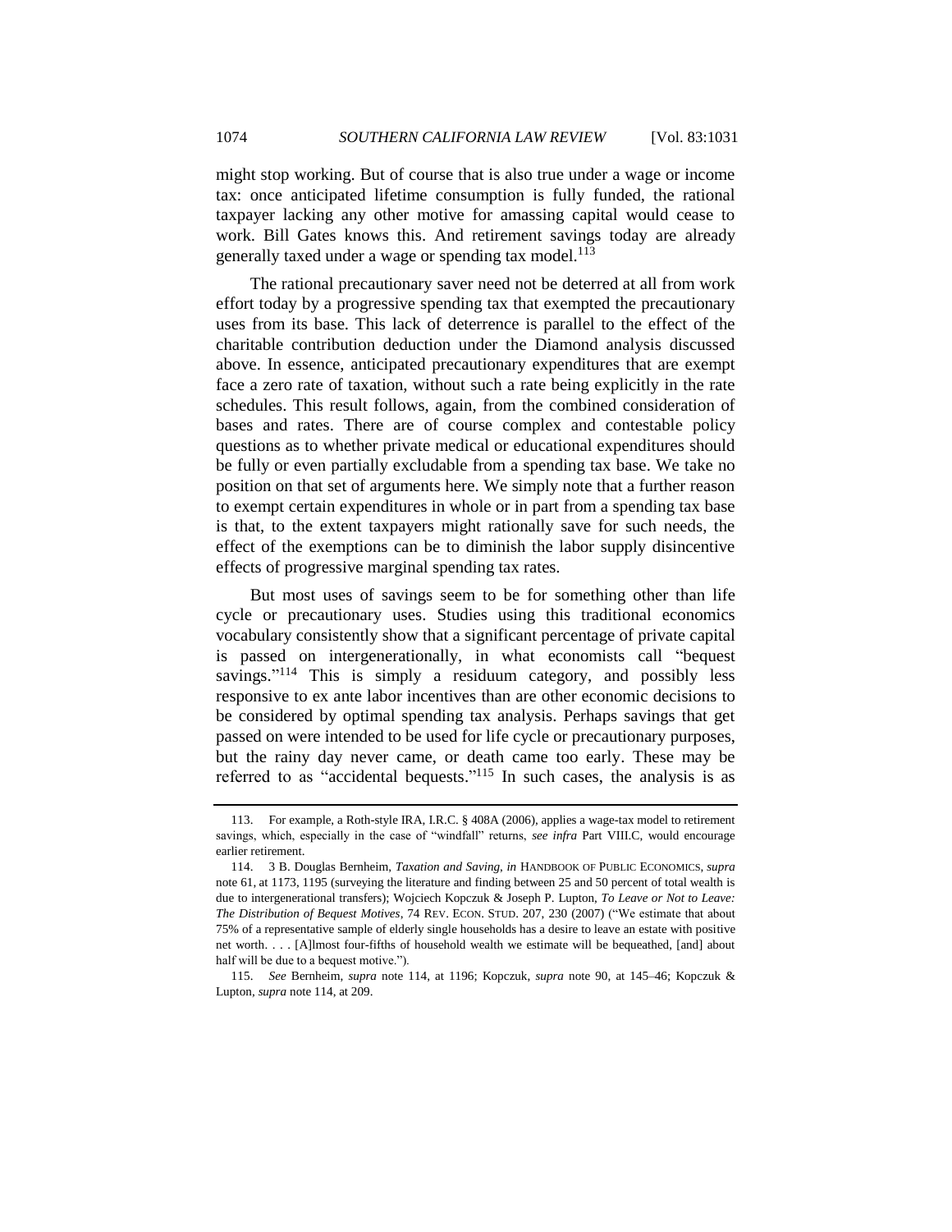might stop working. But of course that is also true under a wage or income tax: once anticipated lifetime consumption is fully funded, the rational taxpayer lacking any other motive for amassing capital would cease to work. Bill Gates knows this. And retirement savings today are already generally taxed under a wage or spending tax model.[113]

The rational precautionary saver need not be deterred at all from work effort today by a progressive spending tax that exempted the precautionary uses from its base. This lack of deterrence is parallel to the effect of the charitable contribution deduction under the Diamond analysis discussed above. In essence, anticipated precautionary expenditures that are exempt face a zero rate of taxation, without such a rate being explicitly in the rate schedules. This result follows, again, from the combined consideration of bases and rates. There are of course complex and contestable policy questions as to whether private medical or educational expenditures should be fully or even partially excludable from a spending tax base. We take no position on that set of arguments here. We simply note that a further reason to exempt certain expenditures in whole or in part from a spending tax base is that, to the extent taxpayers might rationally save for such needs, the effect of the exemptions can be to diminish the labor supply disincentive effects of progressive marginal spending tax rates.

But most uses of savings seem to be for something other than life cycle or precautionary uses. Studies using this traditional economics vocabulary consistently show that a significant percentage of private capital is passed on intergenerationally, in what economists call "bequest savings."[114] This is simply a residuum category, and possibly less responsive to ex ante labor incentives than are other economic decisions to be considered by optimal spending tax analysis. Perhaps savings that get passed on were intended to be used for life cycle or precautionary purposes, but the rainy day never came, or death came too early. These may be referred to as "accidental bequests."[115] In such cases, the analysis is as

---

113. For example, a Roth-style IRA, I.R.C. § 408A (2006), applies a wage-tax model to retirement savings, which, especially in the case of "windfall" returns, *see infra* Part VIII.C, would encourage earlier retirement.

114. 3 B. Douglas Bernheim, *Taxation and Saving*, *in* HANDBOOK OF PUBLIC ECONOMICS, *supra* note 61, at 1173, 1195 (surveying the literature and finding between 25 and 50 percent of total wealth is due to intergenerational transfers); Wojciech Kopczuk & Joseph P. Lupton, *To Leave or Not to Leave: The Distribution of Bequest Motives*, 74 REV. ECON. STUD. 207, 230 (2007) ("We estimate that about 75% of a representative sample of elderly single households has a desire to leave an estate with positive net worth. . . . [A]lmost four-fifths of household wealth we estimate will be bequeathed, [and] about half will be due to a bequest motive.").

115. *See* Bernheim, *supra* note 114, at 1196; Kopczuk, *supra* note 90, at 145–46; Kopczuk & Lupton, *supra* note 114, at 209.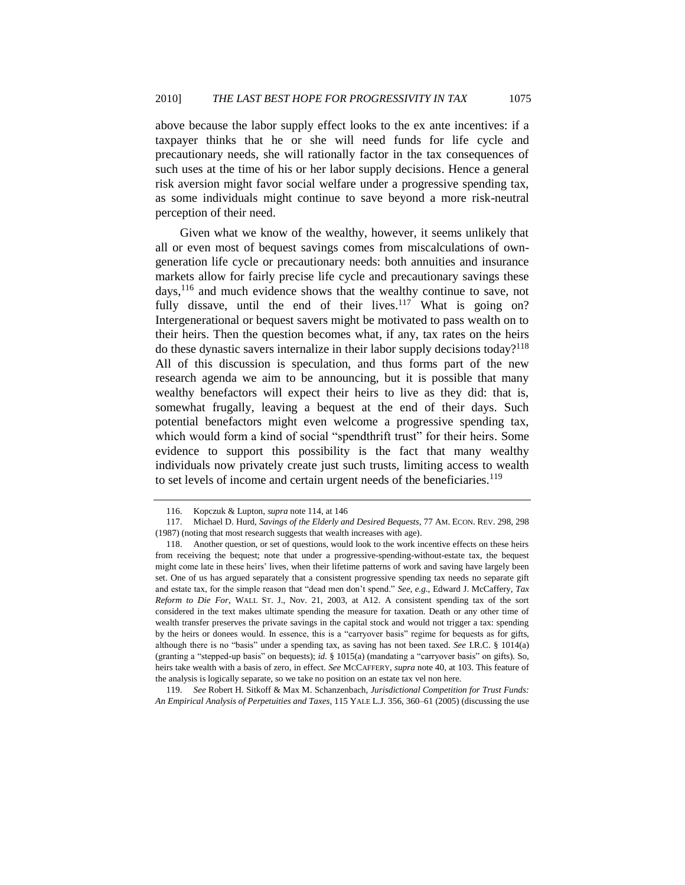above because the labor supply effect looks to the ex ante incentives: if a taxpayer thinks that he or she will need funds for life cycle and precautionary needs, she will rationally factor in the tax consequences of such uses at the time of his or her labor supply decisions. Hence a general risk aversion might favor social welfare under a progressive spending tax, as some individuals might continue to save beyond a more risk-neutral perception of their need.

Given what we know of the wealthy, however, it seems unlikely that all or even most of bequest savings comes from miscalculations of own-generation life cycle or precautionary needs: both annuities and insurance markets allow for fairly precise life cycle and precautionary savings these days,[116] and much evidence shows that the wealthy continue to save, not fully dissave, until the end of their lives.[117] What is going on? Intergenerational or bequest savers might be motivated to pass wealth on to their heirs. Then the question becomes what, if any, tax rates on the heirs do these dynastic savers internalize in their labor supply decisions today?[118] All of this discussion is speculation, and thus forms part of the new research agenda we aim to be announcing, but it is possible that many wealthy benefactors will expect their heirs to live as they did: that is, somewhat frugally, leaving a bequest at the end of their days. Such potential benefactors might even welcome a progressive spending tax, which would form a kind of social "spendthrift trust" for their heirs. Some evidence to support this possibility is the fact that many wealthy individuals now privately create just such trusts, limiting access to wealth to set levels of income and certain urgent needs of the beneficiaries.[119]

---

116. Kopczuk & Lupton, *supra* note 114, at 146

117. Michael D. Hurd, *Savings of the Elderly and Desired Bequests*, 77 AM. ECON. REV. 298, 298 (1987) (noting that most research suggests that wealth increases with age).

118. Another question, or set of questions, would look to the work incentive effects on these heirs from receiving the bequest; note that under a progressive-spending-without-estate tax, the bequest might come late in these heirs' lives, when their lifetime patterns of work and saving have largely been set. One of us has argued separately that a consistent progressive spending tax needs no separate gift and estate tax, for the simple reason that "dead men don't spend." *See, e.g.*, Edward J. McCaffery, *Tax Reform to Die For*, WALL ST. J., Nov. 21, 2003, at A12. A consistent spending tax of the sort considered in the text makes ultimate spending the measure for taxation. Death or any other time of wealth transfer preserves the private savings in the capital stock and would not trigger a tax: spending by the heirs or donees would. In essence, this is a "carryover basis" regime for bequests as for gifts, although there is no "basis" under a spending tax, as saving has not been taxed. *See* I.R.C. § 1014(a) (granting a "stepped-up basis" on bequests); *id.* § 1015(a) (mandating a "carryover basis" on gifts). So, heirs take wealth with a basis of zero, in effect. *See* MCCAFFERY, *supra* note 40, at 103. This feature of the analysis is logically separate, so we take no position on an estate tax vel non here.

119. *See* Robert H. Sitkoff & Max M. Schanzenbach, *Jurisdictional Competition for Trust Funds: An Empirical Analysis of Perpetuities and Taxes*, 115 YALE L.J. 356, 360–61 (2005) (discussing the use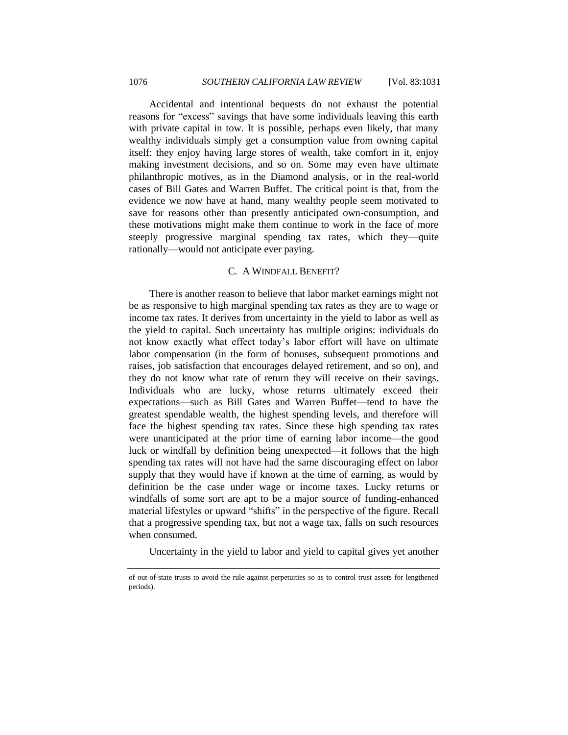Accidental and intentional bequests do not exhaust the potential reasons for "excess" savings that have some individuals leaving this earth with private capital in tow. It is possible, perhaps even likely, that many wealthy individuals simply get a consumption value from owning capital itself: they enjoy having large stores of wealth, take comfort in it, enjoy making investment decisions, and so on. Some may even have ultimate philanthropic motives, as in the Diamond analysis, or in the real-world cases of Bill Gates and Warren Buffet. The critical point is that, from the evidence we now have at hand, many wealthy people seem motivated to save for reasons other than presently anticipated own-consumption, and these motivations might make them continue to work in the face of more steeply progressive marginal spending tax rates, which they—quite rationally—would not anticipate ever paying.

### C. A WINDFALL BENEFIT?

There is another reason to believe that labor market earnings might not be as responsive to high marginal spending tax rates as they are to wage or income tax rates. It derives from uncertainty in the yield to labor as well as the yield to capital. Such uncertainty has multiple origins: individuals do not know exactly what effect today's labor effort will have on ultimate labor compensation (in the form of bonuses, subsequent promotions and raises, job satisfaction that encourages delayed retirement, and so on), and they do not know what rate of return they will receive on their savings. Individuals who are lucky, whose returns ultimately exceed their expectations—such as Bill Gates and Warren Buffet—tend to have the greatest spendable wealth, the highest spending levels, and therefore will face the highest spending tax rates. Since these high spending tax rates were unanticipated at the prior time of earning labor income—the good luck or windfall by definition being unexpected—it follows that the high spending tax rates will not have had the same discouraging effect on labor supply that they would have if known at the time of earning, as would by definition be the case under wage or income taxes. Lucky returns or windfalls of some sort are apt to be a major source of funding-enhanced material lifestyles or upward "shifts" in the perspective of the figure. Recall that a progressive spending tax, but not a wage tax, falls on such resources when consumed.

Uncertainty in the yield to labor and yield to capital gives yet another

---

of out-of-state trusts to avoid the rule against perpetuities so as to control trust assets for lengthened periods).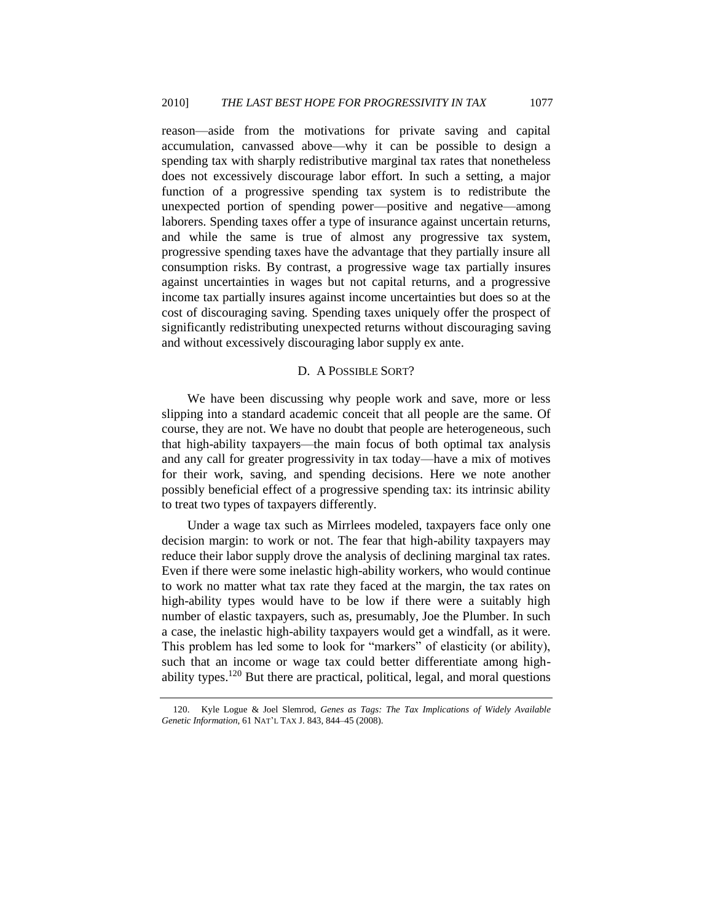reason—aside from the motivations for private saving and capital accumulation, canvassed above—why it can be possible to design a spending tax with sharply redistributive marginal tax rates that nonetheless does not excessively discourage labor effort. In such a setting, a major function of a progressive spending tax system is to redistribute the unexpected portion of spending power—positive and negative—among laborers. Spending taxes offer a type of insurance against uncertain returns, and while the same is true of almost any progressive tax system, progressive spending taxes have the advantage that they partially insure all consumption risks. By contrast, a progressive wage tax partially insures against uncertainties in wages but not capital returns, and a progressive income tax partially insures against income uncertainties but does so at the cost of discouraging saving. Spending taxes uniquely offer the prospect of significantly redistributing unexpected returns without discouraging saving and without excessively discouraging labor supply ex ante.

### D. A POSSIBLE SORT?

We have been discussing why people work and save, more or less slipping into a standard academic conceit that all people are the same. Of course, they are not. We have no doubt that people are heterogeneous, such that high-ability taxpayers—the main focus of both optimal tax analysis and any call for greater progressivity in tax today—have a mix of motives for their work, saving, and spending decisions. Here we note another possibly beneficial effect of a progressive spending tax: its intrinsic ability to treat two types of taxpayers differently.

Under a wage tax such as Mirrlees modeled, taxpayers face only one decision margin: to work or not. The fear that high-ability taxpayers may reduce their labor supply drove the analysis of declining marginal tax rates. Even if there were some inelastic high-ability workers, who would continue to work no matter what tax rate they faced at the margin, the tax rates on high-ability types would have to be low if there were a suitably high number of elastic taxpayers, such as, presumably, Joe the Plumber. In such a case, the inelastic high-ability taxpayers would get a windfall, as it were. This problem has led some to look for "markers" of elasticity (or ability), such that an income or wage tax could better differentiate among high-ability types.[120] But there are practical, political, legal, and moral questions

---

120. Kyle Logue & Joel Slemrod, *Genes as Tags: The Tax Implications of Widely Available Genetic Information*, 61 NAT'L TAX J. 843, 844–45 (2008).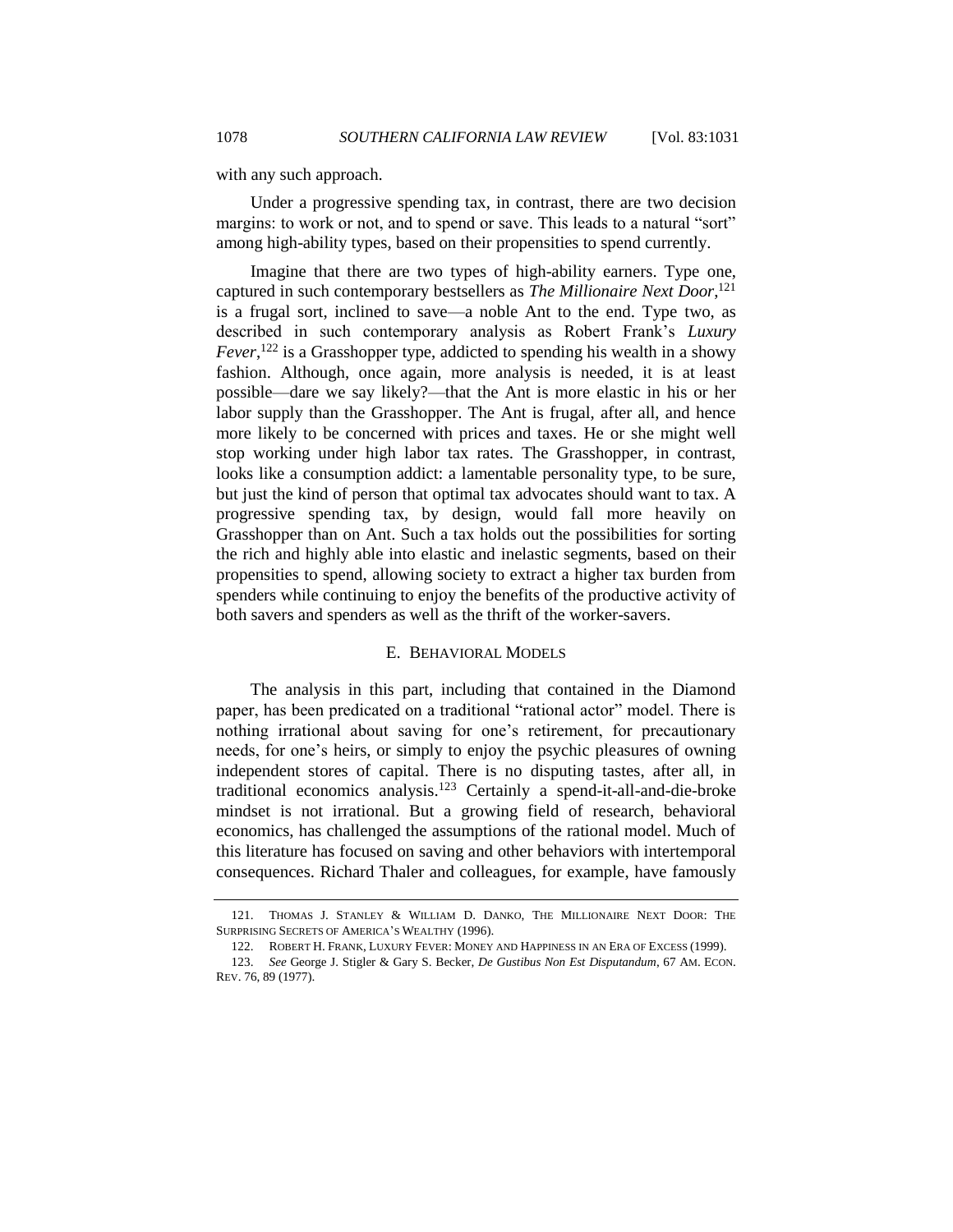with any such approach.

Under a progressive spending tax, in contrast, there are two decision margins: to work or not, and to spend or save. This leads to a natural "sort" among high-ability types, based on their propensities to spend currently.

Imagine that there are two types of high-ability earners. Type one, captured in such contemporary bestsellers as *The Millionaire Next Door*,[121] is a frugal sort, inclined to save—a noble Ant to the end. Type two, as described in such contemporary analysis as Robert Frank's *Luxury Fever*,[122] is a Grasshopper type, addicted to spending his wealth in a showy fashion. Although, once again, more analysis is needed, it is at least possible—dare we say likely?—that the Ant is more elastic in his or her labor supply than the Grasshopper. The Ant is frugal, after all, and hence more likely to be concerned with prices and taxes. He or she might well stop working under high labor tax rates. The Grasshopper, in contrast, looks like a consumption addict: a lamentable personality type, to be sure, but just the kind of person that optimal tax advocates should want to tax. A progressive spending tax, by design, would fall more heavily on Grasshopper than on Ant. Such a tax holds out the possibilities for sorting the rich and highly able into elastic and inelastic segments, based on their propensities to spend, allowing society to extract a higher tax burden from spenders while continuing to enjoy the benefits of the productive activity of both savers and spenders as well as the thrift of the worker-savers.

### E. BEHAVIORAL MODELS

The analysis in this part, including that contained in the Diamond paper, has been predicated on a traditional "rational actor" model. There is nothing irrational about saving for one's retirement, for precautionary needs, for one's heirs, or simply to enjoy the psychic pleasures of owning independent stores of capital. There is no disputing tastes, after all, in traditional economics analysis.[123] Certainly a spend-it-all-and-die-broke mindset is not irrational. But a growing field of research, behavioral economics, has challenged the assumptions of the rational model. Much of this literature has focused on saving and other behaviors with intertemporal consequences. Richard Thaler and colleagues, for example, have famously

---

121. THOMAS J. STANLEY & WILLIAM D. DANKO, THE MILLIONAIRE NEXT DOOR: THE SURPRISING SECRETS OF AMERICA'S WEALTHY (1996).

122. ROBERT H. FRANK, LUXURY FEVER: MONEY AND HAPPINESS IN AN ERA OF EXCESS (1999).

123. *See* George J. Stigler & Gary S. Becker, *De Gustibus Non Est Disputandum*, 67 AM. ECON. REV. 76, 89 (1977).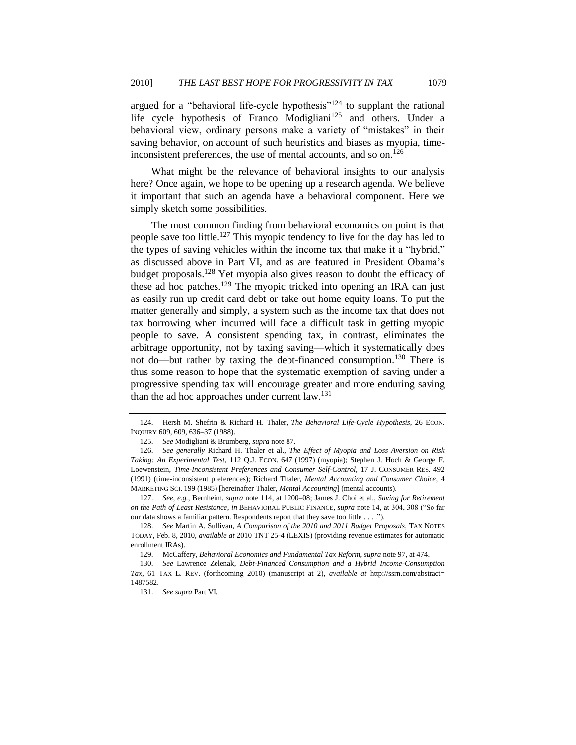argued for a "behavioral life-cycle hypothesis"[124] to supplant the rational life cycle hypothesis of Franco Modigliani[125] and others. Under a behavioral view, ordinary persons make a variety of "mistakes" in their saving behavior, on account of such heuristics and biases as myopia, time-inconsistent preferences, the use of mental accounts, and so on.[126]

What might be the relevance of behavioral insights to our analysis here? Once again, we hope to be opening up a research agenda. We believe it important that such an agenda have a behavioral component. Here we simply sketch some possibilities.

The most common finding from behavioral economics on point is that people save too little.[127] This myopic tendency to live for the day has led to the types of saving vehicles within the income tax that make it a "hybrid," as discussed above in Part VI, and as are featured in President Obama's budget proposals.[128] Yet myopia also gives reason to doubt the efficacy of these ad hoc patches.[129] The myopic tricked into opening an IRA can just as easily run up credit card debt or take out home equity loans. To put the matter generally and simply, a system such as the income tax that does not tax borrowing when incurred will face a difficult task in getting myopic people to save. A consistent spending tax, in contrast, eliminates the arbitrage opportunity, not by taxing saving—which it systematically does not do—but rather by taxing the debt-financed consumption.[130] There is thus some reason to hope that the systematic exemption of saving under a progressive spending tax will encourage greater and more enduring saving than the ad hoc approaches under current law.[131]

---

124. Hersh M. Shefrin & Richard H. Thaler, *The Behavioral Life-Cycle Hypothesis*, 26 ECON. INQUIRY 609, 609, 636–37 (1988).

125. *See* Modigliani & Brumberg, *supra* note 87.

126. *See generally* Richard H. Thaler et al., *The Effect of Myopia and Loss Aversion on Risk Taking: An Experimental Test*, 112 Q.J. ECON. 647 (1997) (myopia); Stephen J. Hoch & George F. Loewenstein, *Time-Inconsistent Preferences and Consumer Self-Control*, 17 J. CONSUMER RES. 492 (1991) (time-inconsistent preferences); Richard Thaler, *Mental Accounting and Consumer Choice*, 4 MARKETING SCI. 199 (1985) [hereinafter Thaler, *Mental Accounting*] (mental accounts).

127. *See, e.g.*, Bernheim, *supra* note 114, at 1200–08; James J. Choi et al., *Saving for Retirement on the Path of Least Resistance*, *in* BEHAVIORAL PUBLIC FINANCE, *supra* note 14, at 304, 308 ("So far our data shows a familiar pattern. Respondents report that they save too little . . . .").

128. *See* Martin A. Sullivan, *A Comparison of the 2010 and 2011 Budget Proposals*, TAX NOTES TODAY, Feb. 8, 2010, *available at* 2010 TNT 25-4 (LEXIS) (providing revenue estimates for automatic enrollment IRAs).

129. McCaffery, *Behavioral Economics and Fundamental Tax Reform*, *supra* note 97, at 474.

130. *See* Lawrence Zelenak, *Debt-Financed Consumption and a Hybrid Income-Consumption Tax*, 61 TAX L. REV. (forthcoming 2010) (manuscript at 2), *available at* http://ssrn.com/abstract=1487582.

131. *See supra* Part VI.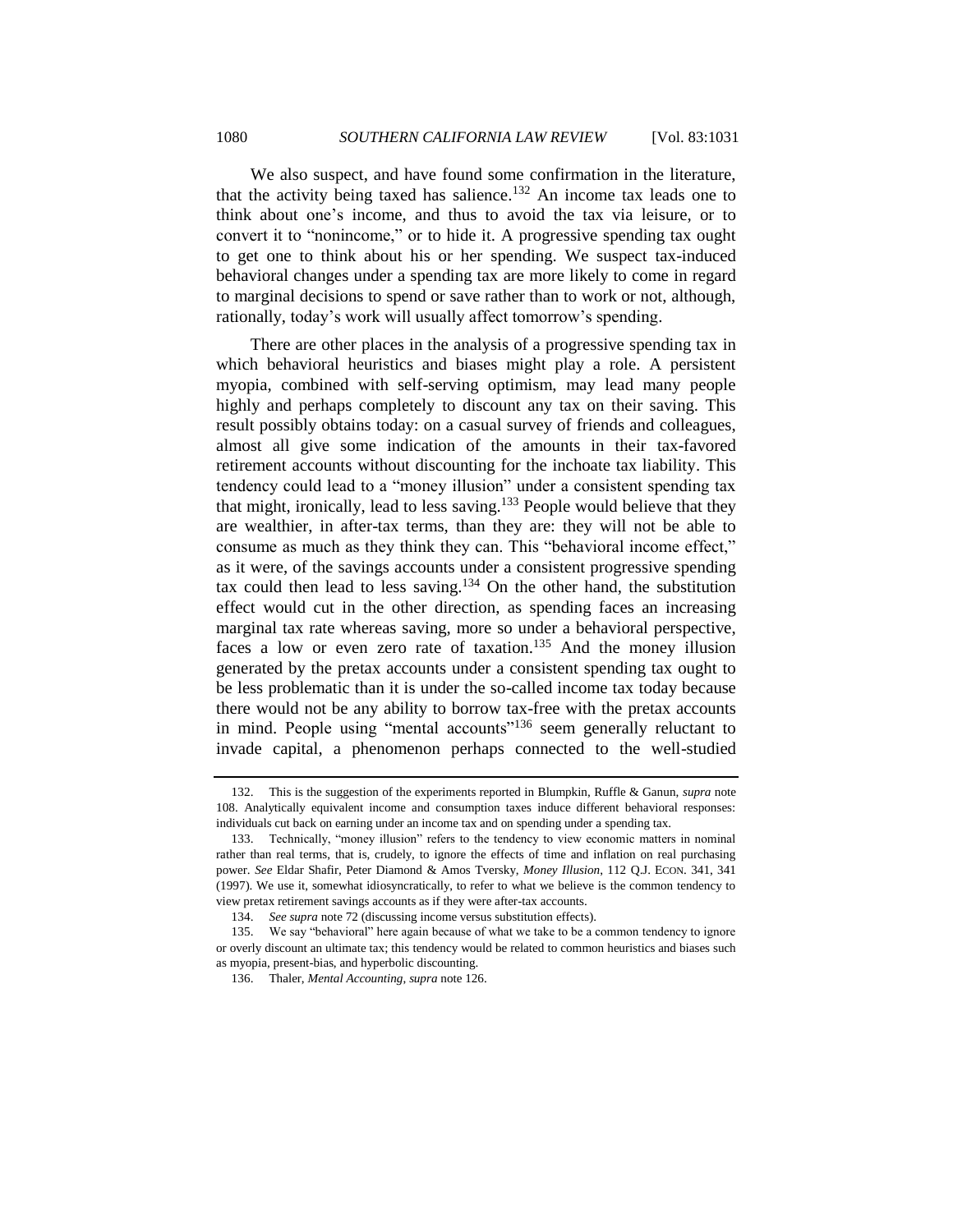We also suspect, and have found some confirmation in the literature, that the activity being taxed has salience.[132] An income tax leads one to think about one's income, and thus to avoid the tax via leisure, or to convert it to "nonincome," or to hide it. A progressive spending tax ought to get one to think about his or her spending. We suspect tax-induced behavioral changes under a spending tax are more likely to come in regard to marginal decisions to spend or save rather than to work or not, although, rationally, today's work will usually affect tomorrow's spending.

There are other places in the analysis of a progressive spending tax in which behavioral heuristics and biases might play a role. A persistent myopia, combined with self-serving optimism, may lead many people highly and perhaps completely to discount any tax on their saving. This result possibly obtains today: on a casual survey of friends and colleagues, almost all give some indication of the amounts in their tax-favored retirement accounts without discounting for the inchoate tax liability. This tendency could lead to a "money illusion" under a consistent spending tax that might, ironically, lead to less saving.[133] People would believe that they are wealthier, in after-tax terms, than they are: they will not be able to consume as much as they think they can. This "behavioral income effect," as it were, of the savings accounts under a consistent progressive spending tax could then lead to less saving.[134] On the other hand, the substitution effect would cut in the other direction, as spending faces an increasing marginal tax rate whereas saving, more so under a behavioral perspective, faces a low or even zero rate of taxation.[135] And the money illusion generated by the pretax accounts under a consistent spending tax ought to be less problematic than it is under the so-called income tax today because there would not be any ability to borrow tax-free with the pretax accounts in mind. People using "mental accounts"[136] seem generally reluctant to invade capital, a phenomenon perhaps connected to the well-studied

---

132. This is the suggestion of the experiments reported in Blumpkin, Ruffle & Ganun, *supra* note 108. Analytically equivalent income and consumption taxes induce different behavioral responses: individuals cut back on earning under an income tax and on spending under a spending tax.

133. Technically, "money illusion" refers to the tendency to view economic matters in nominal rather than real terms, that is, crudely, to ignore the effects of time and inflation on real purchasing power. *See* Eldar Shafir, Peter Diamond & Amos Tversky, *Money Illusion*, 112 Q.J. ECON. 341, 341 (1997). We use it, somewhat idiosyncratically, to refer to what we believe is the common tendency to view pretax retirement savings accounts as if they were after-tax accounts.

134. *See supra* note 72 (discussing income versus substitution effects).

135. We say "behavioral" here again because of what we take to be a common tendency to ignore or overly discount an ultimate tax; this tendency would be related to common heuristics and biases such as myopia, present-bias, and hyperbolic discounting.

136. Thaler, *Mental Accounting*, *supra* note 126.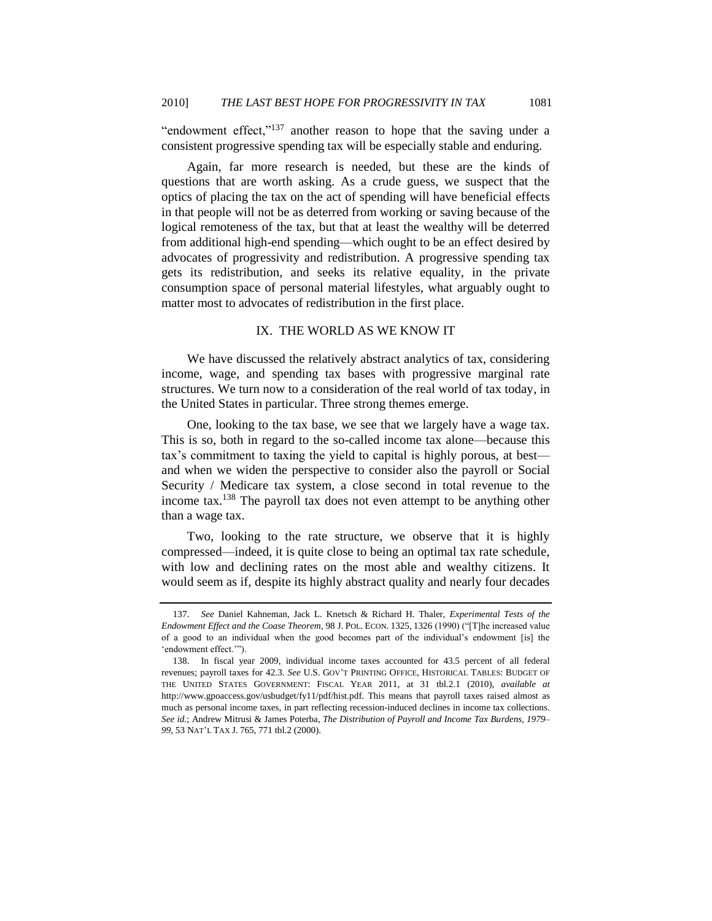"endowment effect,"[137] another reason to hope that the saving under a consistent progressive spending tax will be especially stable and enduring.

Again, far more research is needed, but these are the kinds of questions that are worth asking. As a crude guess, we suspect that the optics of placing the tax on the act of spending will have beneficial effects in that people will not be as deterred from working or saving because of the logical remoteness of the tax, but that at least the wealthy will be deterred from additional high-end spending—which ought to be an effect desired by advocates of progressivity and redistribution. A progressive spending tax gets its redistribution, and seeks its relative equality, in the private consumption space of personal material lifestyles, what arguably ought to matter most to advocates of redistribution in the first place.

## IX. THE WORLD AS WE KNOW IT

We have discussed the relatively abstract analytics of tax, considering income, wage, and spending tax bases with progressive marginal rate structures. We turn now to a consideration of the real world of tax today, in the United States in particular. Three strong themes emerge.

One, looking to the tax base, we see that we largely have a wage tax. This is so, both in regard to the so-called income tax alone—because this tax's commitment to taxing the yield to capital is highly porous, at best—and when we widen the perspective to consider also the payroll or Social Security / Medicare tax system, a close second in total revenue to the income tax.[138] The payroll tax does not even attempt to be anything other than a wage tax.

Two, looking to the rate structure, we observe that it is highly compressed—indeed, it is quite close to being an optimal tax rate schedule, with low and declining rates on the most able and wealthy citizens. It would seem as if, despite its highly abstract quality and nearly four decades

---

137. *See* Daniel Kahneman, Jack L. Knetsch & Richard H. Thaler, *Experimental Tests of the Endowment Effect and the Coase Theorem*, 98 J. POL. ECON. 1325, 1326 (1990) ("[T]he increased value of a good to an individual when the good becomes part of the individual's endowment [is] the 'endowment effect.'").

138. In fiscal year 2009, individual income taxes accounted for 43.5 percent of all federal revenues; payroll taxes for 42.3. *See* U.S. GOV'T PRINTING OFFICE, HISTORICAL TABLES: BUDGET OF THE UNITED STATES GOVERNMENT: FISCAL YEAR 2011, at 31 tbl.2.1 (2010), *available at* http://www.gpoaccess.gov/usbudget/fy11/pdf/hist.pdf. This means that payroll taxes raised almost as much as personal income taxes, in part reflecting recession-induced declines in income tax collections. *See id.*; Andrew Mitrusi & James Poterba, *The Distribution of Payroll and Income Tax Burdens, 1979–99*, 53 NAT'L TAX J. 765, 771 tbl.2 (2000).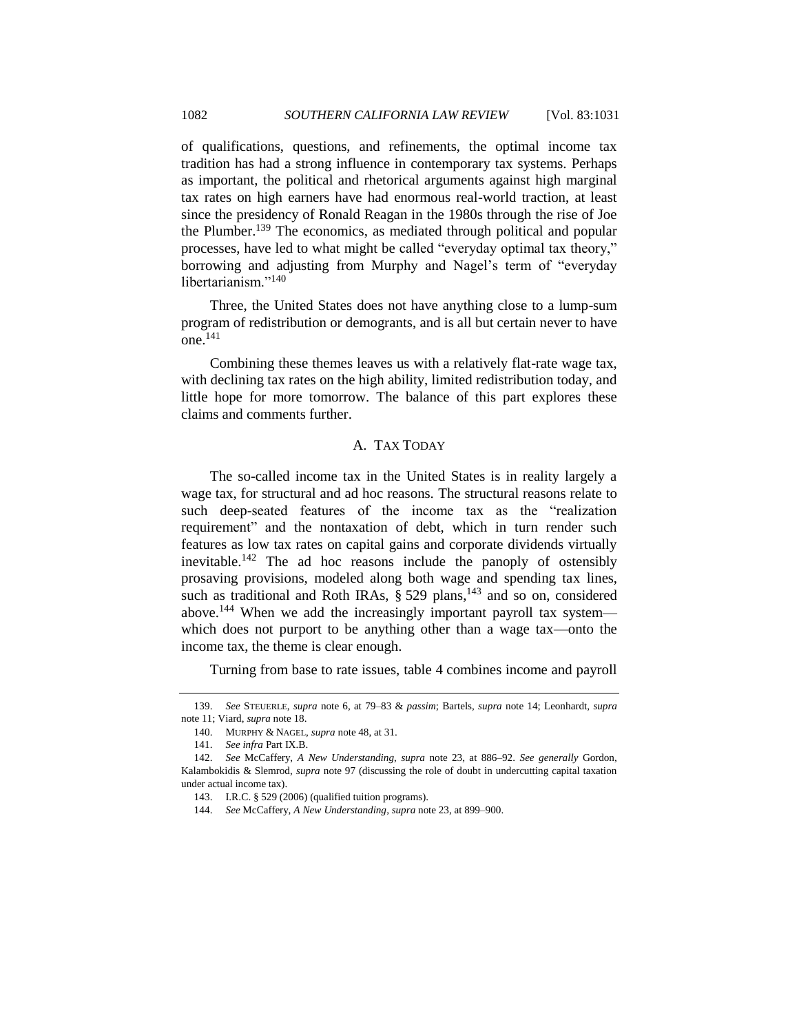of qualifications, questions, and refinements, the optimal income tax tradition has had a strong influence in contemporary tax systems. Perhaps as important, the political and rhetorical arguments against high marginal tax rates on high earners have had enormous real-world traction, at least since the presidency of Ronald Reagan in the 1980s through the rise of Joe the Plumber.[139] The economics, as mediated through political and popular processes, have led to what might be called "everyday optimal tax theory," borrowing and adjusting from Murphy and Nagel's term of "everyday libertarianism."[140]

Three, the United States does not have anything close to a lump-sum program of redistribution or demogrants, and is all but certain never to have one.[141]

Combining these themes leaves us with a relatively flat-rate wage tax, with declining tax rates on the high ability, limited redistribution today, and little hope for more tomorrow. The balance of this part explores these claims and comments further.

## A. TAX TODAY

The so-called income tax in the United States is in reality largely a wage tax, for structural and ad hoc reasons. The structural reasons relate to such deep-seated features of the income tax as the "realization requirement" and the nontaxation of debt, which in turn render such features as low tax rates on capital gains and corporate dividends virtually inevitable.[142] The ad hoc reasons include the panoply of ostensibly prosaving provisions, modeled along both wage and spending tax lines, such as traditional and Roth IRAs, § 529 plans,[143] and so on, considered above.[144] When we add the increasingly important payroll tax system—which does not purport to be anything other than a wage tax—onto the income tax, the theme is clear enough.

Turning from base to rate issues, table 4 combines income and payroll

---

139. *See* STEUERLE, *supra* note 6, at 79–83 & *passim*; Bartels, *supra* note 14; Leonhardt, *supra* note 11; Viard, *supra* note 18.

140. MURPHY & NAGEL, *supra* note 48, at 31.

141. *See infra* Part IX.B.

142. *See* McCaffery, *A New Understanding*, *supra* note 23, at 886–92. *See generally* Gordon, Kalambokidis & Slemrod, *supra* note 97 (discussing the role of doubt in undercutting capital taxation under actual income tax).

143. I.R.C. § 529 (2006) (qualified tuition programs).

144. *See* McCaffery, *A New Understanding*, *supra* note 23, at 899–900.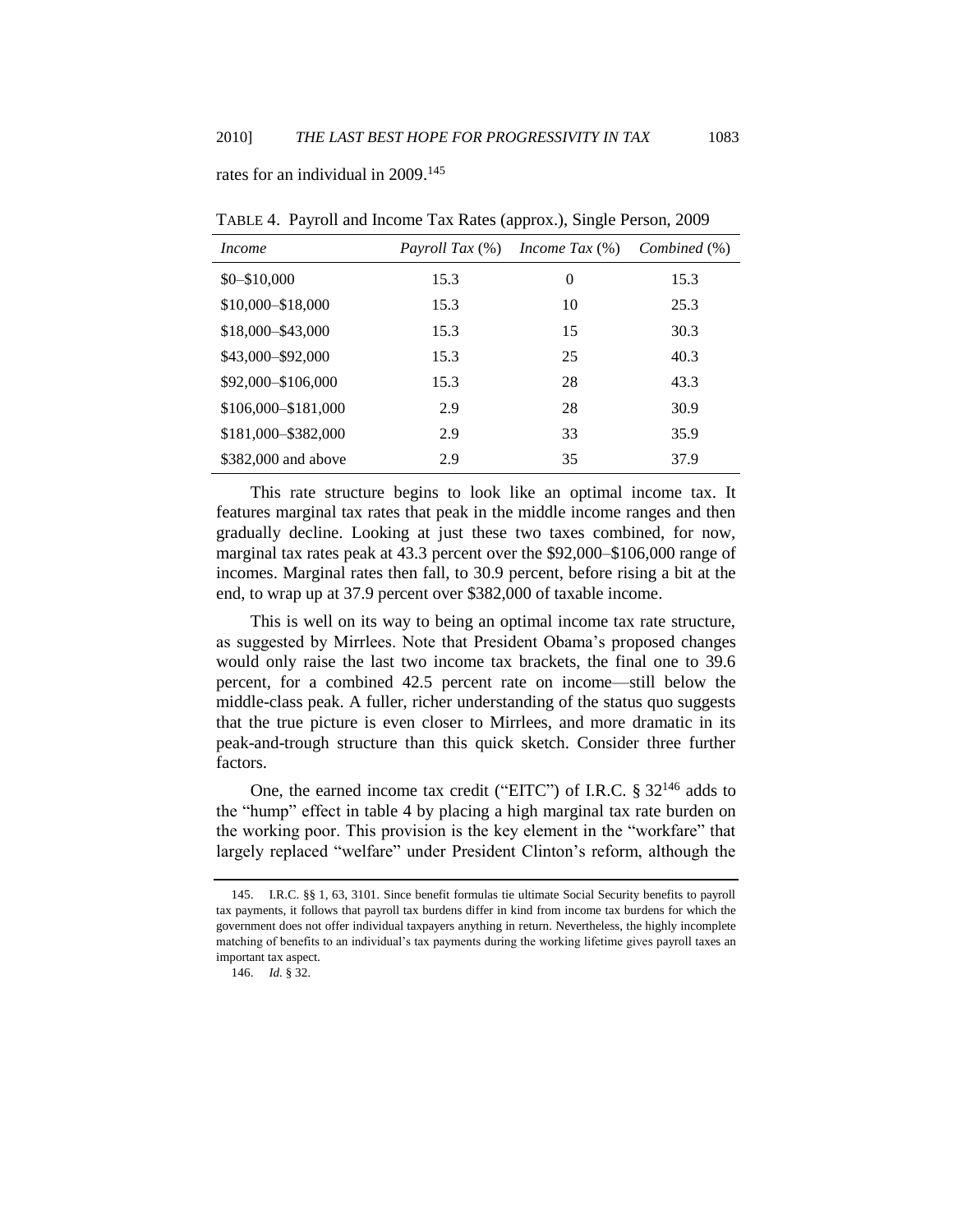rates for an individual in 2009.[145]

TABLE 4. Payroll and Income Tax Rates (approx.), Single Person, 2009

| *Income* | *Payroll Tax* (%) | *Income Tax* (%) | *Combined* (%) |
|---|---|---|---|
| $0–$10,000 | 15.3 | 0 | 15.3 |
| $10,000–$18,000 | 15.3 | 10 | 25.3 |
| $18,000–$43,000 | 15.3 | 15 | 30.3 |
| $43,000–$92,000 | 15.3 | 25 | 40.3 |
| $92,000–$106,000 | 15.3 | 28 | 43.3 |
| $106,000–$181,000 | 2.9 | 28 | 30.9 |
| $181,000–$382,000 | 2.9 | 33 | 35.9 |
| $382,000 and above | 2.9 | 35 | 37.9 |

This rate structure begins to look like an optimal income tax. It features marginal tax rates that peak in the middle income ranges and then gradually decline. Looking at just these two taxes combined, for now, marginal tax rates peak at 43.3 percent over the $92,000–$106,000 range of incomes. Marginal rates then fall, to 30.9 percent, before rising a bit at the end, to wrap up at 37.9 percent over $382,000 of taxable income.

This is well on its way to being an optimal income tax rate structure, as suggested by Mirrlees. Note that President Obama's proposed changes would only raise the last two income tax brackets, the final one to 39.6 percent, for a combined 42.5 percent rate on income—still below the middle-class peak. A fuller, richer understanding of the status quo suggests that the true picture is even closer to Mirrlees, and more dramatic in its peak-and-trough structure than this quick sketch. Consider three further factors.

One, the earned income tax credit ("EITC") of I.R.C. § 32[146] adds to the "hump" effect in table 4 by placing a high marginal tax rate burden on the working poor. This provision is the key element in the "workfare" that largely replaced "welfare" under President Clinton's reform, although the

145. I.R.C. §§ 1, 63, 3101. Since benefit formulas tie ultimate Social Security benefits to payroll tax payments, it follows that payroll tax burdens differ in kind from income tax burdens for which the government does not offer individual taxpayers anything in return. Nevertheless, the highly incomplete matching of benefits to an individual's tax payments during the working lifetime gives payroll taxes an important tax aspect.

146. *Id.* § 32.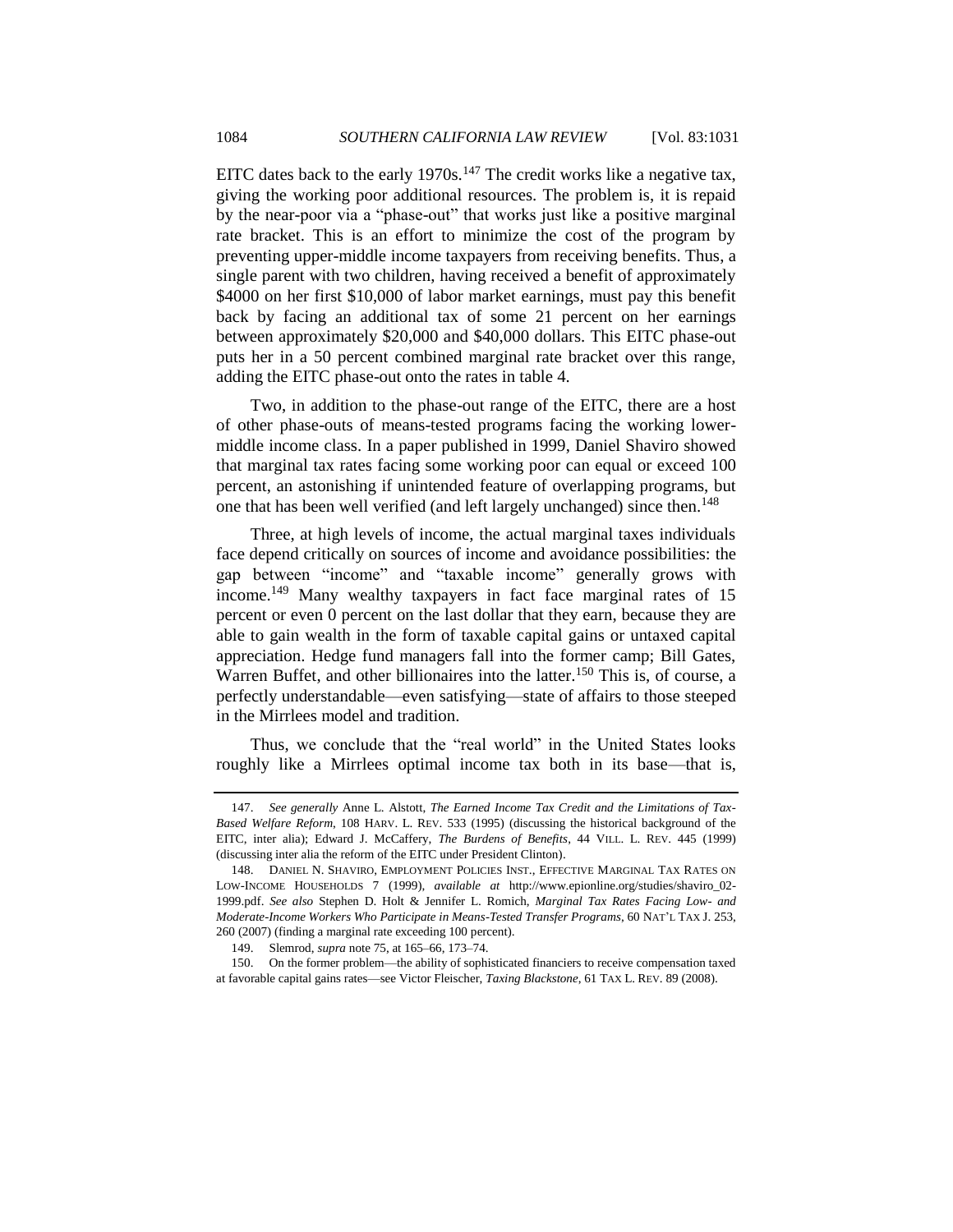EITC dates back to the early 1970s.[147] The credit works like a negative tax, giving the working poor additional resources. The problem is, it is repaid by the near-poor via a "phase-out" that works just like a positive marginal rate bracket. This is an effort to minimize the cost of the program by preventing upper-middle income taxpayers from receiving benefits. Thus, a single parent with two children, having received a benefit of approximately \$4000 on her first \$10,000 of labor market earnings, must pay this benefit back by facing an additional tax of some 21 percent on her earnings between approximately \$20,000 and \$40,000 dollars. This EITC phase-out puts her in a 50 percent combined marginal rate bracket over this range, adding the EITC phase-out onto the rates in table 4.

Two, in addition to the phase-out range of the EITC, there are a host of other phase-outs of means-tested programs facing the working lower-middle income class. In a paper published in 1999, Daniel Shaviro showed that marginal tax rates facing some working poor can equal or exceed 100 percent, an astonishing if unintended feature of overlapping programs, but one that has been well verified (and left largely unchanged) since then.[148]

Three, at high levels of income, the actual marginal taxes individuals face depend critically on sources of income and avoidance possibilities: the gap between "income" and "taxable income" generally grows with income.[149] Many wealthy taxpayers in fact face marginal rates of 15 percent or even 0 percent on the last dollar that they earn, because they are able to gain wealth in the form of taxable capital gains or untaxed capital appreciation. Hedge fund managers fall into the former camp; Bill Gates, Warren Buffet, and other billionaires into the latter.[150] This is, of course, a perfectly understandable—even satisfying—state of affairs to those steeped in the Mirrlees model and tradition.

Thus, we conclude that the "real world" in the United States looks roughly like a Mirrlees optimal income tax both in its base—that is,

---

147. *See generally* Anne L. Alstott, *The Earned Income Tax Credit and the Limitations of Tax-Based Welfare Reform*, 108 HARV. L. REV. 533 (1995) (discussing the historical background of the EITC, inter alia); Edward J. McCaffery, *The Burdens of Benefits*, 44 VILL. L. REV. 445 (1999) (discussing inter alia the reform of the EITC under President Clinton).

148. DANIEL N. SHAVIRO, EMPLOYMENT POLICIES INST., EFFECTIVE MARGINAL TAX RATES ON LOW-INCOME HOUSEHOLDS 7 (1999), *available at* http://www.epionline.org/studies/shaviro_02-1999.pdf. *See also* Stephen D. Holt & Jennifer L. Romich, *Marginal Tax Rates Facing Low- and Moderate-Income Workers Who Participate in Means-Tested Transfer Programs*, 60 NAT'L TAX J. 253, 260 (2007) (finding a marginal rate exceeding 100 percent).

149. Slemrod, *supra* note 75, at 165–66, 173–74.

150. On the former problem—the ability of sophisticated financiers to receive compensation taxed at favorable capital gains rates—see Victor Fleischer, *Taxing Blackstone*, 61 TAX L. REV. 89 (2008).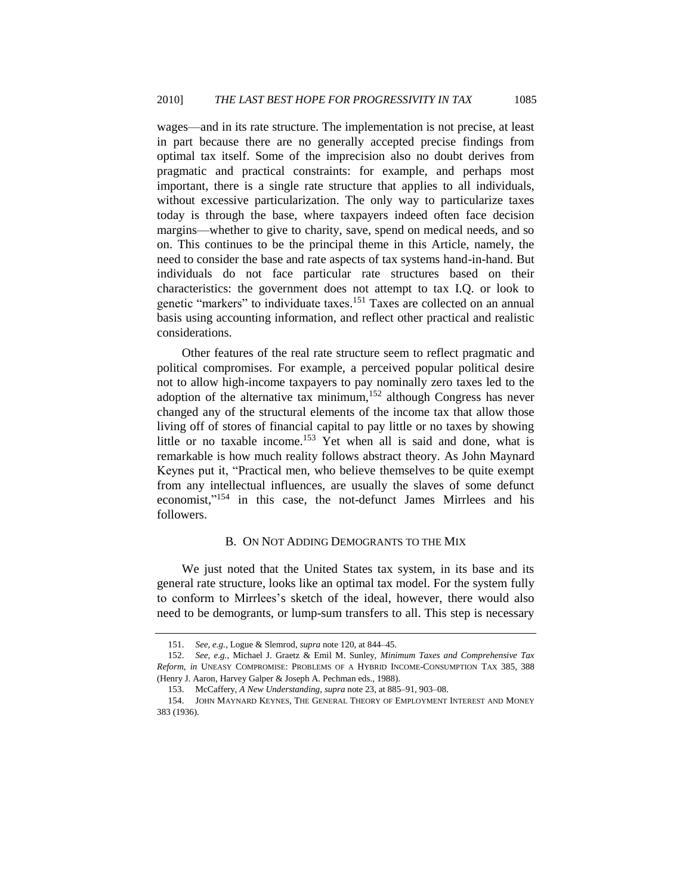wages—and in its rate structure. The implementation is not precise, at least in part because there are no generally accepted precise findings from optimal tax itself. Some of the imprecision also no doubt derives from pragmatic and practical constraints: for example, and perhaps most important, there is a single rate structure that applies to all individuals, without excessive particularization. The only way to particularize taxes today is through the base, where taxpayers indeed often face decision margins—whether to give to charity, save, spend on medical needs, and so on. This continues to be the principal theme in this Article, namely, the need to consider the base and rate aspects of tax systems hand-in-hand. But individuals do not face particular rate structures based on their characteristics: the government does not attempt to tax I.Q. or look to genetic "markers" to individuate taxes.[151] Taxes are collected on an annual basis using accounting information, and reflect other practical and realistic considerations.

Other features of the real rate structure seem to reflect pragmatic and political compromises. For example, a perceived popular political desire not to allow high-income taxpayers to pay nominally zero taxes led to the adoption of the alternative tax minimum,[152] although Congress has never changed any of the structural elements of the income tax that allow those living off of stores of financial capital to pay little or no taxes by showing little or no taxable income.[153] Yet when all is said and done, what is remarkable is how much reality follows abstract theory. As John Maynard Keynes put it, "Practical men, who believe themselves to be quite exempt from any intellectual influences, are usually the slaves of some defunct economist,"[154] in this case, the not-defunct James Mirrlees and his followers.

### B. On Not Adding Demogrants to the Mix

We just noted that the United States tax system, in its base and its general rate structure, looks like an optimal tax model. For the system fully to conform to Mirrlees's sketch of the ideal, however, there would also need to be demogrants, or lump-sum transfers to all. This step is necessary

---

151. *See, e.g.*, Logue & Slemrod, *supra* note 120, at 844–45.

152. *See, e.g.*, Michael J. Graetz & Emil M. Sunley, *Minimum Taxes and Comprehensive Tax Reform*, *in* UNEASY COMPROMISE: PROBLEMS OF A HYBRID INCOME-CONSUMPTION TAX 385, 388 (Henry J. Aaron, Harvey Galper & Joseph A. Pechman eds., 1988).

153. McCaffery, *A New Understanding*, *supra* note 23, at 885–91, 903–08.

154. JOHN MAYNARD KEYNES, THE GENERAL THEORY OF EMPLOYMENT INTEREST AND MONEY 383 (1936).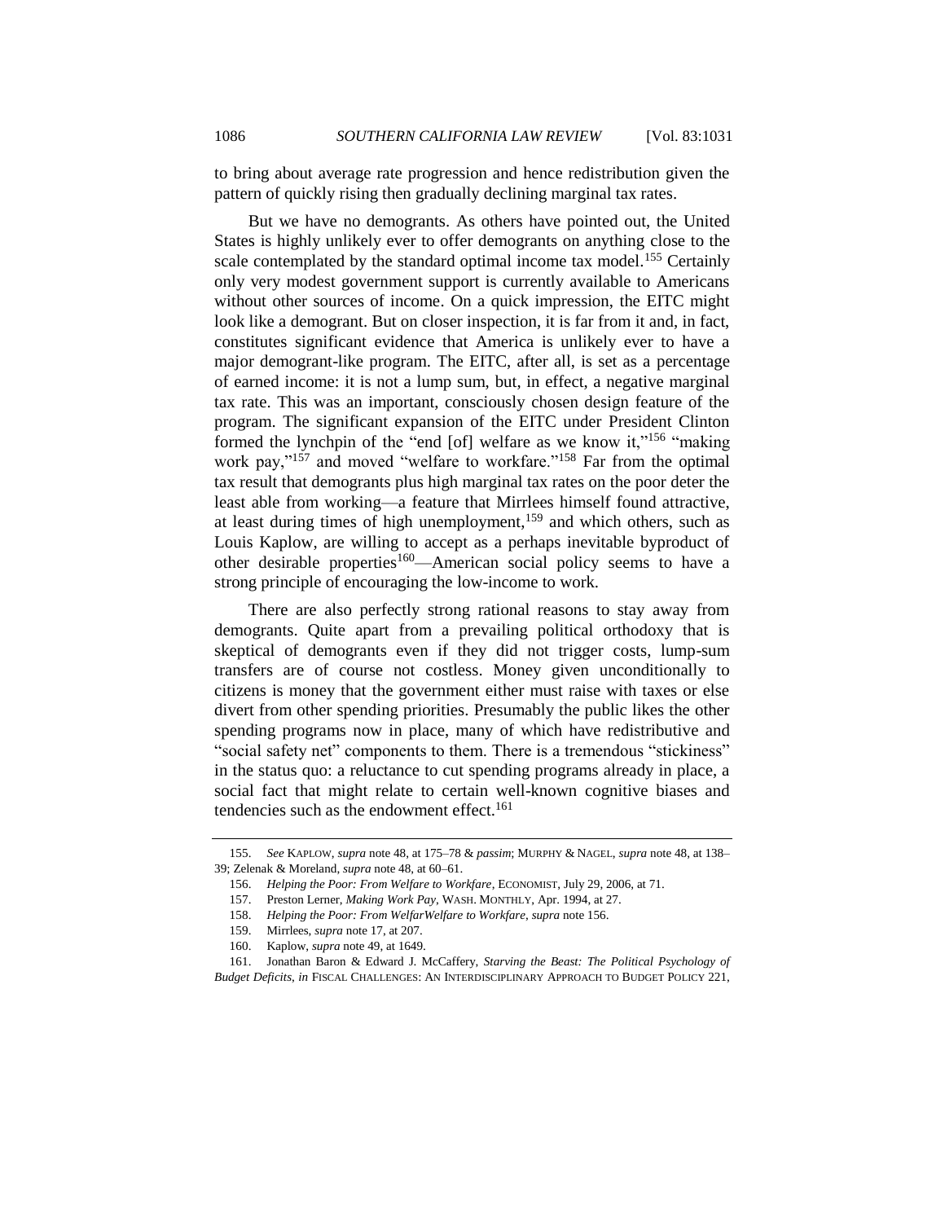to bring about average rate progression and hence redistribution given the pattern of quickly rising then gradually declining marginal tax rates.

But we have no demogrants. As others have pointed out, the United States is highly unlikely ever to offer demogrants on anything close to the scale contemplated by the standard optimal income tax model.[155] Certainly only very modest government support is currently available to Americans without other sources of income. On a quick impression, the EITC might look like a demogrant. But on closer inspection, it is far from it and, in fact, constitutes significant evidence that America is unlikely ever to have a major demogrant-like program. The EITC, after all, is set as a percentage of earned income: it is not a lump sum, but, in effect, a negative marginal tax rate. This was an important, consciously chosen design feature of the program. The significant expansion of the EITC under President Clinton formed the lynchpin of the "end [of] welfare as we know it,"[156] "making work pay,"[157] and moved "welfare to workfare."[158] Far from the optimal tax result that demogrants plus high marginal tax rates on the poor deter the least able from working—a feature that Mirrlees himself found attractive, at least during times of high unemployment,[159] and which others, such as Louis Kaplow, are willing to accept as a perhaps inevitable byproduct of other desirable properties[160]—American social policy seems to have a strong principle of encouraging the low-income to work.

There are also perfectly strong rational reasons to stay away from demogrants. Quite apart from a prevailing political orthodoxy that is skeptical of demogrants even if they did not trigger costs, lump-sum transfers are of course not costless. Money given unconditionally to citizens is money that the government either must raise with taxes or else divert from other spending priorities. Presumably the public likes the other spending programs now in place, many of which have redistributive and "social safety net" components to them. There is a tremendous "stickiness" in the status quo: a reluctance to cut spending programs already in place, a social fact that might relate to certain well-known cognitive biases and tendencies such as the endowment effect.[161]

---

155. *See* KAPLOW, *supra* note 48, at 175–78 & *passim*; MURPHY & NAGEL, *supra* note 48, at 138–39; Zelenak & Moreland, *supra* note 48, at 60–61.

156. *Helping the Poor: From Welfare to Workfare*, ECONOMIST, July 29, 2006, at 71.

157. Preston Lerner, *Making Work Pay*, WASH. MONTHLY, Apr. 1994, at 27.

158. *Helping the Poor: From WelfarWelfare to Workfare*, *supra* note 156.

159. Mirrlees, *supra* note 17, at 207.

160. Kaplow, *supra* note 49, at 1649.

161. Jonathan Baron & Edward J. McCaffery, *Starving the Beast: The Political Psychology of Budget Deficits*, *in* FISCAL CHALLENGES: AN INTERDISCIPLINARY APPROACH TO BUDGET POLICY 221,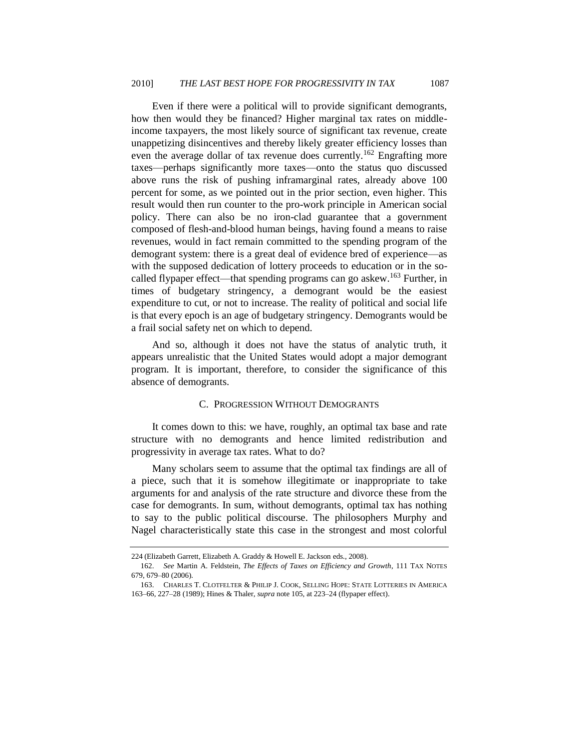Even if there were a political will to provide significant demogrants, how then would they be financed? Higher marginal tax rates on middle-income taxpayers, the most likely source of significant tax revenue, create unappetizing disincentives and thereby likely greater efficiency losses than even the average dollar of tax revenue does currently.[162] Engrafting more taxes—perhaps significantly more taxes—onto the status quo discussed above runs the risk of pushing inframarginal rates, already above 100 percent for some, as we pointed out in the prior section, even higher. This result would then run counter to the pro-work principle in American social policy. There can also be no iron-clad guarantee that a government composed of flesh-and-blood human beings, having found a means to raise revenues, would in fact remain committed to the spending program of the demogrant system: there is a great deal of evidence bred of experience—as with the supposed dedication of lottery proceeds to education or in the so-called flypaper effect—that spending programs can go askew.[163] Further, in times of budgetary stringency, a demogrant would be the easiest expenditure to cut, or not to increase. The reality of political and social life is that every epoch is an age of budgetary stringency. Demogrants would be a frail social safety net on which to depend.

And so, although it does not have the status of analytic truth, it appears unrealistic that the United States would adopt a major demogrant program. It is important, therefore, to consider the significance of this absence of demogrants.

### C. Progression Without Demogrants

It comes down to this: we have, roughly, an optimal tax base and rate structure with no demogrants and hence limited redistribution and progressivity in average tax rates. What to do?

Many scholars seem to assume that the optimal tax findings are all of a piece, such that it is somehow illegitimate or inappropriate to take arguments for and analysis of the rate structure and divorce these from the case for demogrants. In sum, without demogrants, optimal tax has nothing to say to the public political discourse. The philosophers Murphy and Nagel characteristically state this case in the strongest and most colorful

---

224 (Elizabeth Garrett, Elizabeth A. Graddy & Howell E. Jackson eds., 2008).

162. *See* Martin A. Feldstein, *The Effects of Taxes on Efficiency and Growth*, 111 Tax Notes 679, 679–80 (2006).

163. Charles T. Clotfelter & Philip J. Cook, Selling Hope: State Lotteries in America 163–66, 227–28 (1989); Hines & Thaler, *supra* note 105, at 223–24 (flypaper effect).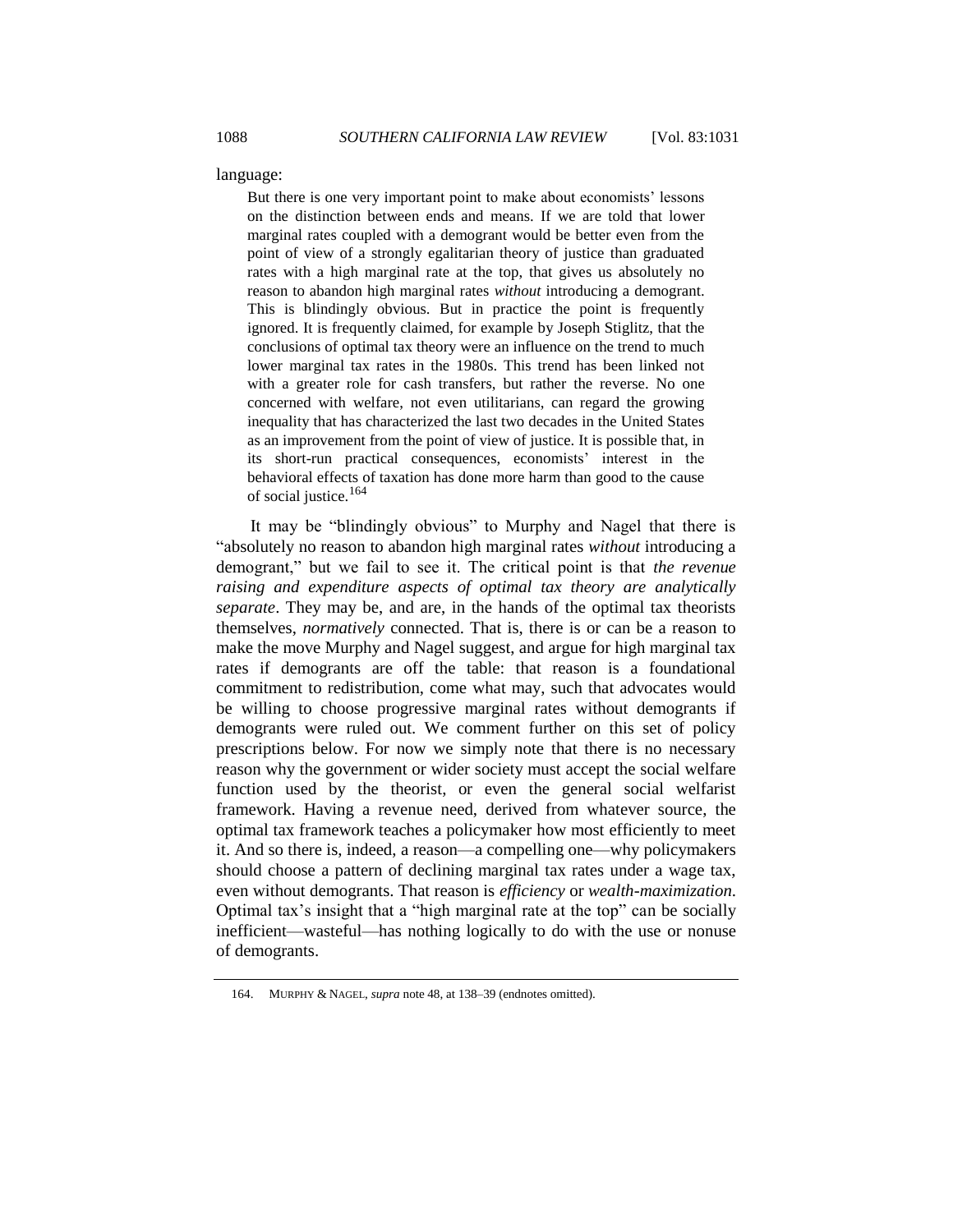language:

> But there is one very important point to make about economists' lessons on the distinction between ends and means. If we are told that lower marginal rates coupled with a demogrant would be better even from the point of view of a strongly egalitarian theory of justice than graduated rates with a high marginal rate at the top, that gives us absolutely no reason to abandon high marginal rates *without* introducing a demogrant. This is blindingly obvious. But in practice the point is frequently ignored. It is frequently claimed, for example by Joseph Stiglitz, that the conclusions of optimal tax theory were an influence on the trend to much lower marginal tax rates in the 1980s. This trend has been linked not with a greater role for cash transfers, but rather the reverse. No one concerned with welfare, not even utilitarians, can regard the growing inequality that has characterized the last two decades in the United States as an improvement from the point of view of justice. It is possible that, in its short-run practical consequences, economists' interest in the behavioral effects of taxation has done more harm than good to the cause of social justice.[164]

It may be "blindingly obvious" to Murphy and Nagel that there is "absolutely no reason to abandon high marginal rates *without* introducing a demogrant," but we fail to see it. The critical point is that *the revenue raising and expenditure aspects of optimal tax theory are analytically separate*. They may be, and are, in the hands of the optimal tax theorists themselves, *normatively* connected. That is, there is or can be a reason to make the move Murphy and Nagel suggest, and argue for high marginal tax rates if demogrants are off the table: that reason is a foundational commitment to redistribution, come what may, such that advocates would be willing to choose progressive marginal rates without demogrants if demogrants were ruled out. We comment further on this set of policy prescriptions below. For now we simply note that there is no necessary reason why the government or wider society must accept the social welfare function used by the theorist, or even the general social welfarist framework. Having a revenue need, derived from whatever source, the optimal tax framework teaches a policymaker how most efficiently to meet it. And so there is, indeed, a reason—a compelling one—why policymakers should choose a pattern of declining marginal tax rates under a wage tax, even without demogrants. That reason is *efficiency* or *wealth-maximization*. Optimal tax's insight that a "high marginal rate at the top" can be socially inefficient—wasteful—has nothing logically to do with the use or nonuse of demogrants.

164. MURPHY & NAGEL, *supra* note 48, at 138–39 (endnotes omitted).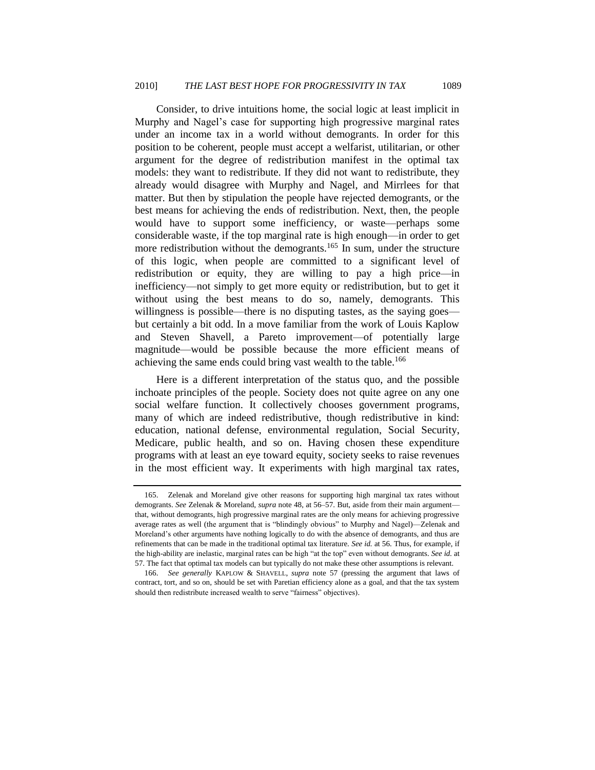Consider, to drive intuitions home, the social logic at least implicit in Murphy and Nagel's case for supporting high progressive marginal rates under an income tax in a world without demogrants. In order for this position to be coherent, people must accept a welfarist, utilitarian, or other argument for the degree of redistribution manifest in the optimal tax models: they want to redistribute. If they did not want to redistribute, they already would disagree with Murphy and Nagel, and Mirrlees for that matter. But then by stipulation the people have rejected demogrants, or the best means for achieving the ends of redistribution. Next, then, the people would have to support some inefficiency, or waste—perhaps some considerable waste, if the top marginal rate is high enough—in order to get more redistribution without the demogrants.[165] In sum, under the structure of this logic, when people are committed to a significant level of redistribution or equity, they are willing to pay a high price—in inefficiency—not simply to get more equity or redistribution, but to get it without using the best means to do so, namely, demogrants. This willingness is possible—there is no disputing tastes, as the saying goes—but certainly a bit odd. In a move familiar from the work of Louis Kaplow and Steven Shavell, a Pareto improvement—of potentially large magnitude—would be possible because the more efficient means of achieving the same ends could bring vast wealth to the table.[166]

Here is a different interpretation of the status quo, and the possible inchoate principles of the people. Society does not quite agree on any one social welfare function. It collectively chooses government programs, many of which are indeed redistributive, though redistributive in kind: education, national defense, environmental regulation, Social Security, Medicare, public health, and so on. Having chosen these expenditure programs with at least an eye toward equity, society seeks to raise revenues in the most efficient way. It experiments with high marginal tax rates,

---

165. Zelenak and Moreland give other reasons for supporting high marginal tax rates without demogrants. *See* Zelenak & Moreland, *supra* note 48, at 56–57. But, aside from their main argument—that, without demogrants, high progressive marginal rates are the only means for achieving progressive average rates as well (the argument that is "blindingly obvious" to Murphy and Nagel)—Zelenak and Moreland's other arguments have nothing logically to do with the absence of demogrants, and thus are refinements that can be made in the traditional optimal tax literature. *See id.* at 56. Thus, for example, if the high-ability are inelastic, marginal rates can be high "at the top" even without demogrants. *See id.* at 57. The fact that optimal tax models can but typically do not make these other assumptions is relevant.

166. *See generally* KAPLOW & SHAVELL, *supra* note 57 (pressing the argument that laws of contract, tort, and so on, should be set with Paretian efficiency alone as a goal, and that the tax system should then redistribute increased wealth to serve "fairness" objectives).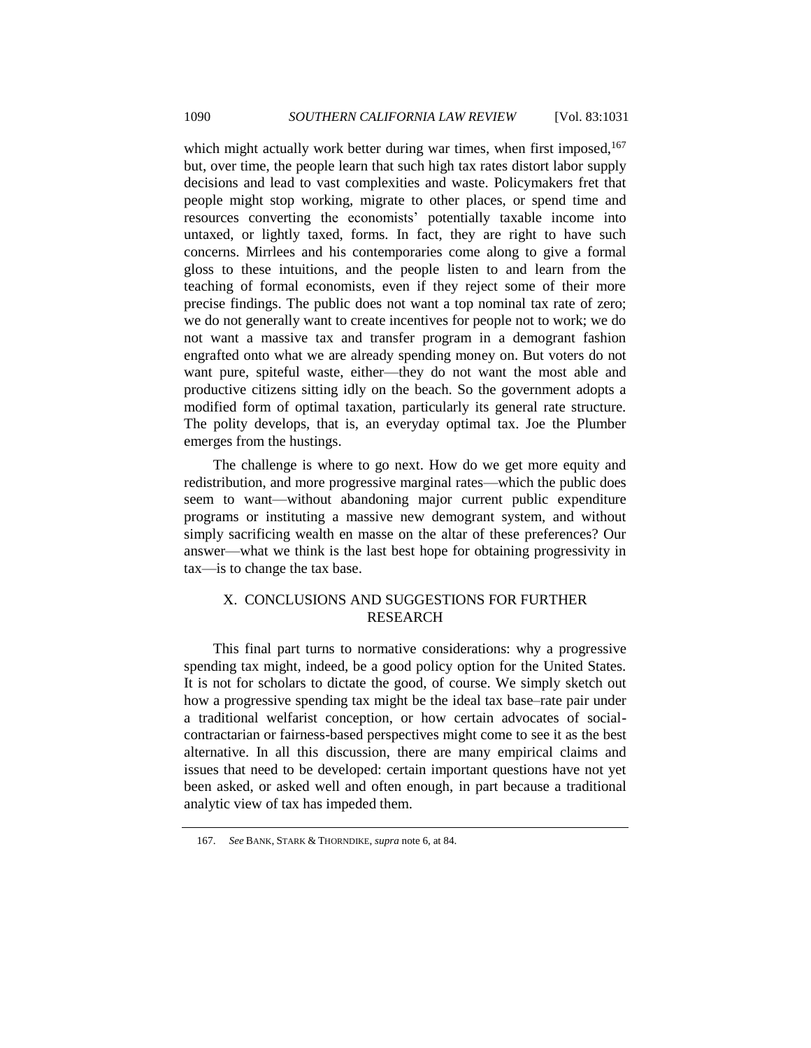which might actually work better during war times, when first imposed,[167] but, over time, the people learn that such high tax rates distort labor supply decisions and lead to vast complexities and waste. Policymakers fret that people might stop working, migrate to other places, or spend time and resources converting the economists' potentially taxable income into untaxed, or lightly taxed, forms. In fact, they are right to have such concerns. Mirrlees and his contemporaries come along to give a formal gloss to these intuitions, and the people listen to and learn from the teaching of formal economists, even if they reject some of their more precise findings. The public does not want a top nominal tax rate of zero; we do not generally want to create incentives for people not to work; we do not want a massive tax and transfer program in a demogrant fashion engrafted onto what we are already spending money on. But voters do not want pure, spiteful waste, either—they do not want the most able and productive citizens sitting idly on the beach. So the government adopts a modified form of optimal taxation, particularly its general rate structure. The polity develops, that is, an everyday optimal tax. Joe the Plumber emerges from the hustings.

The challenge is where to go next. How do we get more equity and redistribution, and more progressive marginal rates—which the public does seem to want—without abandoning major current public expenditure programs or instituting a massive new demogrant system, and without simply sacrificing wealth en masse on the altar of these preferences? Our answer—what we think is the last best hope for obtaining progressivity in tax—is to change the tax base.

## X. CONCLUSIONS AND SUGGESTIONS FOR FURTHER RESEARCH

This final part turns to normative considerations: why a progressive spending tax might, indeed, be a good policy option for the United States. It is not for scholars to dictate the good, of course. We simply sketch out how a progressive spending tax might be the ideal tax base–rate pair under a traditional welfarist conception, or how certain advocates of social-contractarian or fairness-based perspectives might come to see it as the best alternative. In all this discussion, there are many empirical claims and issues that need to be developed: certain important questions have not yet been asked, or asked well and often enough, in part because a traditional analytic view of tax has impeded them.

---

167. *See* BANK, STARK & THORNDIKE, *supra* note 6, at 84.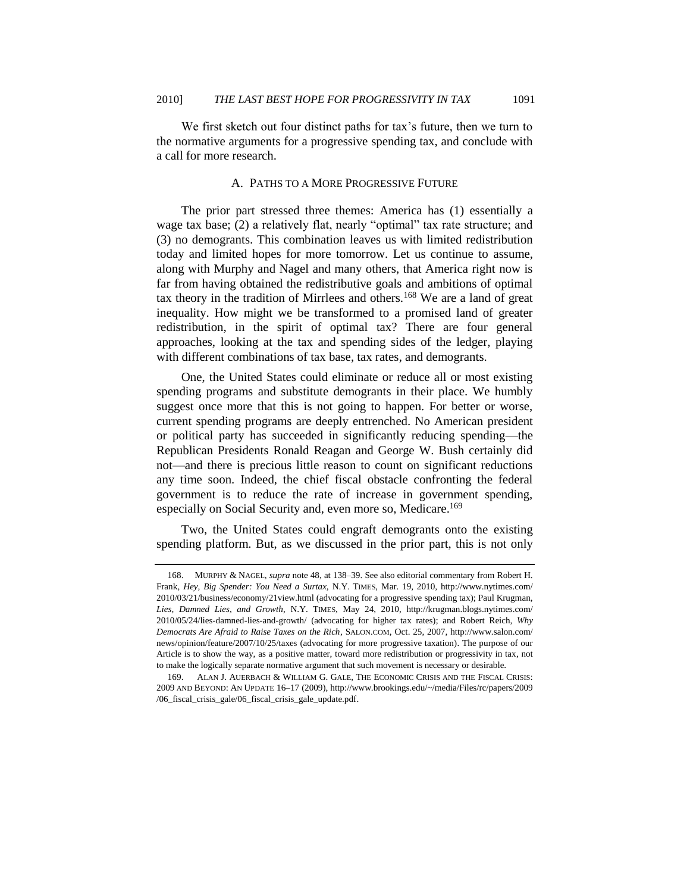We first sketch out four distinct paths for tax's future, then we turn to the normative arguments for a progressive spending tax, and conclude with a call for more research.

### A. PATHS TO A MORE PROGRESSIVE FUTURE

The prior part stressed three themes: America has (1) essentially a wage tax base; (2) a relatively flat, nearly "optimal" tax rate structure; and (3) no demogrants. This combination leaves us with limited redistribution today and limited hopes for more tomorrow. Let us continue to assume, along with Murphy and Nagel and many others, that America right now is far from having obtained the redistributive goals and ambitions of optimal tax theory in the tradition of Mirrlees and others.[168] We are a land of great inequality. How might we be transformed to a promised land of greater redistribution, in the spirit of optimal tax? There are four general approaches, looking at the tax and spending sides of the ledger, playing with different combinations of tax base, tax rates, and demogrants.

One, the United States could eliminate or reduce all or most existing spending programs and substitute demogrants in their place. We humbly suggest once more that this is not going to happen. For better or worse, current spending programs are deeply entrenched. No American president or political party has succeeded in significantly reducing spending—the Republican Presidents Ronald Reagan and George W. Bush certainly did not—and there is precious little reason to count on significant reductions any time soon. Indeed, the chief fiscal obstacle confronting the federal government is to reduce the rate of increase in government spending, especially on Social Security and, even more so, Medicare.[169]

Two, the United States could engraft demogrants onto the existing spending platform. But, as we discussed in the prior part, this is not only

---

168. MURPHY & NAGEL, *supra* note 48, at 138–39. See also editorial commentary from Robert H. Frank, *Hey, Big Spender: You Need a Surtax*, N.Y. TIMES, Mar. 19, 2010, http://www.nytimes.com/2010/03/21/business/economy/21view.html (advocating for a progressive spending tax); Paul Krugman, *Lies, Damned Lies, and Growth*, N.Y. TIMES, May 24, 2010, http://krugman.blogs.nytimes.com/2010/05/24/lies-damned-lies-and-growth/ (advocating for higher tax rates); and Robert Reich, *Why Democrats Are Afraid to Raise Taxes on the Rich*, SALON.COM, Oct. 25, 2007, http://www.salon.com/news/opinion/feature/2007/10/25/taxes (advocating for more progressive taxation). The purpose of our Article is to show the way, as a positive matter, toward more redistribution or progressivity in tax, not to make the logically separate normative argument that such movement is necessary or desirable.

169. ALAN J. AUERBACH & WILLIAM G. GALE, THE ECONOMIC CRISIS AND THE FISCAL CRISIS: 2009 AND BEYOND: AN UPDATE 16–17 (2009), http://www.brookings.edu/~/media/Files/rc/papers/2009/06_fiscal_crisis_gale/06_fiscal_crisis_gale_update.pdf.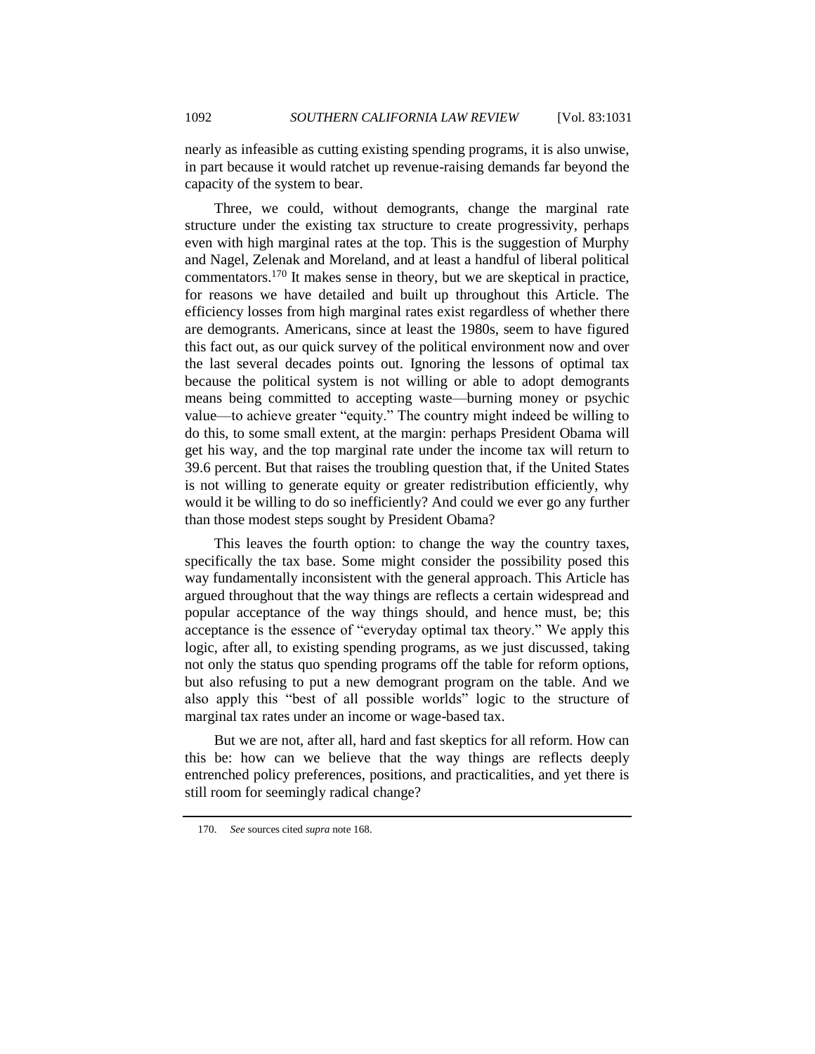nearly as infeasible as cutting existing spending programs, it is also unwise, in part because it would ratchet up revenue-raising demands far beyond the capacity of the system to bear.

Three, we could, without demogrants, change the marginal rate structure under the existing tax structure to create progressivity, perhaps even with high marginal rates at the top. This is the suggestion of Murphy and Nagel, Zelenak and Moreland, and at least a handful of liberal political commentators.[170] It makes sense in theory, but we are skeptical in practice, for reasons we have detailed and built up throughout this Article. The efficiency losses from high marginal rates exist regardless of whether there are demogrants. Americans, since at least the 1980s, seem to have figured this fact out, as our quick survey of the political environment now and over the last several decades points out. Ignoring the lessons of optimal tax because the political system is not willing or able to adopt demogrants means being committed to accepting waste—burning money or psychic value—to achieve greater "equity." The country might indeed be willing to do this, to some small extent, at the margin: perhaps President Obama will get his way, and the top marginal rate under the income tax will return to 39.6 percent. But that raises the troubling question that, if the United States is not willing to generate equity or greater redistribution efficiently, why would it be willing to do so inefficiently? And could we ever go any further than those modest steps sought by President Obama?

This leaves the fourth option: to change the way the country taxes, specifically the tax base. Some might consider the possibility posed this way fundamentally inconsistent with the general approach. This Article has argued throughout that the way things are reflects a certain widespread and popular acceptance of the way things should, and hence must, be; this acceptance is the essence of "everyday optimal tax theory." We apply this logic, after all, to existing spending programs, as we just discussed, taking not only the status quo spending programs off the table for reform options, but also refusing to put a new demogrant program on the table. And we also apply this "best of all possible worlds" logic to the structure of marginal tax rates under an income or wage-based tax.

But we are not, after all, hard and fast skeptics for all reform. How can this be: how can we believe that the way things are reflects deeply entrenched policy preferences, positions, and practicalities, and yet there is still room for seemingly radical change?

---

170. *See* sources cited *supra* note 168.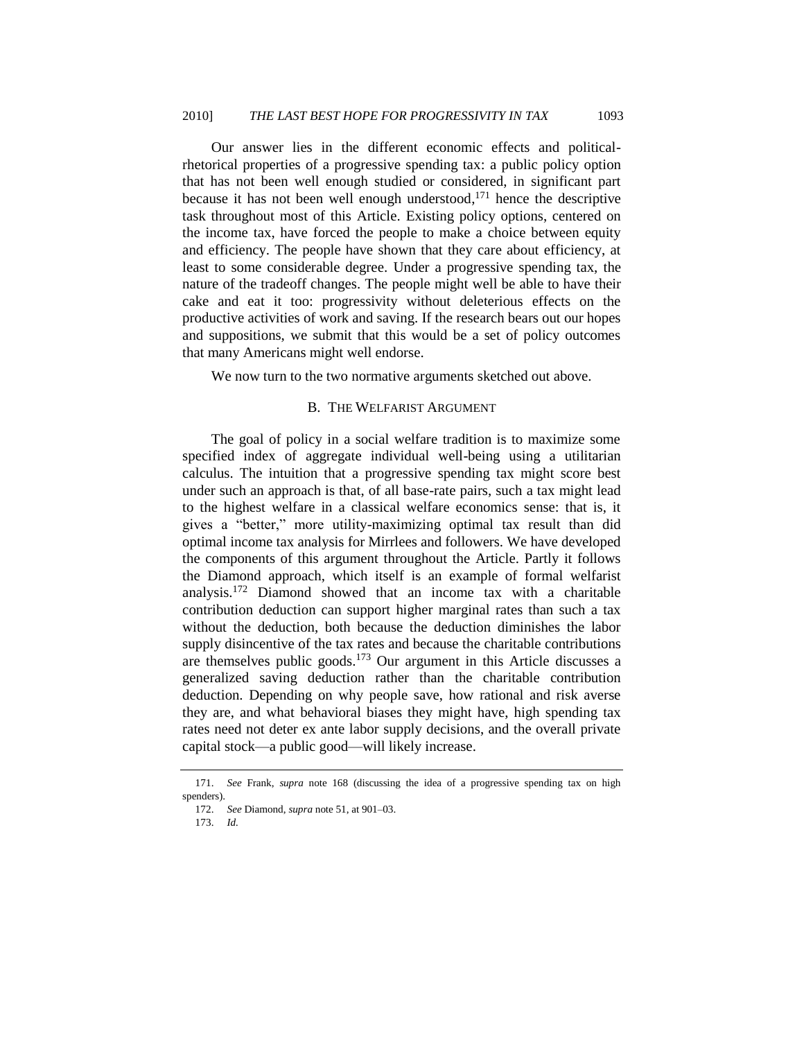Our answer lies in the different economic effects and political-rhetorical properties of a progressive spending tax: a public policy option that has not been well enough studied or considered, in significant part because it has not been well enough understood,[171] hence the descriptive task throughout most of this Article. Existing policy options, centered on the income tax, have forced the people to make a choice between equity and efficiency. The people have shown that they care about efficiency, at least to some considerable degree. Under a progressive spending tax, the nature of the tradeoff changes. The people might well be able to have their cake and eat it too: progressivity without deleterious effects on the productive activities of work and saving. If the research bears out our hopes and suppositions, we submit that this would be a set of policy outcomes that many Americans might well endorse.

We now turn to the two normative arguments sketched out above.

## B. The Welfarist Argument

The goal of policy in a social welfare tradition is to maximize some specified index of aggregate individual well-being using a utilitarian calculus. The intuition that a progressive spending tax might score best under such an approach is that, of all base-rate pairs, such a tax might lead to the highest welfare in a classical welfare economics sense: that is, it gives a "better," more utility-maximizing optimal tax result than did optimal income tax analysis for Mirrlees and followers. We have developed the components of this argument throughout the Article. Partly it follows the Diamond approach, which itself is an example of formal welfarist analysis.[172] Diamond showed that an income tax with a charitable contribution deduction can support higher marginal rates than such a tax without the deduction, both because the deduction diminishes the labor supply disincentive of the tax rates and because the charitable contributions are themselves public goods.[173] Our argument in this Article discusses a generalized saving deduction rather than the charitable contribution deduction. Depending on why people save, how rational and risk averse they are, and what behavioral biases they might have, high spending tax rates need not deter ex ante labor supply decisions, and the overall private capital stock—a public good—will likely increase.

---

171. *See* Frank, *supra* note 168 (discussing the idea of a progressive spending tax on high spenders).

172. *See* Diamond, *supra* note 51, at 901–03.

173. *Id.*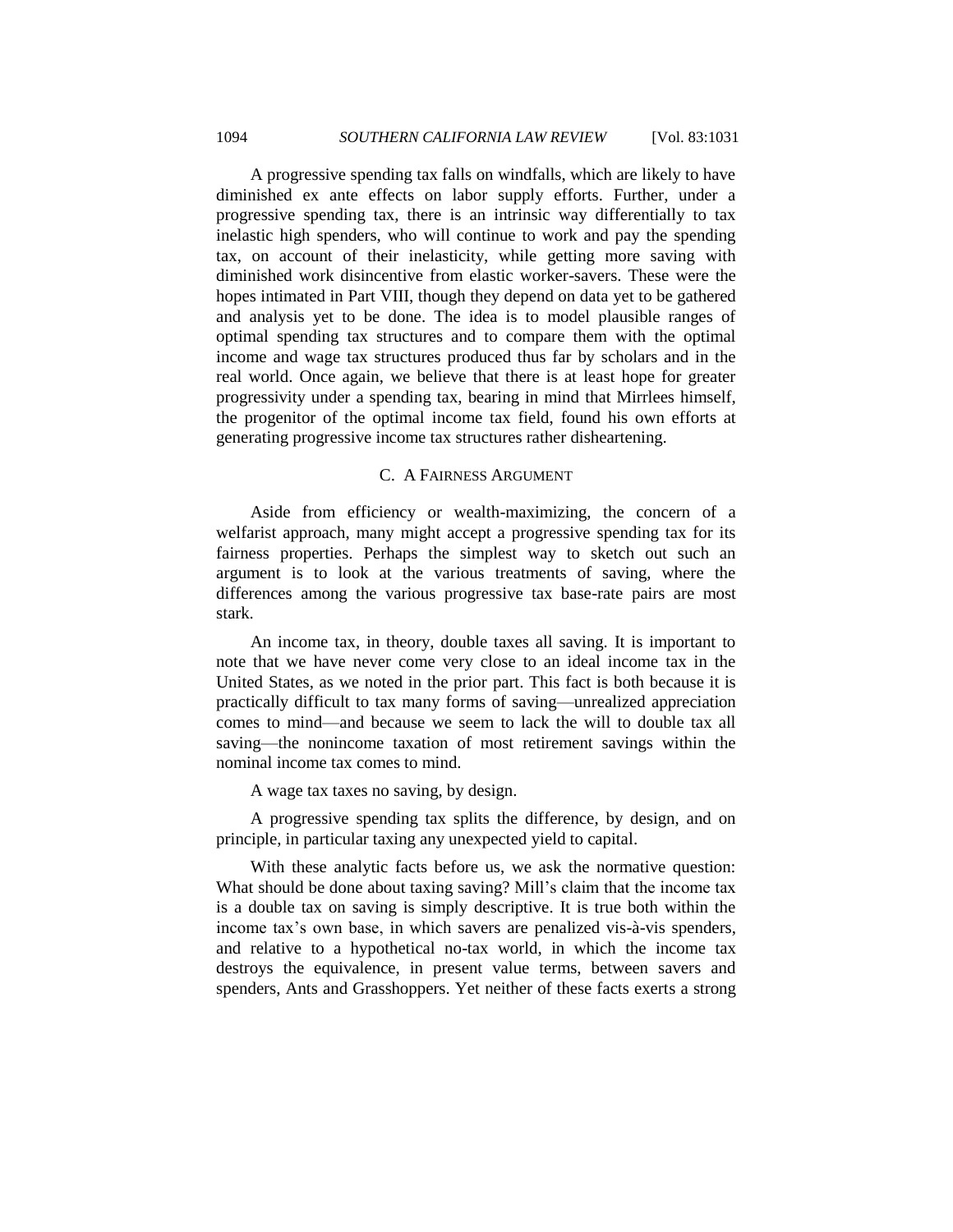A progressive spending tax falls on windfalls, which are likely to have diminished ex ante effects on labor supply efforts. Further, under a progressive spending tax, there is an intrinsic way differentially to tax inelastic high spenders, who will continue to work and pay the spending tax, on account of their inelasticity, while getting more saving with diminished work disincentive from elastic worker-savers. These were the hopes intimated in Part VIII, though they depend on data yet to be gathered and analysis yet to be done. The idea is to model plausible ranges of optimal spending tax structures and to compare them with the optimal income and wage tax structures produced thus far by scholars and in the real world. Once again, we believe that there is at least hope for greater progressivity under a spending tax, bearing in mind that Mirrlees himself, the progenitor of the optimal income tax field, found his own efforts at generating progressive income tax structures rather disheartening.

### C. A Fairness Argument

Aside from efficiency or wealth-maximizing, the concern of a welfarist approach, many might accept a progressive spending tax for its fairness properties. Perhaps the simplest way to sketch out such an argument is to look at the various treatments of saving, where the differences among the various progressive tax base-rate pairs are most stark.

An income tax, in theory, double taxes all saving. It is important to note that we have never come very close to an ideal income tax in the United States, as we noted in the prior part. This fact is both because it is practically difficult to tax many forms of saving—unrealized appreciation comes to mind—and because we seem to lack the will to double tax all saving—the nonincome taxation of most retirement savings within the nominal income tax comes to mind.

A wage tax taxes no saving, by design.

A progressive spending tax splits the difference, by design, and on principle, in particular taxing any unexpected yield to capital.

With these analytic facts before us, we ask the normative question: What should be done about taxing saving? Mill's claim that the income tax is a double tax on saving is simply descriptive. It is true both within the income tax's own base, in which savers are penalized vis-à-vis spenders, and relative to a hypothetical no-tax world, in which the income tax destroys the equivalence, in present value terms, between savers and spenders, Ants and Grasshoppers. Yet neither of these facts exerts a strong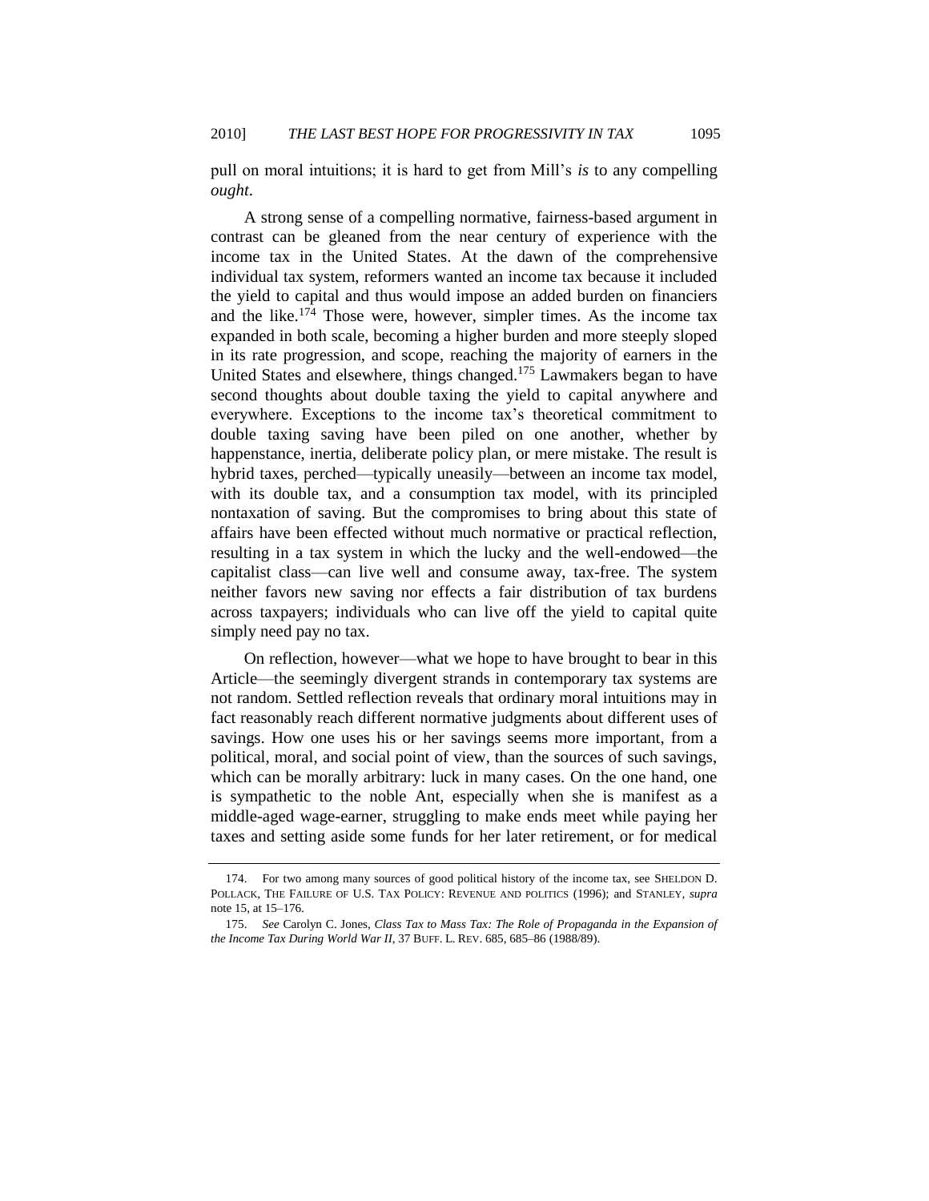pull on moral intuitions; it is hard to get from Mill's *is* to any compelling *ought*.

A strong sense of a compelling normative, fairness-based argument in contrast can be gleaned from the near century of experience with the income tax in the United States. At the dawn of the comprehensive individual tax system, reformers wanted an income tax because it included the yield to capital and thus would impose an added burden on financiers and the like.[174] Those were, however, simpler times. As the income tax expanded in both scale, becoming a higher burden and more steeply sloped in its rate progression, and scope, reaching the majority of earners in the United States and elsewhere, things changed.[175] Lawmakers began to have second thoughts about double taxing the yield to capital anywhere and everywhere. Exceptions to the income tax's theoretical commitment to double taxing saving have been piled on one another, whether by happenstance, inertia, deliberate policy plan, or mere mistake. The result is hybrid taxes, perched—typically uneasily—between an income tax model, with its double tax, and a consumption tax model, with its principled nontaxation of saving. But the compromises to bring about this state of affairs have been effected without much normative or practical reflection, resulting in a tax system in which the lucky and the well-endowed—the capitalist class—can live well and consume away, tax-free. The system neither favors new saving nor effects a fair distribution of tax burdens across taxpayers; individuals who can live off the yield to capital quite simply need pay no tax.

On reflection, however—what we hope to have brought to bear in this Article—the seemingly divergent strands in contemporary tax systems are not random. Settled reflection reveals that ordinary moral intuitions may in fact reasonably reach different normative judgments about different uses of savings. How one uses his or her savings seems more important, from a political, moral, and social point of view, than the sources of such savings, which can be morally arbitrary: luck in many cases. On the one hand, one is sympathetic to the noble Ant, especially when she is manifest as a middle-aged wage-earner, struggling to make ends meet while paying her taxes and setting aside some funds for her later retirement, or for medical

---

174. For two among many sources of good political history of the income tax, see SHELDON D. POLLACK, THE FAILURE OF U.S. TAX POLICY: REVENUE AND POLITICS (1996); and STANLEY, *supra* note 15, at 15–176.

175. *See* Carolyn C. Jones, *Class Tax to Mass Tax: The Role of Propaganda in the Expansion of the Income Tax During World War II*, 37 BUFF. L. REV. 685, 685–86 (1988/89).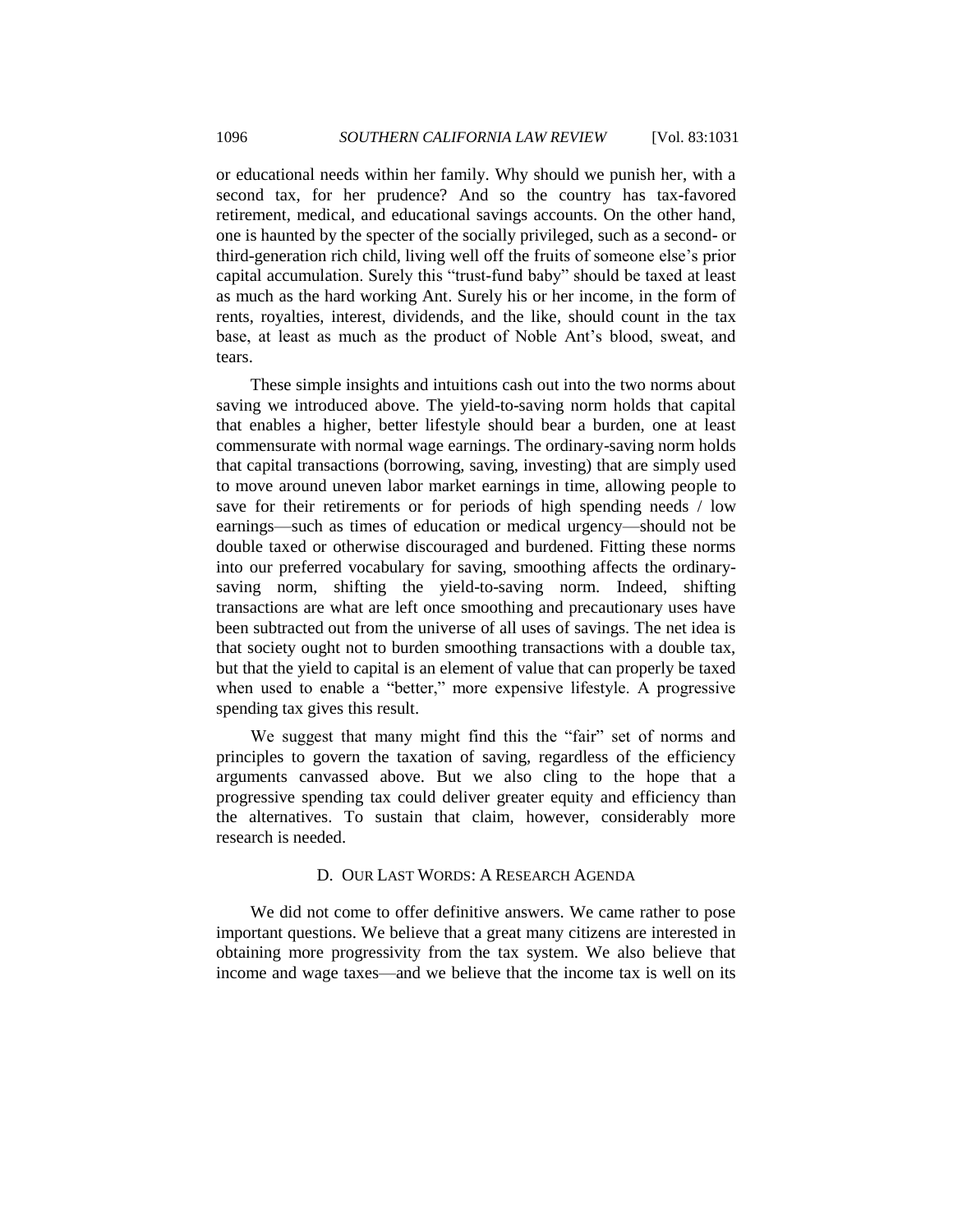or educational needs within her family. Why should we punish her, with a second tax, for her prudence? And so the country has tax-favored retirement, medical, and educational savings accounts. On the other hand, one is haunted by the specter of the socially privileged, such as a second- or third-generation rich child, living well off the fruits of someone else's prior capital accumulation. Surely this "trust-fund baby" should be taxed at least as much as the hard working Ant. Surely his or her income, in the form of rents, royalties, interest, dividends, and the like, should count in the tax base, at least as much as the product of Noble Ant's blood, sweat, and tears.

These simple insights and intuitions cash out into the two norms about saving we introduced above. The yield-to-saving norm holds that capital that enables a higher, better lifestyle should bear a burden, one at least commensurate with normal wage earnings. The ordinary-saving norm holds that capital transactions (borrowing, saving, investing) that are simply used to move around uneven labor market earnings in time, allowing people to save for their retirements or for periods of high spending needs / low earnings—such as times of education or medical urgency—should not be double taxed or otherwise discouraged and burdened. Fitting these norms into our preferred vocabulary for saving, smoothing affects the ordinary-saving norm, shifting the yield-to-saving norm. Indeed, shifting transactions are what are left once smoothing and precautionary uses have been subtracted out from the universe of all uses of savings. The net idea is that society ought not to burden smoothing transactions with a double tax, but that the yield to capital is an element of value that can properly be taxed when used to enable a "better," more expensive lifestyle. A progressive spending tax gives this result.

We suggest that many might find this the "fair" set of norms and principles to govern the taxation of saving, regardless of the efficiency arguments canvassed above. But we also cling to the hope that a progressive spending tax could deliver greater equity and efficiency than the alternatives. To sustain that claim, however, considerably more research is needed.

### D. Our Last Words: A Research Agenda

We did not come to offer definitive answers. We came rather to pose important questions. We believe that a great many citizens are interested in obtaining more progressivity from the tax system. We also believe that income and wage taxes—and we believe that the income tax is well on its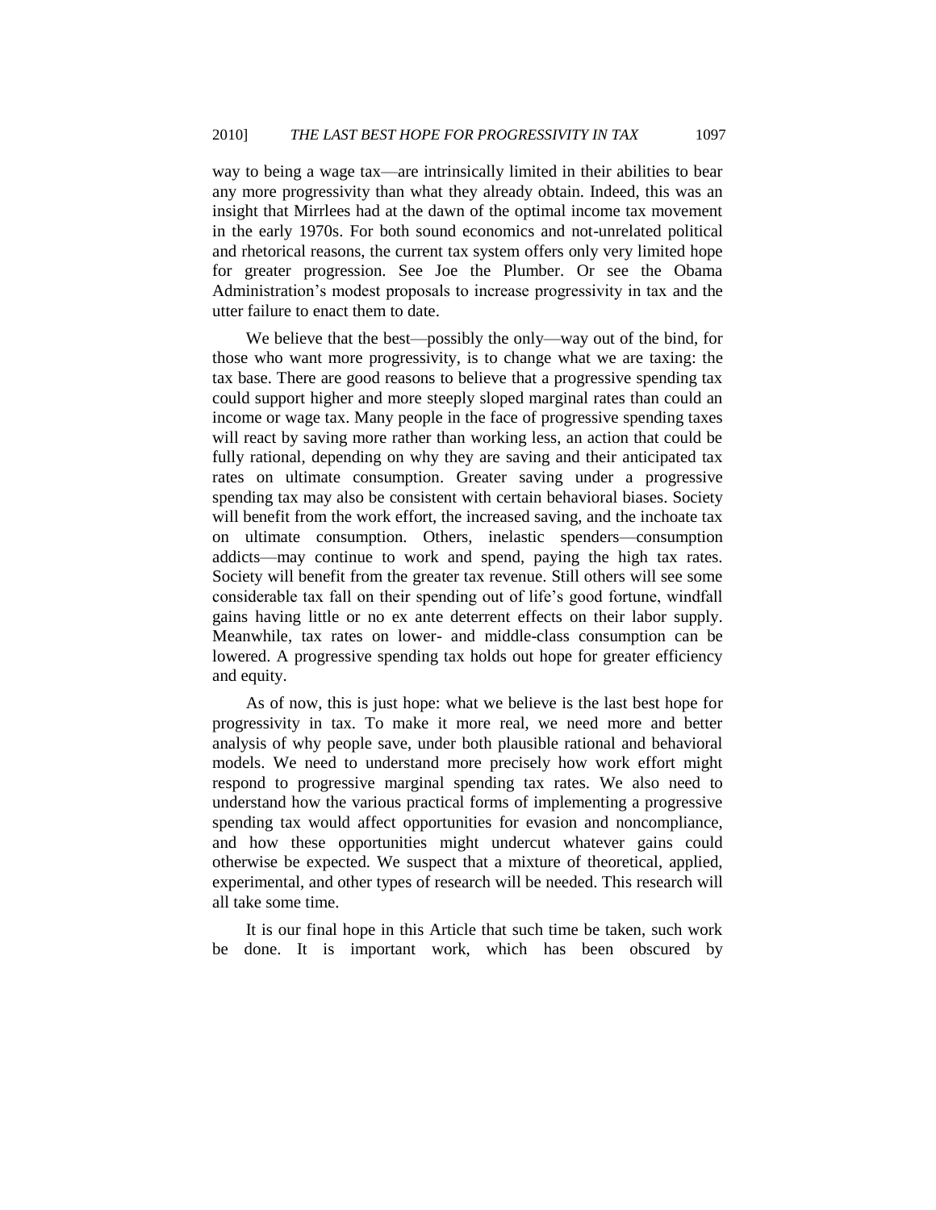way to being a wage tax—are intrinsically limited in their abilities to bear any more progressivity than what they already obtain. Indeed, this was an insight that Mirrlees had at the dawn of the optimal income tax movement in the early 1970s. For both sound economics and not-unrelated political and rhetorical reasons, the current tax system offers only very limited hope for greater progression. See Joe the Plumber. Or see the Obama Administration's modest proposals to increase progressivity in tax and the utter failure to enact them to date.

We believe that the best—possibly the only—way out of the bind, for those who want more progressivity, is to change what we are taxing: the tax base. There are good reasons to believe that a progressive spending tax could support higher and more steeply sloped marginal rates than could an income or wage tax. Many people in the face of progressive spending taxes will react by saving more rather than working less, an action that could be fully rational, depending on why they are saving and their anticipated tax rates on ultimate consumption. Greater saving under a progressive spending tax may also be consistent with certain behavioral biases. Society will benefit from the work effort, the increased saving, and the inchoate tax on ultimate consumption. Others, inelastic spenders—consumption addicts—may continue to work and spend, paying the high tax rates. Society will benefit from the greater tax revenue. Still others will see some considerable tax fall on their spending out of life's good fortune, windfall gains having little or no ex ante deterrent effects on their labor supply. Meanwhile, tax rates on lower- and middle-class consumption can be lowered. A progressive spending tax holds out hope for greater efficiency and equity.

As of now, this is just hope: what we believe is the last best hope for progressivity in tax. To make it more real, we need more and better analysis of why people save, under both plausible rational and behavioral models. We need to understand more precisely how work effort might respond to progressive marginal spending tax rates. We also need to understand how the various practical forms of implementing a progressive spending tax would affect opportunities for evasion and noncompliance, and how these opportunities might undercut whatever gains could otherwise be expected. We suspect that a mixture of theoretical, applied, experimental, and other types of research will be needed. This research will all take some time.

It is our final hope in this Article that such time be taken, such work be done. It is important work, which has been obscured by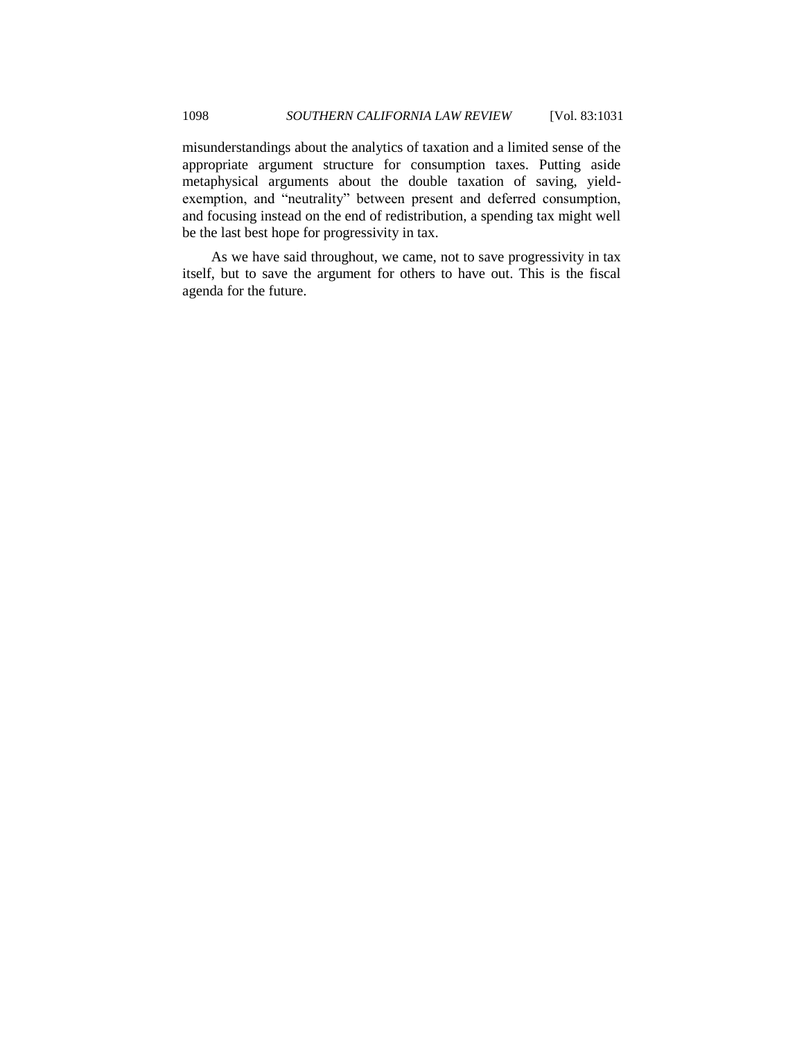misunderstandings about the analytics of taxation and a limited sense of the appropriate argument structure for consumption taxes. Putting aside metaphysical arguments about the double taxation of saving, yield-exemption, and "neutrality" between present and deferred consumption, and focusing instead on the end of redistribution, a spending tax might well be the last best hope for progressivity in tax.

As we have said throughout, we came, not to save progressivity in tax itself, but to save the argument for others to have out. This is the fiscal agenda for the future.